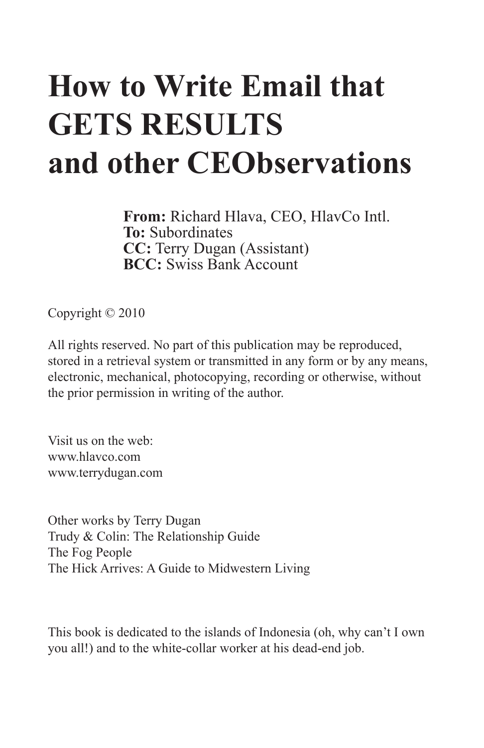# How to Write Email that GETS RESULTS and other CEObservations

**From:** Richard Hlava, CEO, HlavCo Intl.
**To:** Subordinates
**CC:** Terry Dugan (Assistant)
**BCC:** Swiss Bank Account

Copyright © 2010

All rights reserved. No part of this publication may be reproduced, stored in a retrieval system or transmitted in any form or by any means, electronic, mechanical, photocopying, recording or otherwise, without the prior permission in writing of the author.

Visit us on the web:
www.hlavco.com
www.terrydugan.com

Other works by Terry Dugan
Trudy & Colin: The Relationship Guide
The Fog People
The Hick Arrives: A Guide to Midwestern Living

This book is dedicated to the islands of Indonesia (oh, why can't I own you all!) and to the white-collar worker at his dead-end job.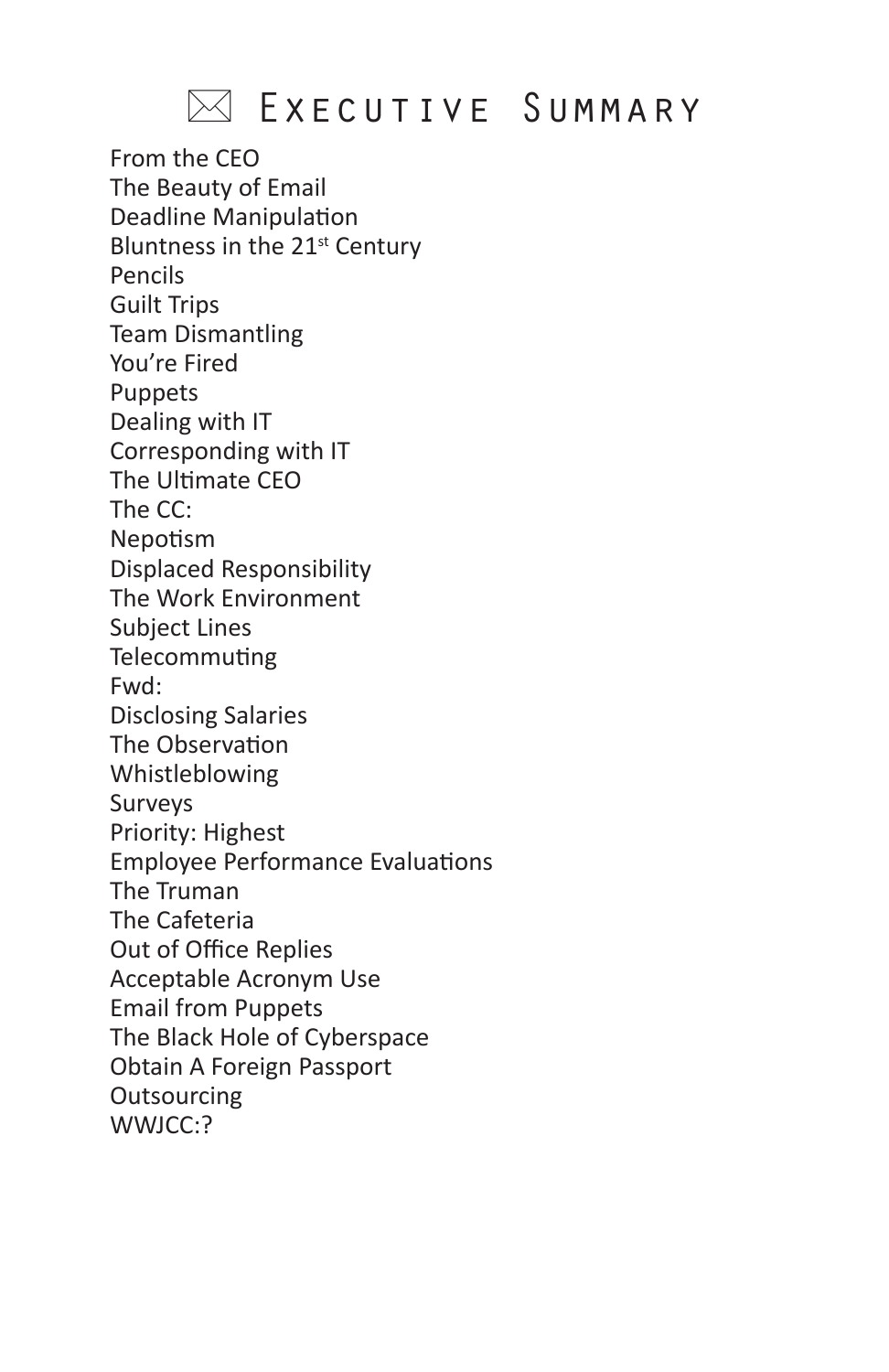# ✉ Executive Summary

From the CEO
The Beauty of Email
Deadline Manipulation
Bluntness in the 21st Century
Pencils
Guilt Trips
Team Dismantling
You're Fired
Puppets
Dealing with IT
Corresponding with IT
The Ultimate CEO
The CC:
Nepotism
Displaced Responsibility
The Work Environment
Subject Lines
Telecommuting
Fwd:
Disclosing Salaries
The Observation
Whistleblowing
Surveys
Priority: Highest
Employee Performance Evaluations
The Truman
The Cafeteria
Out of Office Replies
Acceptable Acronym Use
Email from Puppets
The Black Hole of Cyberspace
Obtain A Foreign Passport
Outsourcing
WWJCC:?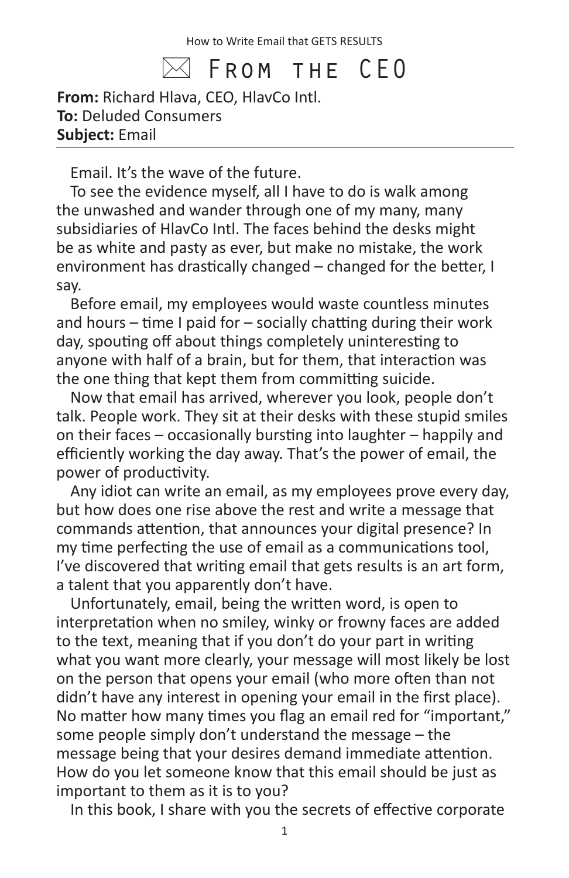# ✉ From the CEO

**From:** Richard Hlava, CEO, HlavCo Intl.
**To:** Deluded Consumers
**Subject:** Email

Email. It's the wave of the future.

To see the evidence myself, all I have to do is walk among the unwashed and wander through one of my many, many subsidiaries of HlavCo Intl. The faces behind the desks might be as white and pasty as ever, but make no mistake, the work environment has drastically changed – changed for the better, I say.

Before email, my employees would waste countless minutes and hours – time I paid for – socially chatting during their work day, spouting off about things completely uninteresting to anyone with half of a brain, but for them, that interaction was the one thing that kept them from committing suicide.

Now that email has arrived, wherever you look, people don't talk. People work. They sit at their desks with these stupid smiles on their faces – occasionally bursting into laughter – happily and efficiently working the day away. That's the power of email, the power of productivity.

Any idiot can write an email, as my employees prove every day, but how does one rise above the rest and write a message that commands attention, that announces your digital presence? In my time perfecting the use of email as a communications tool, I've discovered that writing email that gets results is an art form, a talent that you apparently don't have.

Unfortunately, email, being the written word, is open to interpretation when no smiley, winky or frowny faces are added to the text, meaning that if you don't do your part in writing what you want more clearly, your message will most likely be lost on the person that opens your email (who more often than not didn't have any interest in opening your email in the first place). No matter how many times you flag an email red for "important," some people simply don't understand the message – the message being that your desires demand immediate attention. How do you let someone know that this email should be just as important to them as it is to you?

In this book, I share with you the secrets of effective corporate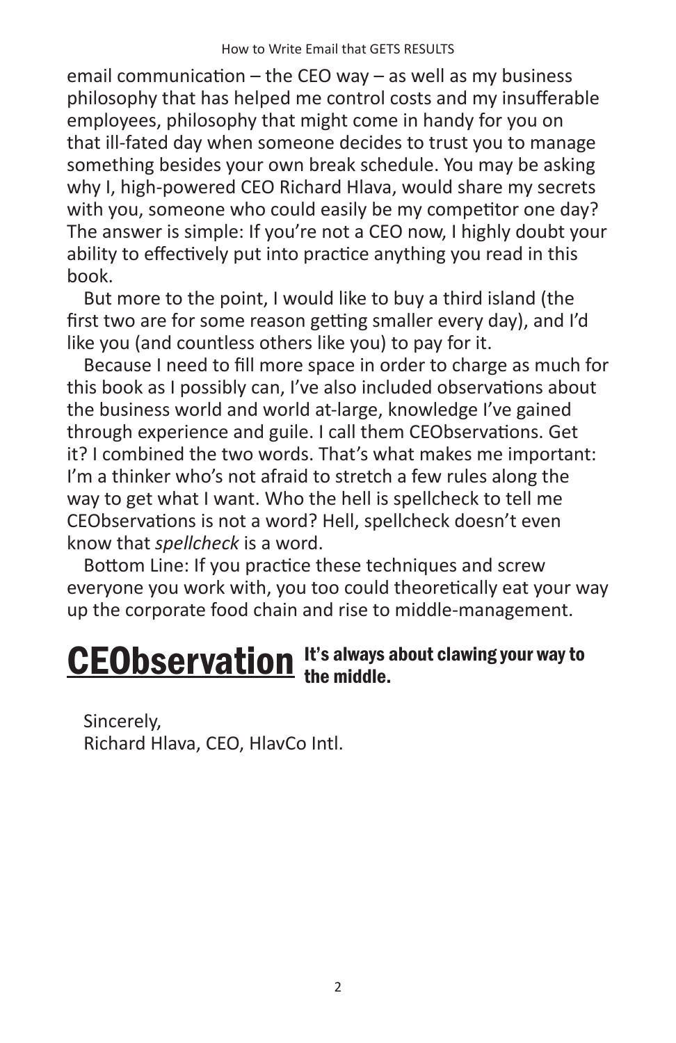email communication – the CEO way – as well as my business philosophy that has helped me control costs and my insufferable employees, philosophy that might come in handy for you on that ill-fated day when someone decides to trust you to manage something besides your own break schedule. You may be asking why I, high-powered CEO Richard Hlava, would share my secrets with you, someone who could easily be my competitor one day? The answer is simple: If you're not a CEO now, I highly doubt your ability to effectively put into practice anything you read in this book.

But more to the point, I would like to buy a third island (the first two are for some reason getting smaller every day), and I'd like you (and countless others like you) to pay for it.

Because I need to fill more space in order to charge as much for this book as I possibly can, I've also included observations about the business world and world at-large, knowledge I've gained through experience and guile. I call them CEObservations. Get it? I combined the two words. That's what makes me important: I'm a thinker who's not afraid to stretch a few rules along the way to get what I want. Who the hell is spellcheck to tell me CEObservations is not a word? Hell, spellcheck doesn't even know that *spellcheck* is a word.

Bottom Line: If you practice these techniques and screw everyone you work with, you too could theoretically eat your way up the corporate food chain and rise to middle-management.

**CEObservation** **It's always about clawing your way to the middle.**

Sincerely,
Richard Hlava, CEO, HlavCo Intl.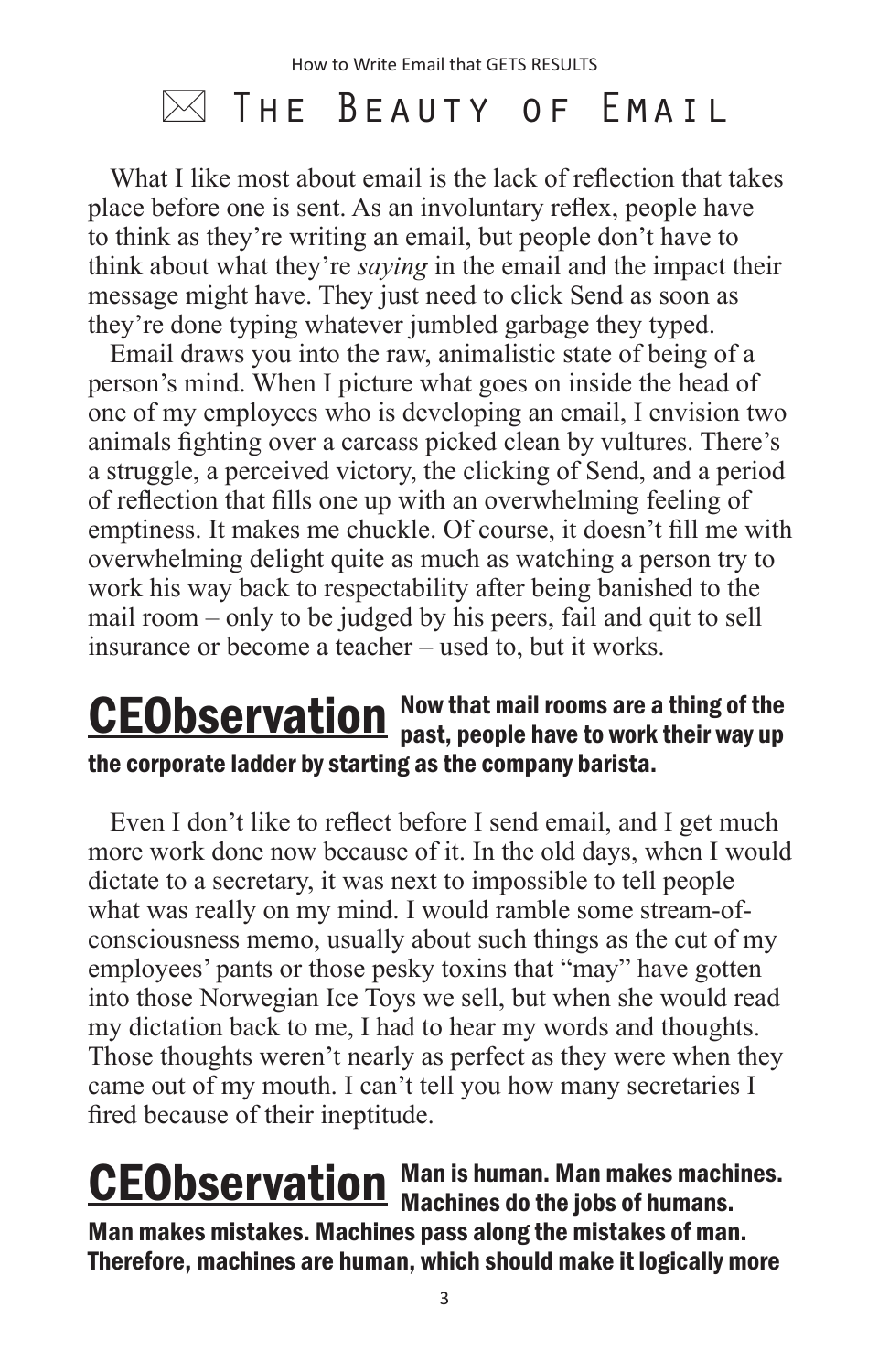## ✉ The Beauty of Email

What I like most about email is the lack of reflection that takes place before one is sent. As an involuntary reflex, people have to think as they're writing an email, but people don't have to think about what they're *saying* in the email and the impact their message might have. They just need to click Send as soon as they're done typing whatever jumbled garbage they typed.

Email draws you into the raw, animalistic state of being of a person's mind. When I picture what goes on inside the head of one of my employees who is developing an email, I envision two animals fighting over a carcass picked clean by vultures. There's a struggle, a perceived victory, the clicking of Send, and a period of reflection that fills one up with an overwhelming feeling of emptiness. It makes me chuckle. Of course, it doesn't fill me with overwhelming delight quite as much as watching a person try to work his way back to respectability after being banished to the mail room – only to be judged by his peers, fail and quit to sell insurance or become a teacher – used to, but it works.

**CEObservation** **Now that mail rooms are a thing of the past, people have to work their way up the corporate ladder by starting as the company barista.**

Even I don't like to reflect before I send email, and I get much more work done now because of it. In the old days, when I would dictate to a secretary, it was next to impossible to tell people what was really on my mind. I would ramble some stream-of-consciousness memo, usually about such things as the cut of my employees' pants or those pesky toxins that "may" have gotten into those Norwegian Ice Toys we sell, but when she would read my dictation back to me, I had to hear my words and thoughts. Those thoughts weren't nearly as perfect as they were when they came out of my mouth. I can't tell you how many secretaries I fired because of their ineptitude.

**CEObservation** **Man is human. Man makes machines. Machines do the jobs of humans. Man makes mistakes. Machines pass along the mistakes of man. Therefore, machines are human, which should make it logically more**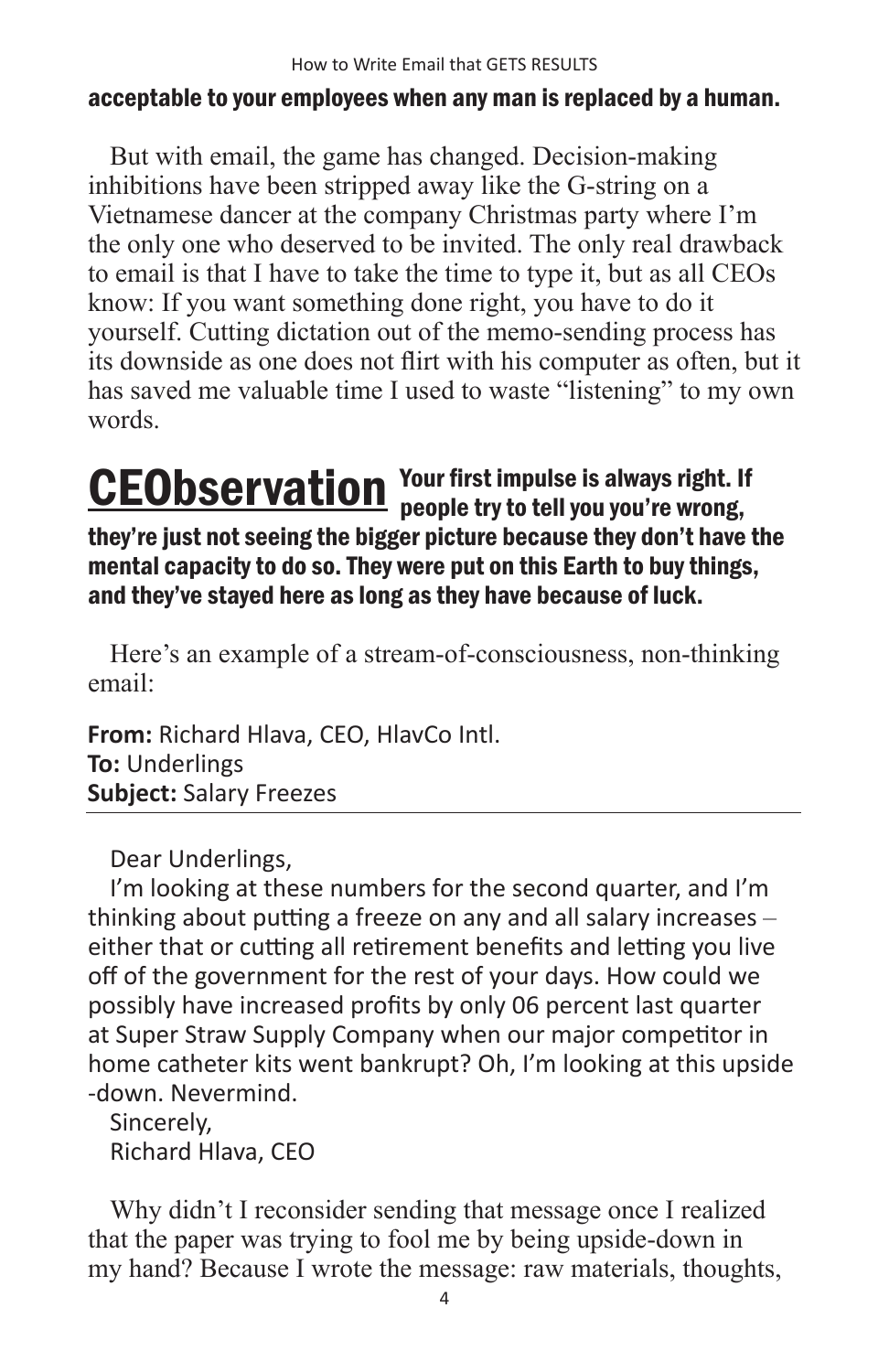**acceptable to your employees when any man is replaced by a human.**

But with email, the game has changed. Decision-making inhibitions have been stripped away like the G-string on a Vietnamese dancer at the company Christmas party where I'm the only one who deserved to be invited. The only real drawback to email is that I have to take the time to type it, but as all CEOs know: If you want something done right, you have to do it yourself. Cutting dictation out of the memo-sending process has its downside as one does not flirt with his computer as often, but it has saved me valuable time I used to waste "listening" to my own words.

**CEObservation** **Your first impulse is always right. If people try to tell you you're wrong, they're just not seeing the bigger picture because they don't have the mental capacity to do so. They were put on this Earth to buy things, and they've stayed here as long as they have because of luck.**

Here's an example of a stream-of-consciousness, non-thinking email:

**From:** Richard Hlava, CEO, HlavCo Intl.
**To:** Underlings
**Subject:** Salary Freezes

---

Dear Underlings,

I'm looking at these numbers for the second quarter, and I'm thinking about putting a freeze on any and all salary increases – either that or cutting all retirement benefits and letting you live off of the government for the rest of your days. How could we possibly have increased profits by only 06 percent last quarter at Super Straw Supply Company when our major competitor in home catheter kits went bankrupt? Oh, I'm looking at this upside -down. Nevermind.

Sincerely,
Richard Hlava, CEO

Why didn't I reconsider sending that message once I realized that the paper was trying to fool me by being upside-down in my hand? Because I wrote the message: raw materials, thoughts,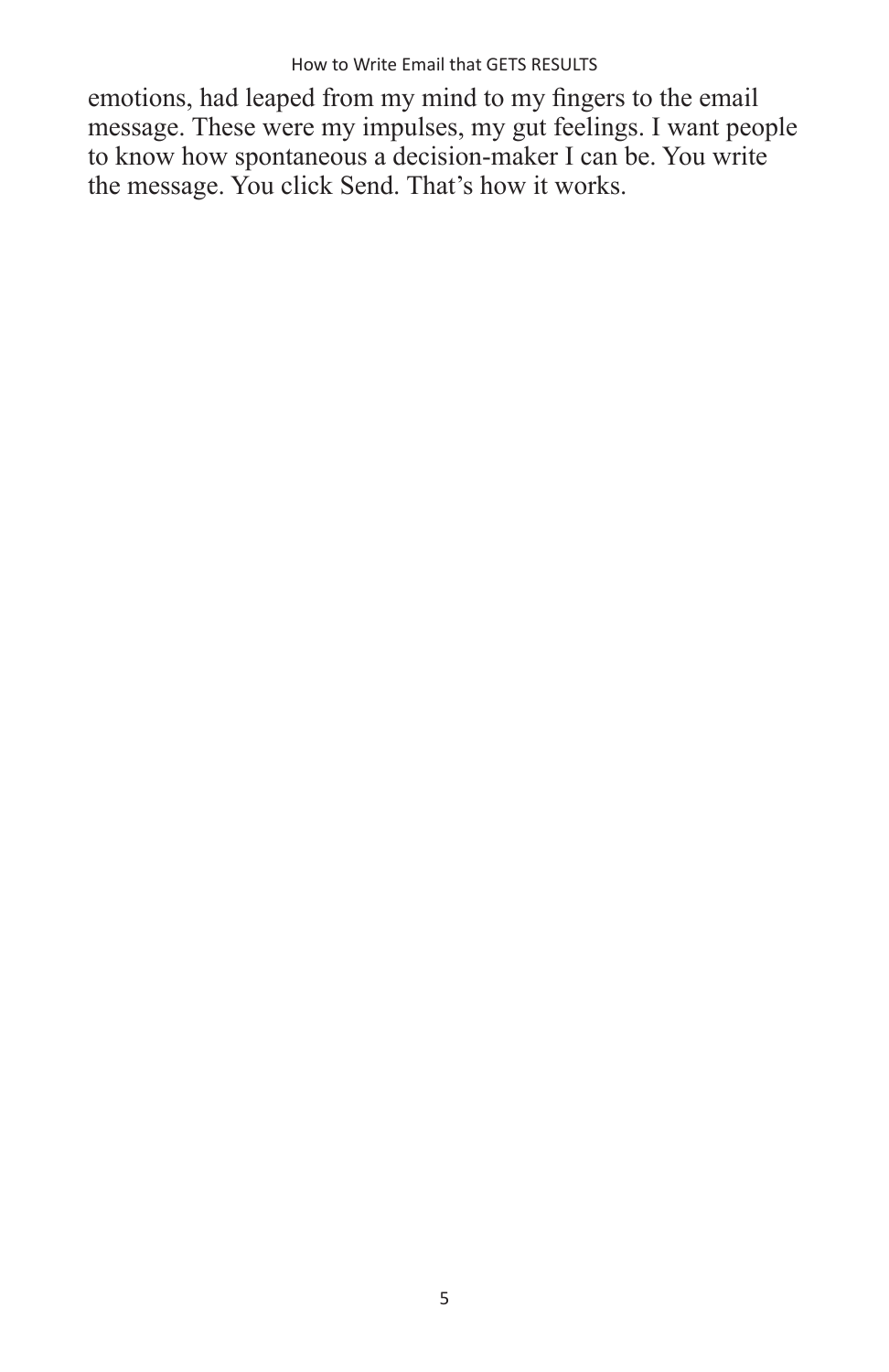emotions, had leaped from my mind to my fingers to the email message. These were my impulses, my gut feelings. I want people to know how spontaneous a decision-maker I can be. You write the message. You click Send. That's how it works.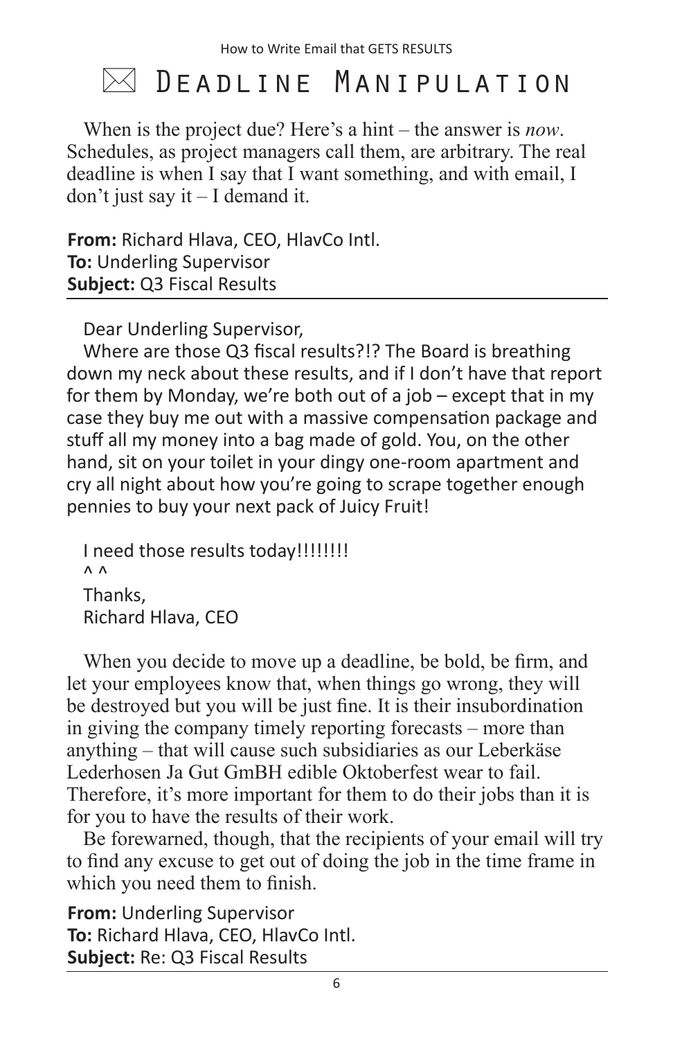# ✉ Deadline Manipulation

When is the project due? Here's a hint – the answer is *now*. Schedules, as project managers call them, are arbitrary. The real deadline is when I say that I want something, and with email, I don't just say it – I demand it.

**From:** Richard Hlava, CEO, HlavCo Intl.
**To:** Underling Supervisor
**Subject:** Q3 Fiscal Results

---

Dear Underling Supervisor,

Where are those Q3 fiscal results?!? The Board is breathing down my neck about these results, and if I don't have that report for them by Monday, we're both out of a job – except that in my case they buy me out with a massive compensation package and stuff all my money into a bag made of gold. You, on the other hand, sit on your toilet in your dingy one-room apartment and cry all night about how you're going to scrape together enough pennies to buy your next pack of Juicy Fruit!

I need those results today!!!!!!!!
^ ^
Thanks,
Richard Hlava, CEO

When you decide to move up a deadline, be bold, be firm, and let your employees know that, when things go wrong, they will be destroyed but you will be just fine. It is their insubordination in giving the company timely reporting forecasts – more than anything – that will cause such subsidiaries as our Leberkäse Lederhosen Ja Gut GmBH edible Oktoberfest wear to fail. Therefore, it's more important for them to do their jobs than it is for you to have the results of their work.

Be forewarned, though, that the recipients of your email will try to find any excuse to get out of doing the job in the time frame in which you need them to finish.

**From:** Underling Supervisor
**To:** Richard Hlava, CEO, HlavCo Intl.
**Subject:** Re: Q3 Fiscal Results

---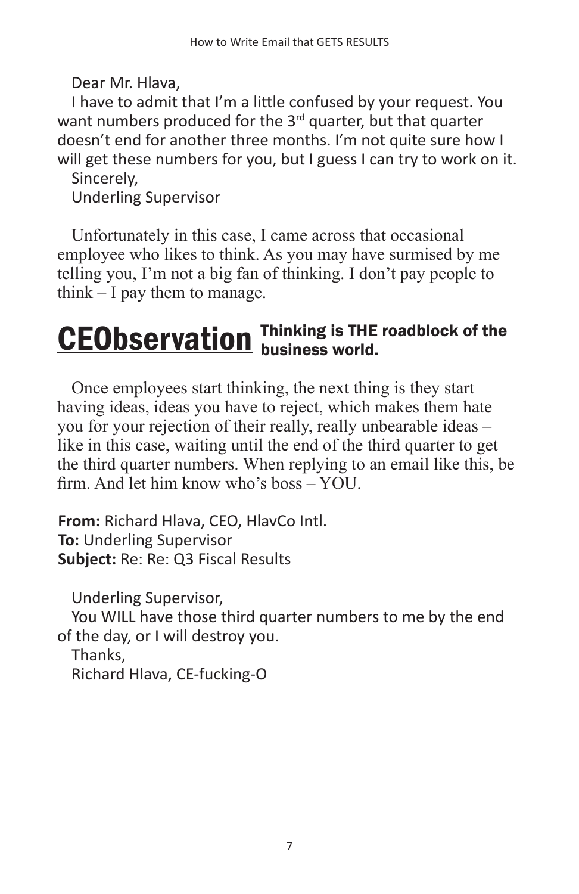Dear Mr. Hlava,

I have to admit that I'm a little confused by your request. You want numbers produced for the 3rd quarter, but that quarter doesn't end for another three months. I'm not quite sure how I will get these numbers for you, but I guess I can try to work on it.

Sincerely,

Underling Supervisor

Unfortunately in this case, I came across that occasional employee who likes to think. As you may have surmised by me telling you, I'm not a big fan of thinking. I don't pay people to think – I pay them to manage.

## CEObservation **Thinking is THE roadblock of the business world.**

Once employees start thinking, the next thing is they start having ideas, ideas you have to reject, which makes them hate you for your rejection of their really, really unbearable ideas – like in this case, waiting until the end of the third quarter to get the third quarter numbers. When replying to an email like this, be firm. And let him know who's boss – YOU.

**From:** Richard Hlava, CEO, HlavCo Intl.
**To:** Underling Supervisor
**Subject:** Re: Re: Q3 Fiscal Results

---

Underling Supervisor,

You WILL have those third quarter numbers to me by the end of the day, or I will destroy you.

Thanks,

Richard Hlava, CE-fucking-O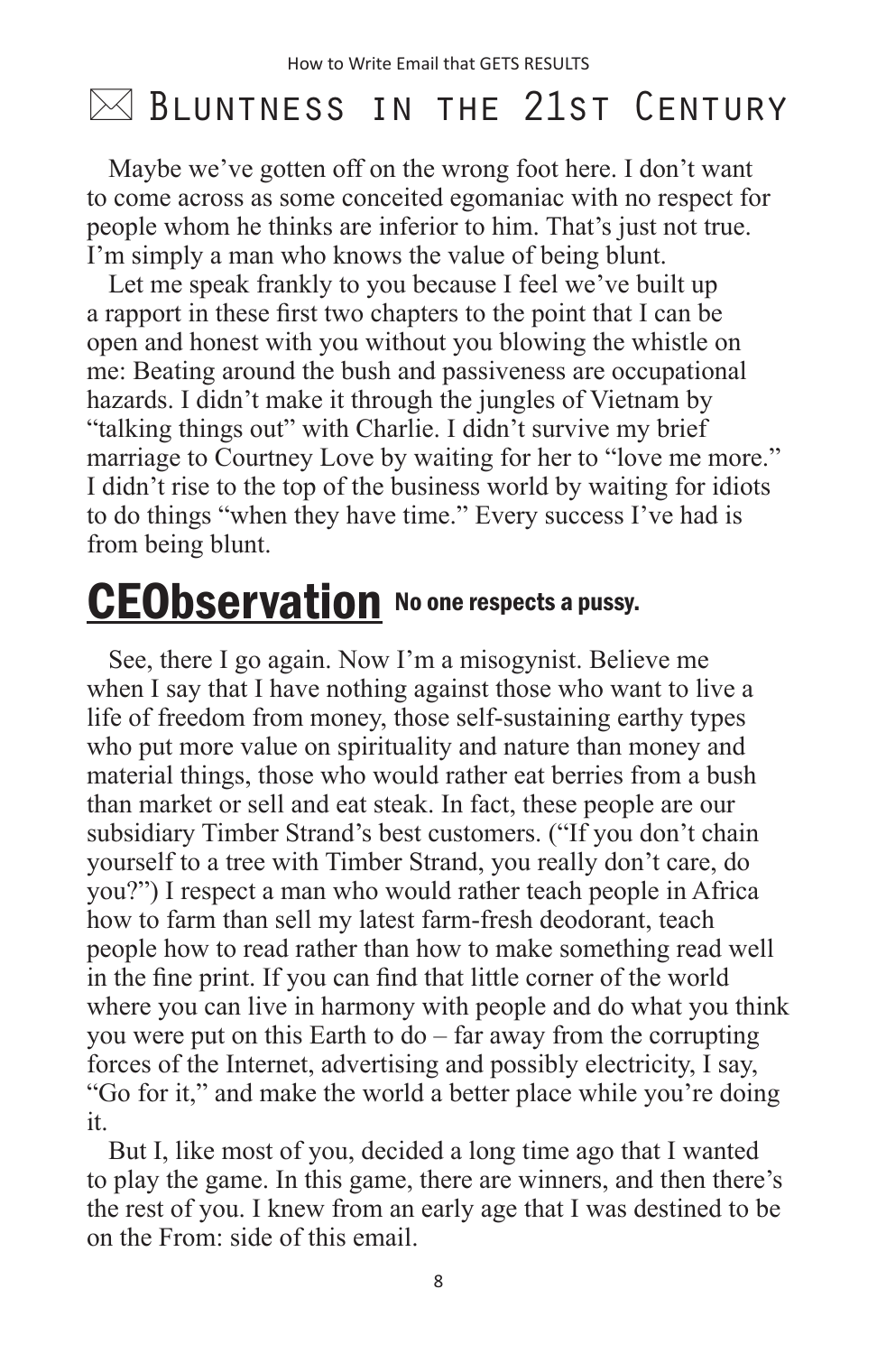# ✉ Bluntness in the 21st Century

Maybe we've gotten off on the wrong foot here. I don't want to come across as some conceited egomaniac with no respect for people whom he thinks are inferior to him. That's just not true. I'm simply a man who knows the value of being blunt.

Let me speak frankly to you because I feel we've built up a rapport in these first two chapters to the point that I can be open and honest with you without you blowing the whistle on me: Beating around the bush and passiveness are occupational hazards. I didn't make it through the jungles of Vietnam by "talking things out" with Charlie. I didn't survive my brief marriage to Courtney Love by waiting for her to "love me more." I didn't rise to the top of the business world by waiting for idiots to do things "when they have time." Every success I've had is from being blunt.

**CEObservation** **No one respects a pussy.**

See, there I go again. Now I'm a misogynist. Believe me when I say that I have nothing against those who want to live a life of freedom from money, those self-sustaining earthy types who put more value on spirituality and nature than money and material things, those who would rather eat berries from a bush than market or sell and eat steak. In fact, these people are our subsidiary Timber Strand's best customers. ("If you don't chain yourself to a tree with Timber Strand, you really don't care, do you?") I respect a man who would rather teach people in Africa how to farm than sell my latest farm-fresh deodorant, teach people how to read rather than how to make something read well in the fine print. If you can find that little corner of the world where you can live in harmony with people and do what you think you were put on this Earth to do – far away from the corrupting forces of the Internet, advertising and possibly electricity, I say, "Go for it," and make the world a better place while you're doing it.

But I, like most of you, decided a long time ago that I wanted to play the game. In this game, there are winners, and then there's the rest of you. I knew from an early age that I was destined to be on the From: side of this email.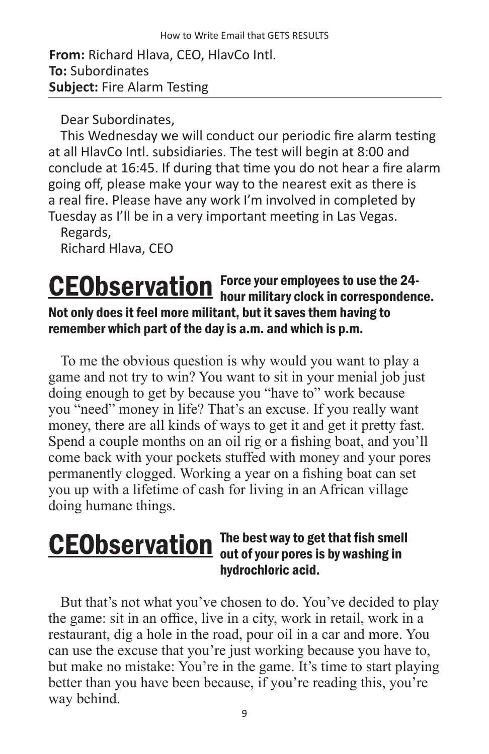**From:** Richard Hlava, CEO, HlavCo Intl.
**To:** Subordinates
**Subject:** Fire Alarm Testing

Dear Subordinates,

This Wednesday we will conduct our periodic fire alarm testing at all HlavCo Intl. subsidiaries. The test will begin at 8:00 and conclude at 16:45. If during that time you do not hear a fire alarm going off, please make your way to the nearest exit as there is a real fire. Please have any work I'm involved in completed by Tuesday as I'll be in a very important meeting in Las Vegas.

Regards,
Richard Hlava, CEO

**CEObservation** **Force your employees to use the 24-hour military clock in correspondence. Not only does it feel more militant, but it saves them having to remember which part of the day is a.m. and which is p.m.**

To me the obvious question is why would you want to play a game and not try to win? You want to sit in your menial job just doing enough to get by because you "have to" work because you "need" money in life? That's an excuse. If you really want money, there are all kinds of ways to get it and get it pretty fast. Spend a couple months on an oil rig or a fishing boat, and you'll come back with your pockets stuffed with money and your pores permanently clogged. Working a year on a fishing boat can set you up with a lifetime of cash for living in an African village doing humane things.

**CEObservation** **The best way to get that fish smell out of your pores is by washing in hydrochloric acid.**

But that's not what you've chosen to do. You've decided to play the game: sit in an office, live in a city, work in retail, work in a restaurant, dig a hole in the road, pour oil in a car and more. You can use the excuse that you're just working because you have to, but make no mistake: You're in the game. It's time to start playing better than you have been because, if you're reading this, you're way behind.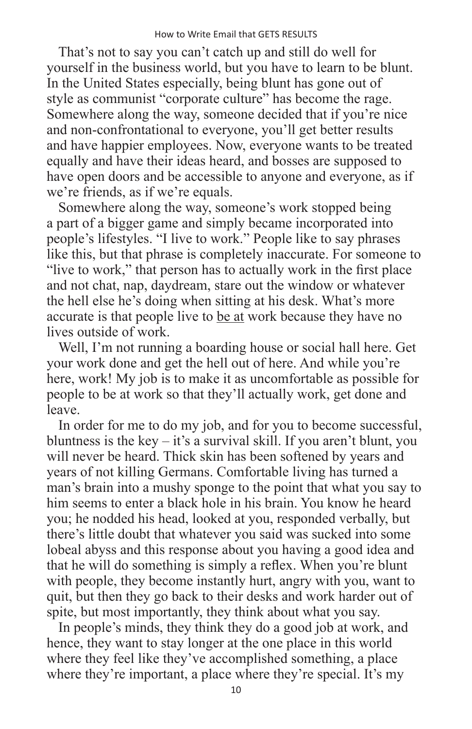That's not to say you can't catch up and still do well for yourself in the business world, but you have to learn to be blunt. In the United States especially, being blunt has gone out of style as communist "corporate culture" has become the rage. Somewhere along the way, someone decided that if you're nice and non-confrontational to everyone, you'll get better results and have happier employees. Now, everyone wants to be treated equally and have their ideas heard, and bosses are supposed to have open doors and be accessible to anyone and everyone, as if we're friends, as if we're equals.

Somewhere along the way, someone's work stopped being a part of a bigger game and simply became incorporated into people's lifestyles. "I live to work." People like to say phrases like this, but that phrase is completely inaccurate. For someone to "live to work," that person has to actually work in the first place and not chat, nap, daydream, stare out the window or whatever the hell else he's doing when sitting at his desk. What's more accurate is that people live to <u>be at</u> work because they have no lives outside of work.

Well, I'm not running a boarding house or social hall here. Get your work done and get the hell out of here. And while you're here, work! My job is to make it as uncomfortable as possible for people to be at work so that they'll actually work, get done and leave.

In order for me to do my job, and for you to become successful, bluntness is the key – it's a survival skill. If you aren't blunt, you will never be heard. Thick skin has been softened by years and years of not killing Germans. Comfortable living has turned a man's brain into a mushy sponge to the point that what you say to him seems to enter a black hole in his brain. You know he heard you; he nodded his head, looked at you, responded verbally, but there's little doubt that whatever you said was sucked into some lobeal abyss and this response about you having a good idea and that he will do something is simply a reflex. When you're blunt with people, they become instantly hurt, angry with you, want to quit, but then they go back to their desks and work harder out of spite, but most importantly, they think about what you say.

In people's minds, they think they do a good job at work, and hence, they want to stay longer at the one place in this world where they feel like they've accomplished something, a place where they're important, a place where they're special. It's my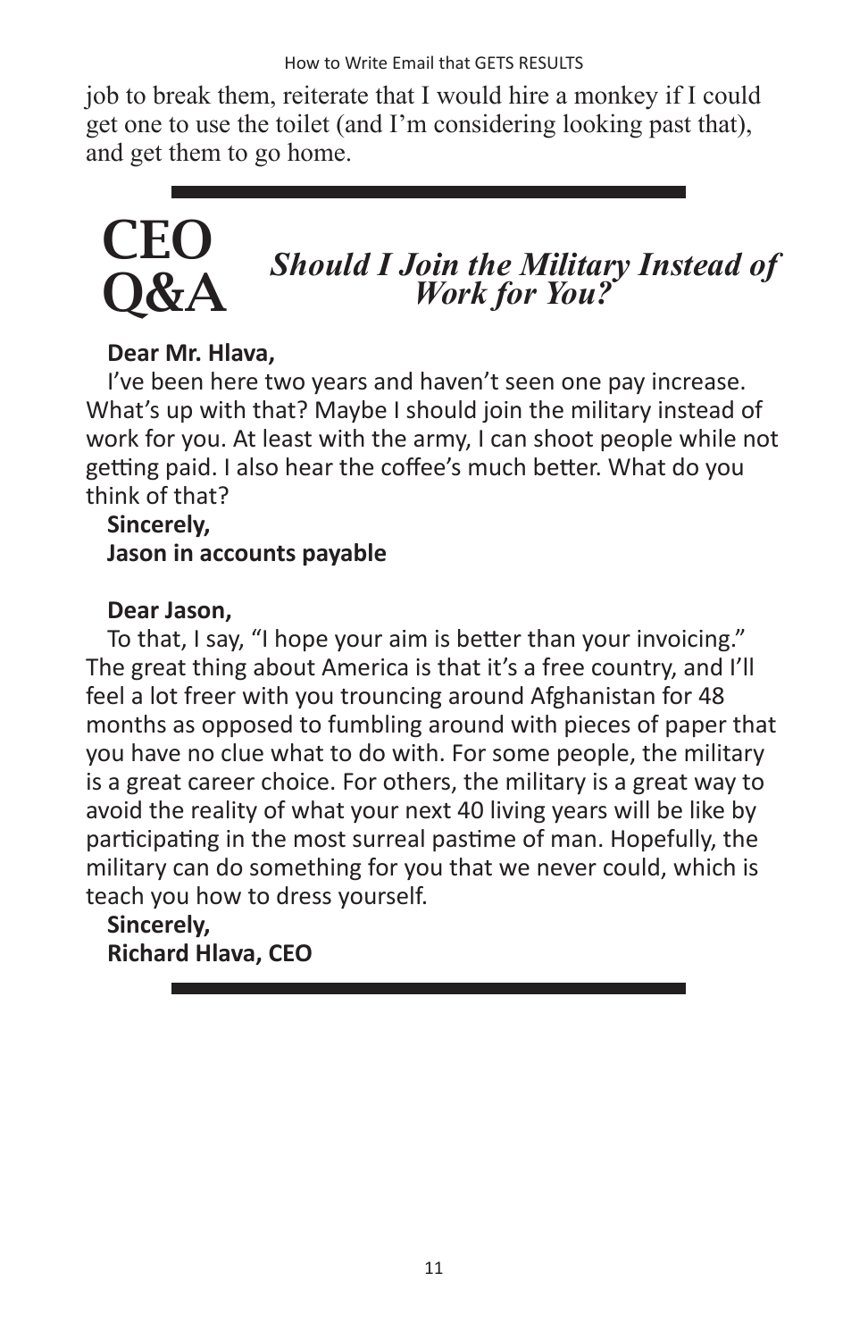job to break them, reiterate that I would hire a monkey if I could get one to use the toilet (and I'm considering looking past that), and get them to go home.

---

## CEO Q&A *Should I Join the Military Instead of Work for You?*

**Dear Mr. Hlava,**

I've been here two years and haven't seen one pay increase. What's up with that? Maybe I should join the military instead of work for you. At least with the army, I can shoot people while not getting paid. I also hear the coffee's much better. What do you think of that?

**Sincerely,**
**Jason in accounts payable**

**Dear Jason,**

To that, I say, "I hope your aim is better than your invoicing." The great thing about America is that it's a free country, and I'll feel a lot freer with you trouncing around Afghanistan for 48 months as opposed to fumbling around with pieces of paper that you have no clue what to do with. For some people, the military is a great career choice. For others, the military is a great way to avoid the reality of what your next 40 living years will be like by participating in the most surreal pastime of man. Hopefully, the military can do something for you that we never could, which is teach you how to dress yourself.

**Sincerely,**
**Richard Hlava, CEO**

---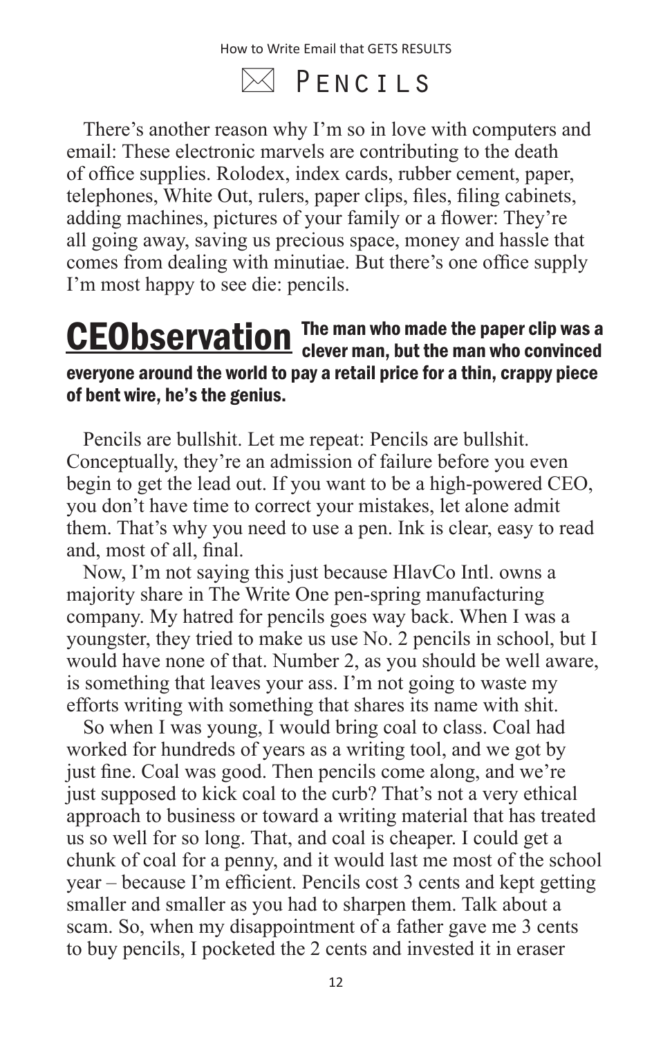# ✉ Pencils

There's another reason why I'm so in love with computers and email: These electronic marvels are contributing to the death of office supplies. Rolodex, index cards, rubber cement, paper, telephones, White Out, rulers, paper clips, files, filing cabinets, adding machines, pictures of your family or a flower: They're all going away, saving us precious space, money and hassle that comes from dealing with minutiae. But there's one office supply I'm most happy to see die: pencils.

**CEObservation** **The man who made the paper clip was a clever man, but the man who convinced everyone around the world to pay a retail price for a thin, crappy piece of bent wire, he's the genius.**

Pencils are bullshit. Let me repeat: Pencils are bullshit. Conceptually, they're an admission of failure before you even begin to get the lead out. If you want to be a high-powered CEO, you don't have time to correct your mistakes, let alone admit them. That's why you need to use a pen. Ink is clear, easy to read and, most of all, final.

Now, I'm not saying this just because HlavCo Intl. owns a majority share in The Write One pen-spring manufacturing company. My hatred for pencils goes way back. When I was a youngster, they tried to make us use No. 2 pencils in school, but I would have none of that. Number 2, as you should be well aware, is something that leaves your ass. I'm not going to waste my efforts writing with something that shares its name with shit.

So when I was young, I would bring coal to class. Coal had worked for hundreds of years as a writing tool, and we got by just fine. Coal was good. Then pencils come along, and we're just supposed to kick coal to the curb? That's not a very ethical approach to business or toward a writing material that has treated us so well for so long. That, and coal is cheaper. I could get a chunk of coal for a penny, and it would last me most of the school year – because I'm efficient. Pencils cost 3 cents and kept getting smaller and smaller as you had to sharpen them. Talk about a scam. So, when my disappointment of a father gave me 3 cents to buy pencils, I pocketed the 2 cents and invested it in eraser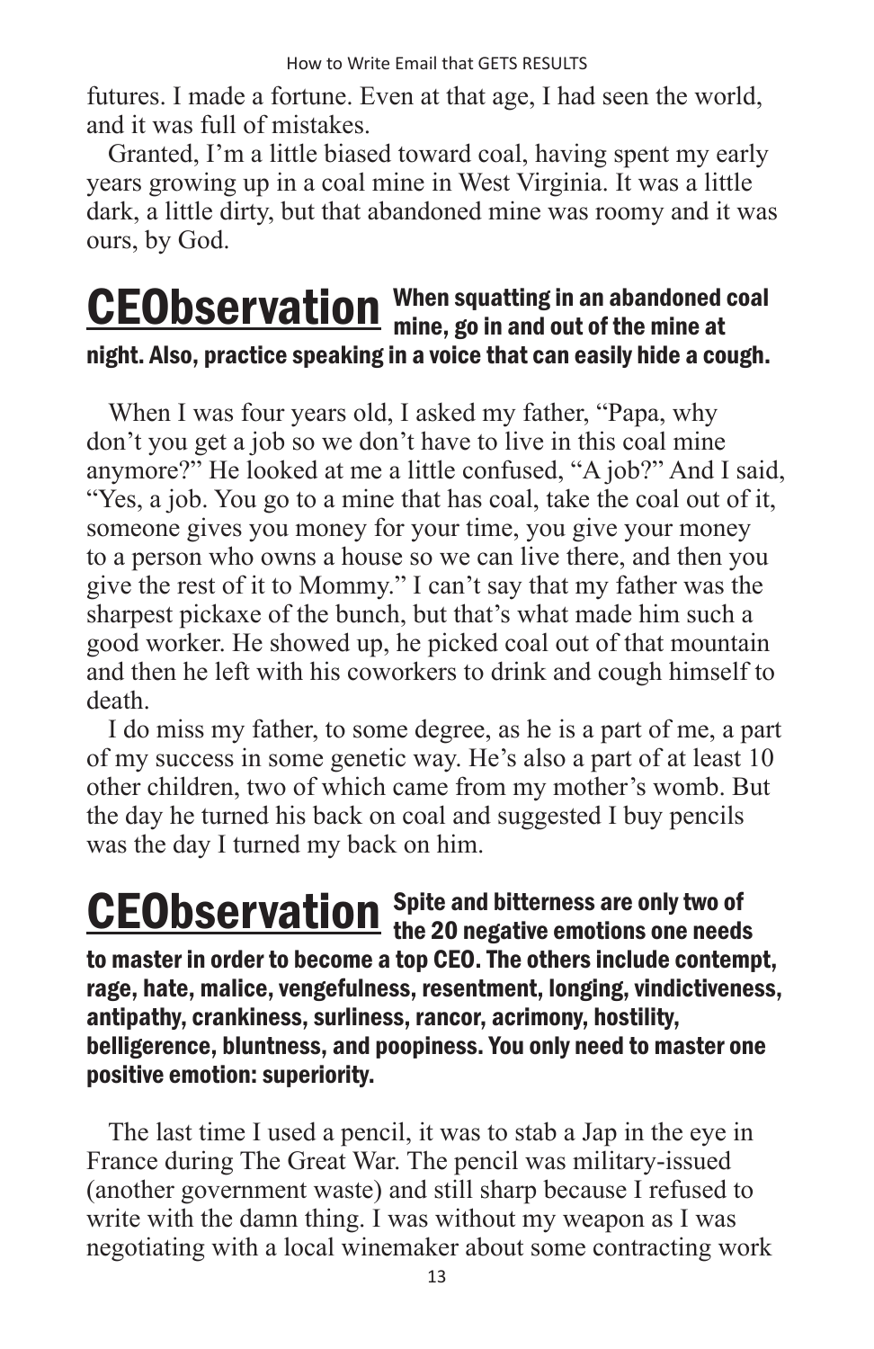futures. I made a fortune. Even at that age, I had seen the world, and it was full of mistakes.

Granted, I'm a little biased toward coal, having spent my early years growing up in a coal mine in West Virginia. It was a little dark, a little dirty, but that abandoned mine was roomy and it was ours, by God.

**CEObservation** **When squatting in an abandoned coal mine, go in and out of the mine at night. Also, practice speaking in a voice that can easily hide a cough.**

When I was four years old, I asked my father, "Papa, why don't you get a job so we don't have to live in this coal mine anymore?" He looked at me a little confused, "A job?" And I said, "Yes, a job. You go to a mine that has coal, take the coal out of it, someone gives you money for your time, you give your money to a person who owns a house so we can live there, and then you give the rest of it to Mommy." I can't say that my father was the sharpest pickaxe of the bunch, but that's what made him such a good worker. He showed up, he picked coal out of that mountain and then he left with his coworkers to drink and cough himself to death.

I do miss my father, to some degree, as he is a part of me, a part of my success in some genetic way. He's also a part of at least 10 other children, two of which came from my mother's womb. But the day he turned his back on coal and suggested I buy pencils was the day I turned my back on him.

**CEObservation** **Spite and bitterness are only two of the 20 negative emotions one needs to master in order to become a top CEO. The others include contempt, rage, hate, malice, vengefulness, resentment, longing, vindictiveness, antipathy, crankiness, surliness, rancor, acrimony, hostility, belligerence, bluntness, and poopiness. You only need to master one positive emotion: superiority.**

The last time I used a pencil, it was to stab a Jap in the eye in France during The Great War. The pencil was military-issued (another government waste) and still sharp because I refused to write with the damn thing. I was without my weapon as I was negotiating with a local winemaker about some contracting work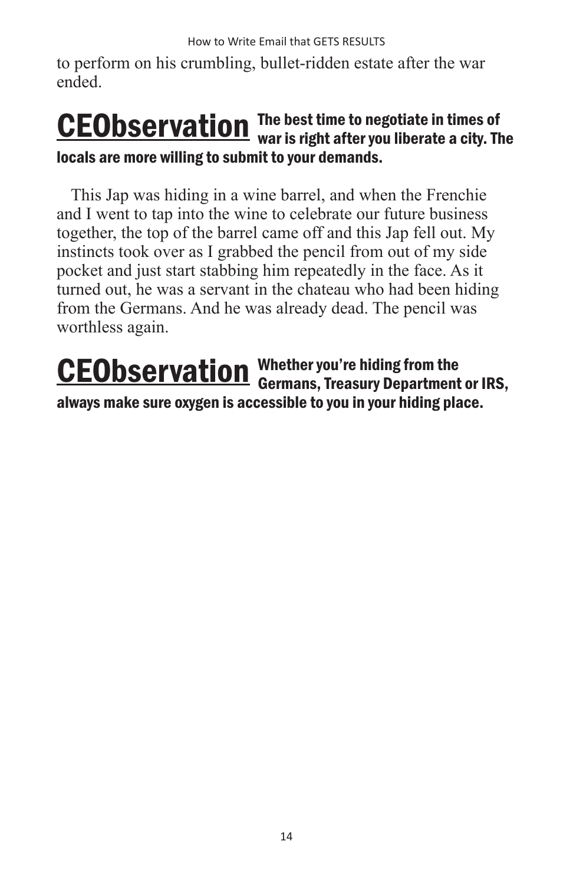to perform on his crumbling, bullet-ridden estate after the war ended.

**CEObservation** **The best time to negotiate in times of war is right after you liberate a city. The locals are more willing to submit to your demands.**

This Jap was hiding in a wine barrel, and when the Frenchie and I went to tap into the wine to celebrate our future business together, the top of the barrel came off and this Jap fell out. My instincts took over as I grabbed the pencil from out of my side pocket and just start stabbing him repeatedly in the face. As it turned out, he was a servant in the chateau who had been hiding from the Germans. And he was already dead. The pencil was worthless again.

**CEObservation** **Whether you're hiding from the Germans, Treasury Department or IRS, always make sure oxygen is accessible to you in your hiding place.**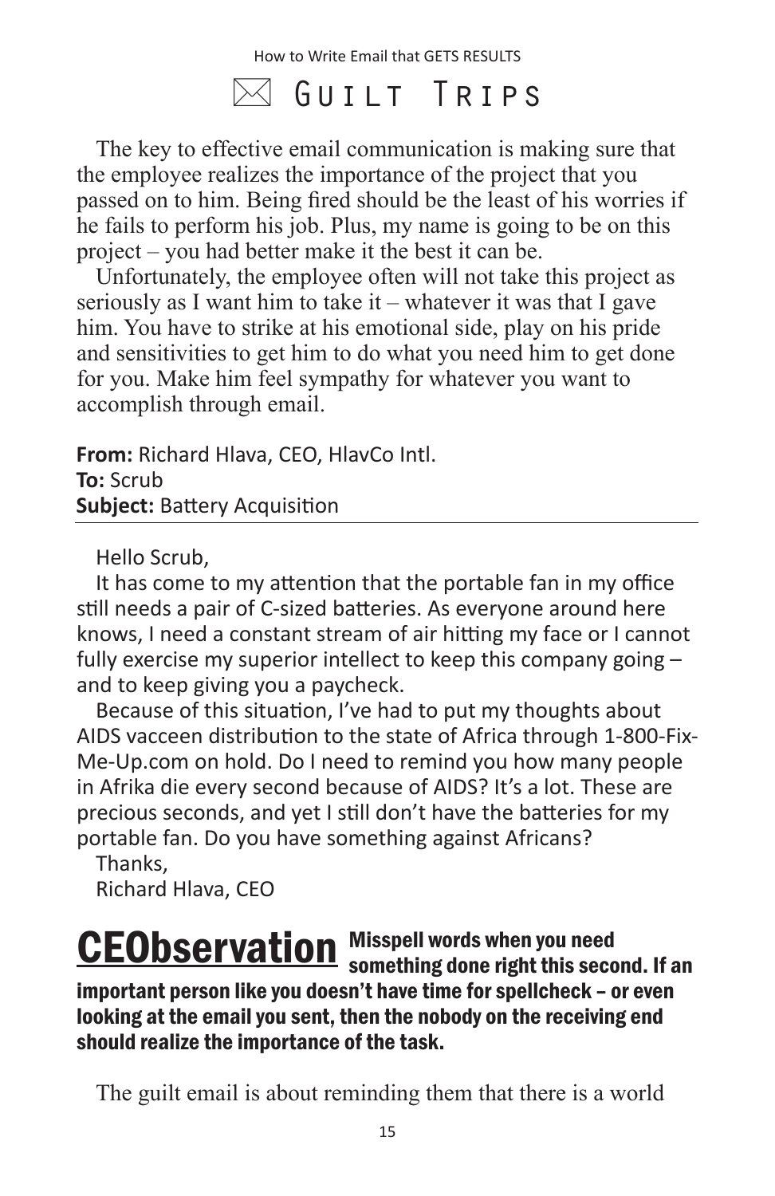# ✉ Guilt Trips

The key to effective email communication is making sure that the employee realizes the importance of the project that you passed on to him. Being fired should be the least of his worries if he fails to perform his job. Plus, my name is going to be on this project – you had better make it the best it can be.

Unfortunately, the employee often will not take this project as seriously as I want him to take it – whatever it was that I gave him. You have to strike at his emotional side, play on his pride and sensitivities to get him to do what you need him to get done for you. Make him feel sympathy for whatever you want to accomplish through email.

**From:** Richard Hlava, CEO, HlavCo Intl.
**To:** Scrub
**Subject:** Battery Acquisition

---

Hello Scrub,

It has come to my attention that the portable fan in my office still needs a pair of C-sized batteries. As everyone around here knows, I need a constant stream of air hitting my face or I cannot fully exercise my superior intellect to keep this company going – and to keep giving you a paycheck.

Because of this situation, I've had to put my thoughts about AIDS vacceen distribution to the state of Africa through 1-800-Fix-Me-Up.com on hold. Do I need to remind you how many people in Afrika die every second because of AIDS? It's a lot. These are precious seconds, and yet I still don't have the batteries for my portable fan. Do you have something against Africans?

Thanks,
Richard Hlava, CEO

**CEObservation** **Misspell words when you need something done right this second. If an important person like you doesn't have time for spellcheck – or even looking at the email you sent, then the nobody on the receiving end should realize the importance of the task.**

The guilt email is about reminding them that there is a world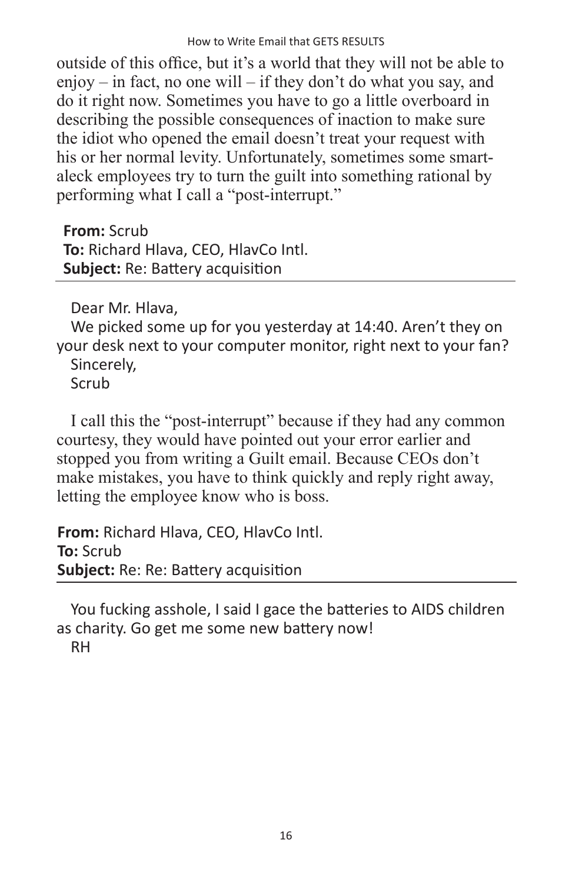outside of this office, but it's a world that they will not be able to enjoy – in fact, no one will – if they don't do what you say, and do it right now. Sometimes you have to go a little overboard in describing the possible consequences of inaction to make sure the idiot who opened the email doesn't treat your request with his or her normal levity. Unfortunately, sometimes some smart-aleck employees try to turn the guilt into something rational by performing what I call a "post-interrupt."

**From:** Scrub
**To:** Richard Hlava, CEO, HlavCo Intl.
**Subject:** Re: Battery acquisition

---

Dear Mr. Hlava,

We picked some up for you yesterday at 14:40. Aren't they on your desk next to your computer monitor, right next to your fan?

Sincerely,

Scrub

I call this the "post-interrupt" because if they had any common courtesy, they would have pointed out your error earlier and stopped you from writing a Guilt email. Because CEOs don't make mistakes, you have to think quickly and reply right away, letting the employee know who is boss.

**From:** Richard Hlava, CEO, HlavCo Intl.
**To:** Scrub
**Subject:** Re: Re: Battery acquisition

---

You fucking asshole, I said I gace the batteries to AIDS children as charity. Go get me some new battery now!

RH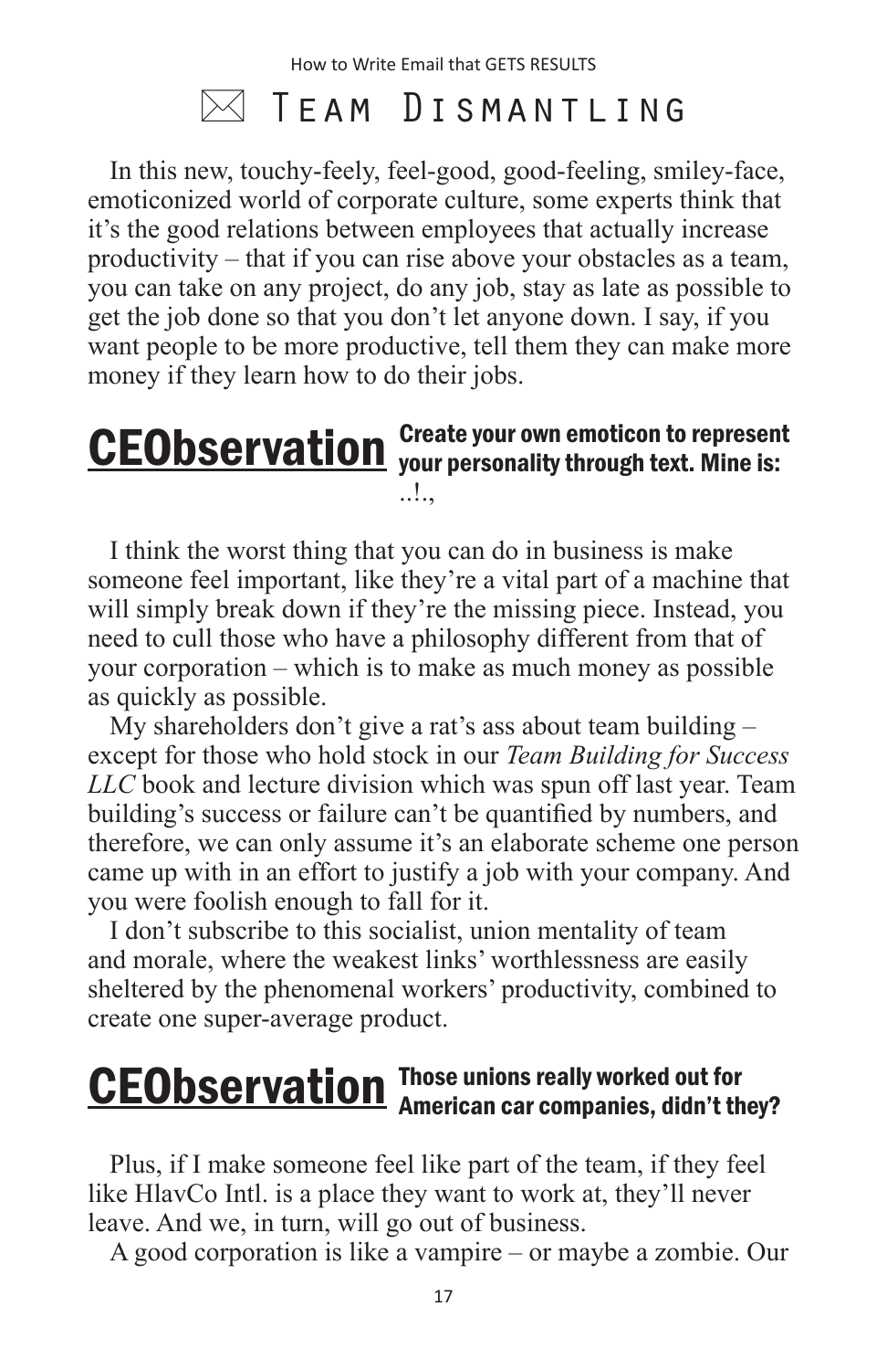# ✉ Team Dismantling

In this new, touchy-feely, feel-good, good-feeling, smiley-face, emoticonized world of corporate culture, some experts think that it's the good relations between employees that actually increase productivity – that if you can rise above your obstacles as a team, you can take on any project, do any job, stay as late as possible to get the job done so that you don't let anyone down. I say, if you want people to be more productive, tell them they can make more money if they learn how to do their jobs.

**CEObservation** **Create your own emoticon to represent your personality through text. Mine is:** ..!.,

I think the worst thing that you can do in business is make someone feel important, like they're a vital part of a machine that will simply break down if they're the missing piece. Instead, you need to cull those who have a philosophy different from that of your corporation – which is to make as much money as possible as quickly as possible.

My shareholders don't give a rat's ass about team building – except for those who hold stock in our *Team Building for Success LLC* book and lecture division which was spun off last year. Team building's success or failure can't be quantified by numbers, and therefore, we can only assume it's an elaborate scheme one person came up with in an effort to justify a job with your company. And you were foolish enough to fall for it.

I don't subscribe to this socialist, union mentality of team and morale, where the weakest links' worthlessness are easily sheltered by the phenomenal workers' productivity, combined to create one super-average product.

**CEObservation** **Those unions really worked out for American car companies, didn't they?**

Plus, if I make someone feel like part of the team, if they feel like HlavCo Intl. is a place they want to work at, they'll never leave. And we, in turn, will go out of business.

A good corporation is like a vampire – or maybe a zombie. Our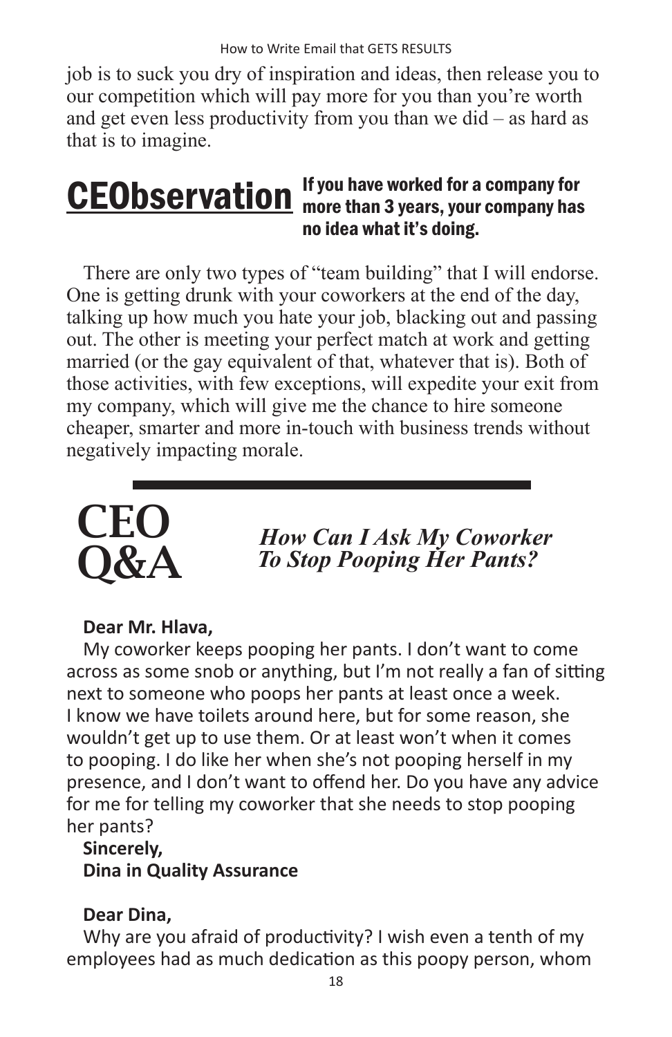job is to suck you dry of inspiration and ideas, then release you to our competition which will pay more for you than you're worth and get even less productivity from you than we did – as hard as that is to imagine.

**CEObservation** **If you have worked for a company for more than 3 years, your company has no idea what it's doing.**

There are only two types of "team building" that I will endorse. One is getting drunk with your coworkers at the end of the day, talking up how much you hate your job, blacking out and passing out. The other is meeting your perfect match at work and getting married (or the gay equivalent of that, whatever that is). Both of those activities, with few exceptions, will expedite your exit from my company, which will give me the chance to hire someone cheaper, smarter and more in-touch with business trends without negatively impacting morale.

---

## CEO Q&A

### *How Can I Ask My Coworker To Stop Pooping Her Pants?*

**Dear Mr. Hlava,**

My coworker keeps pooping her pants. I don't want to come across as some snob or anything, but I'm not really a fan of sitting next to someone who poops her pants at least once a week. I know we have toilets around here, but for some reason, she wouldn't get up to use them. Or at least won't when it comes to pooping. I do like her when she's not pooping herself in my presence, and I don't want to offend her. Do you have any advice for me for telling my coworker that she needs to stop pooping her pants?

**Sincerely,**
**Dina in Quality Assurance**

**Dear Dina,**

Why are you afraid of productivity? I wish even a tenth of my employees had as much dedication as this poopy person, whom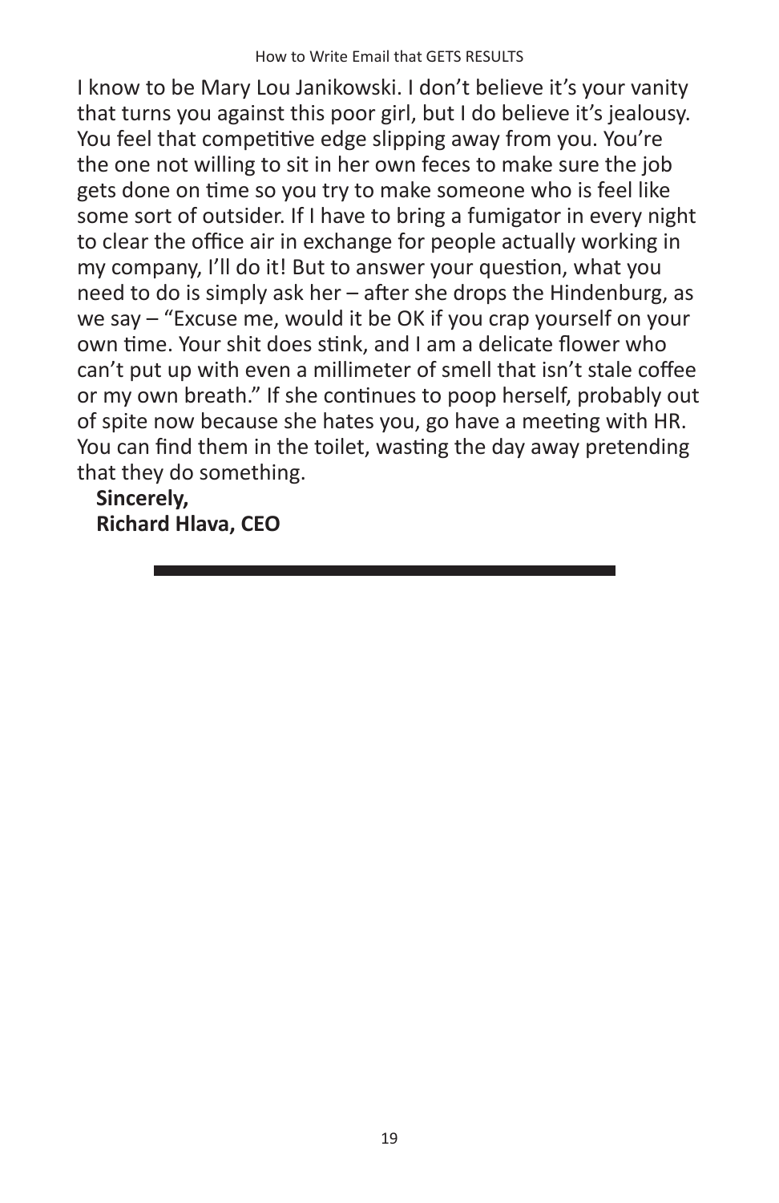I know to be Mary Lou Janikowski. I don't believe it's your vanity that turns you against this poor girl, but I do believe it's jealousy. You feel that competitive edge slipping away from you. You're the one not willing to sit in her own feces to make sure the job gets done on time so you try to make someone who is feel like some sort of outsider. If I have to bring a fumigator in every night to clear the office air in exchange for people actually working in my company, I'll do it! But to answer your question, what you need to do is simply ask her – after she drops the Hindenburg, as we say – "Excuse me, would it be OK if you crap yourself on your own time. Your shit does stink, and I am a delicate flower who can't put up with even a millimeter of smell that isn't stale coffee or my own breath." If she continues to poop herself, probably out of spite now because she hates you, go have a meeting with HR. You can find them in the toilet, wasting the day away pretending that they do something.

**Sincerely,**
**Richard Hlava, CEO**

---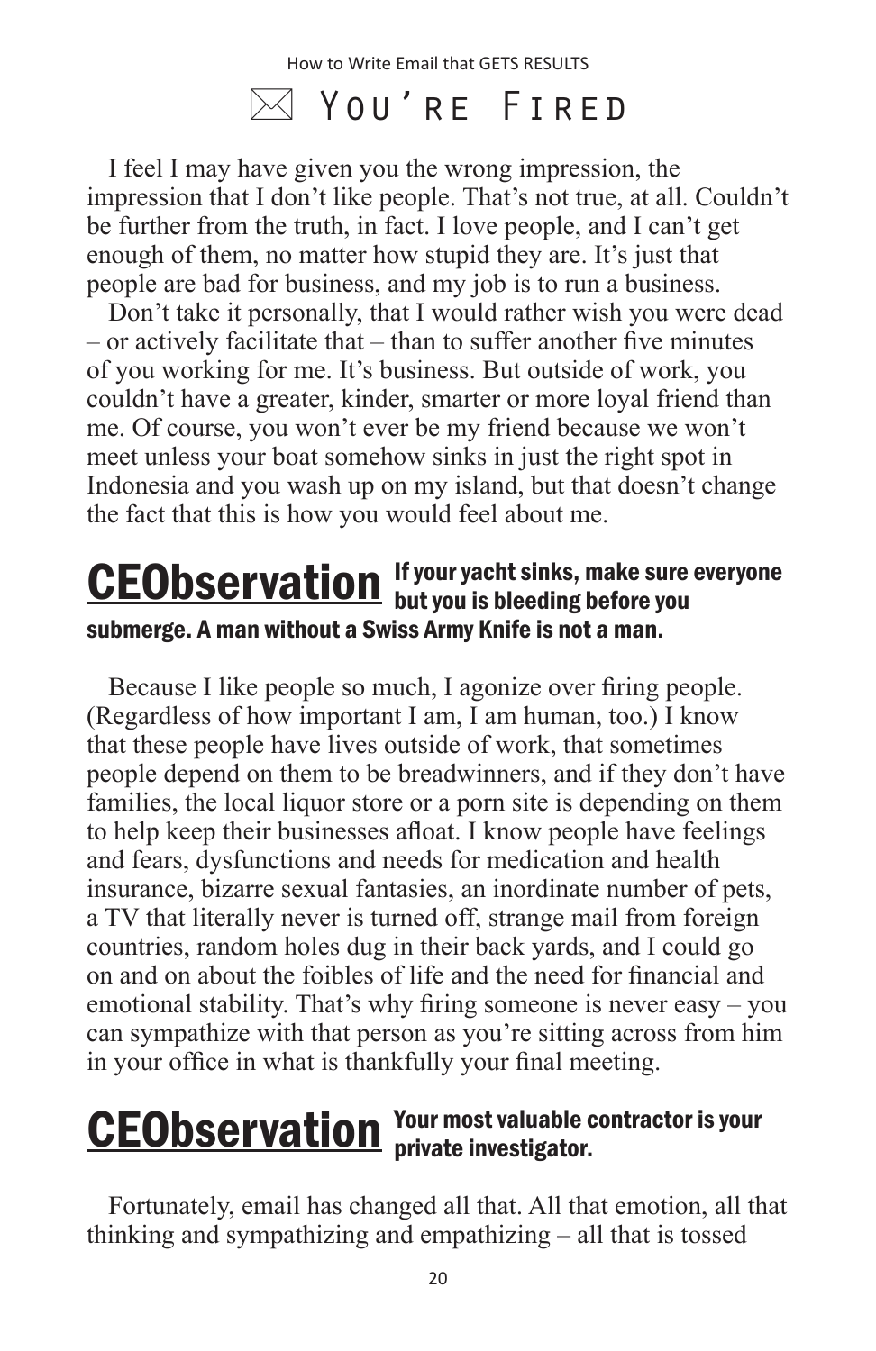## ✉ You're Fired

I feel I may have given you the wrong impression, the impression that I don't like people. That's not true, at all. Couldn't be further from the truth, in fact. I love people, and I can't get enough of them, no matter how stupid they are. It's just that people are bad for business, and my job is to run a business.

Don't take it personally, that I would rather wish you were dead – or actively facilitate that – than to suffer another five minutes of you working for me. It's business. But outside of work, you couldn't have a greater, kinder, smarter or more loyal friend than me. Of course, you won't ever be my friend because we won't meet unless your boat somehow sinks in just the right spot in Indonesia and you wash up on my island, but that doesn't change the fact that this is how you would feel about me.

**CEObservation** **If your yacht sinks, make sure everyone but you is bleeding before you submerge. A man without a Swiss Army Knife is not a man.**

Because I like people so much, I agonize over firing people. (Regardless of how important I am, I am human, too.) I know that these people have lives outside of work, that sometimes people depend on them to be breadwinners, and if they don't have families, the local liquor store or a porn site is depending on them to help keep their businesses afloat. I know people have feelings and fears, dysfunctions and needs for medication and health insurance, bizarre sexual fantasies, an inordinate number of pets, a TV that literally never is turned off, strange mail from foreign countries, random holes dug in their back yards, and I could go on and on about the foibles of life and the need for financial and emotional stability. That's why firing someone is never easy – you can sympathize with that person as you're sitting across from him in your office in what is thankfully your final meeting.

**CEObservation** **Your most valuable contractor is your private investigator.**

Fortunately, email has changed all that. All that emotion, all that thinking and sympathizing and empathizing – all that is tossed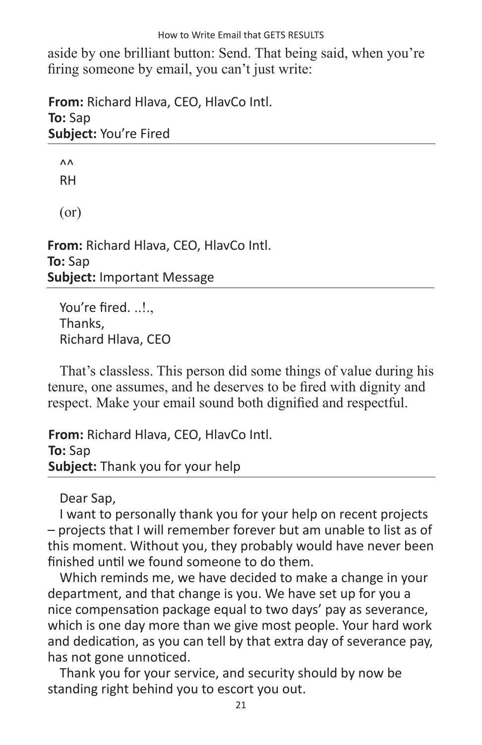aside by one brilliant button: Send. That being said, when you're firing someone by email, you can't just write:

**From:** Richard Hlava, CEO, HlavCo Intl.
**To:** Sap
**Subject:** You're Fired

---

^^
RH

(or)

**From:** Richard Hlava, CEO, HlavCo Intl.
**To:** Sap
**Subject:** Important Message

---

You're fired. ..!.,
Thanks,
Richard Hlava, CEO

That's classless. This person did some things of value during his tenure, one assumes, and he deserves to be fired with dignity and respect. Make your email sound both dignified and respectful.

**From:** Richard Hlava, CEO, HlavCo Intl.
**To:** Sap
**Subject:** Thank you for your help

---

Dear Sap,

I want to personally thank you for your help on recent projects – projects that I will remember forever but am unable to list as of this moment. Without you, they probably would have never been finished until we found someone to do them.

Which reminds me, we have decided to make a change in your department, and that change is you. We have set up for you a nice compensation package equal to two days' pay as severance, which is one day more than we give most people. Your hard work and dedication, as you can tell by that extra day of severance pay, has not gone unnoticed.

Thank you for your service, and security should by now be standing right behind you to escort you out.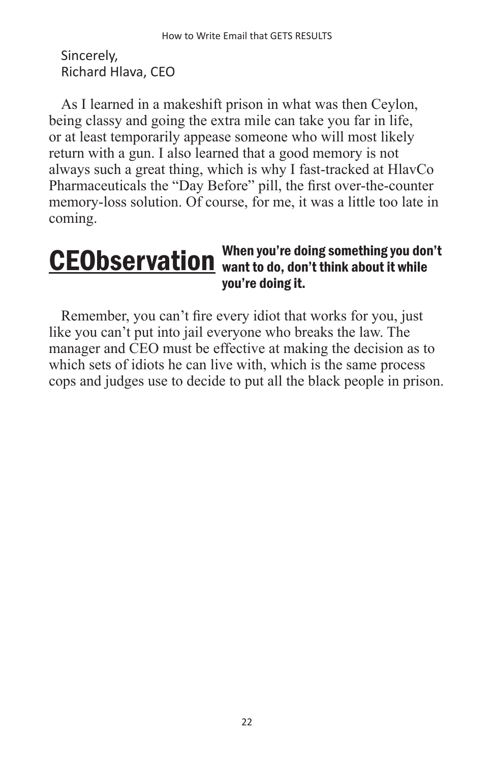Sincerely,
Richard Hlava, CEO

As I learned in a makeshift prison in what was then Ceylon, being classy and going the extra mile can take you far in life, or at least temporarily appease someone who will most likely return with a gun. I also learned that a good memory is not always such a great thing, which is why I fast-tracked at HlavCo Pharmaceuticals the "Day Before" pill, the first over-the-counter memory-loss solution. Of course, for me, it was a little too late in coming.

**CEObservation** **When you're doing something you don't want to do, don't think about it while you're doing it.**

Remember, you can't fire every idiot that works for you, just like you can't put into jail everyone who breaks the law. The manager and CEO must be effective at making the decision as to which sets of idiots he can live with, which is the same process cops and judges use to decide to put all the black people in prison.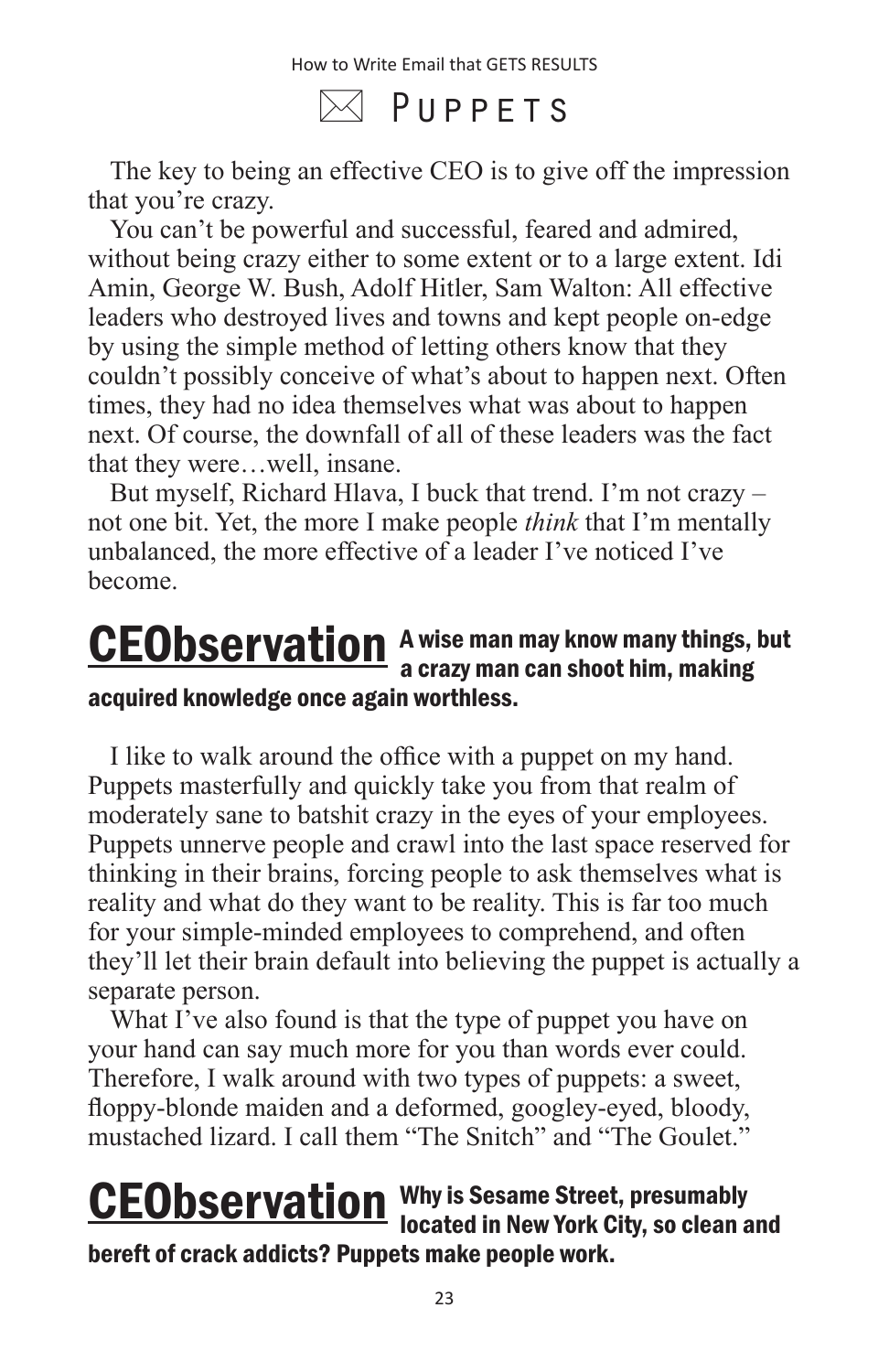# Puppets

The key to being an effective CEO is to give off the impression that you're crazy.

You can't be powerful and successful, feared and admired, without being crazy either to some extent or to a large extent. Idi Amin, George W. Bush, Adolf Hitler, Sam Walton: All effective leaders who destroyed lives and towns and kept people on-edge by using the simple method of letting others know that they couldn't possibly conceive of what's about to happen next. Often times, they had no idea themselves what was about to happen next. Of course, the downfall of all of these leaders was the fact that they were…well, insane.

But myself, Richard Hlava, I buck that trend. I'm not crazy – not one bit. Yet, the more I make people *think* that I'm mentally unbalanced, the more effective of a leader I've noticed I've become.

**CEObservation** **A wise man may know many things, but a crazy man can shoot him, making acquired knowledge once again worthless.**

I like to walk around the office with a puppet on my hand. Puppets masterfully and quickly take you from that realm of moderately sane to batshit crazy in the eyes of your employees. Puppets unnerve people and crawl into the last space reserved for thinking in their brains, forcing people to ask themselves what is reality and what do they want to be reality. This is far too much for your simple-minded employees to comprehend, and often they'll let their brain default into believing the puppet is actually a separate person.

What I've also found is that the type of puppet you have on your hand can say much more for you than words ever could. Therefore, I walk around with two types of puppets: a sweet, floppy-blonde maiden and a deformed, googley-eyed, bloody, mustached lizard. I call them "The Snitch" and "The Goulet."

**CEObservation** **Why is Sesame Street, presumably located in New York City, so clean and bereft of crack addicts? Puppets make people work.**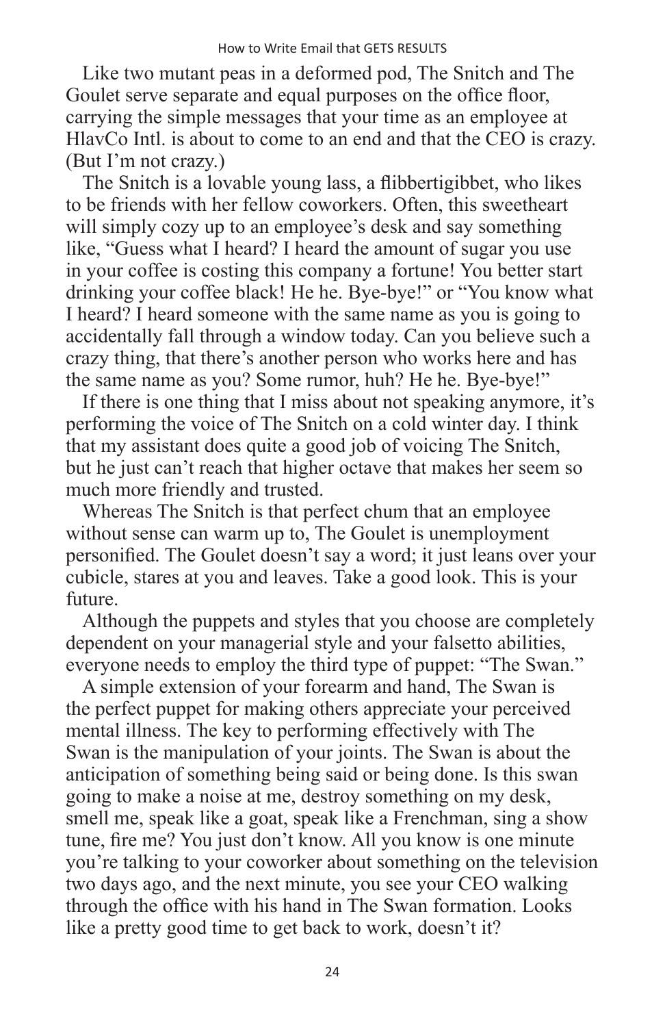Like two mutant peas in a deformed pod, The Snitch and The Goulet serve separate and equal purposes on the office floor, carrying the simple messages that your time as an employee at HlavCo Intl. is about to come to an end and that the CEO is crazy. (But I'm not crazy.)

The Snitch is a lovable young lass, a flibbertigibbet, who likes to be friends with her fellow coworkers. Often, this sweetheart will simply cozy up to an employee's desk and say something like, "Guess what I heard? I heard the amount of sugar you use in your coffee is costing this company a fortune! You better start drinking your coffee black! He he. Bye-bye!" or "You know what I heard? I heard someone with the same name as you is going to accidentally fall through a window today. Can you believe such a crazy thing, that there's another person who works here and has the same name as you? Some rumor, huh? He he. Bye-bye!"

If there is one thing that I miss about not speaking anymore, it's performing the voice of The Snitch on a cold winter day. I think that my assistant does quite a good job of voicing The Snitch, but he just can't reach that higher octave that makes her seem so much more friendly and trusted.

Whereas The Snitch is that perfect chum that an employee without sense can warm up to, The Goulet is unemployment personified. The Goulet doesn't say a word; it just leans over your cubicle, stares at you and leaves. Take a good look. This is your future.

Although the puppets and styles that you choose are completely dependent on your managerial style and your falsetto abilities, everyone needs to employ the third type of puppet: "The Swan."

A simple extension of your forearm and hand, The Swan is the perfect puppet for making others appreciate your perceived mental illness. The key to performing effectively with The Swan is the manipulation of your joints. The Swan is about the anticipation of something being said or being done. Is this swan going to make a noise at me, destroy something on my desk, smell me, speak like a goat, speak like a Frenchman, sing a show tune, fire me? You just don't know. All you know is one minute you're talking to your coworker about something on the television two days ago, and the next minute, you see your CEO walking through the office with his hand in The Swan formation. Looks like a pretty good time to get back to work, doesn't it?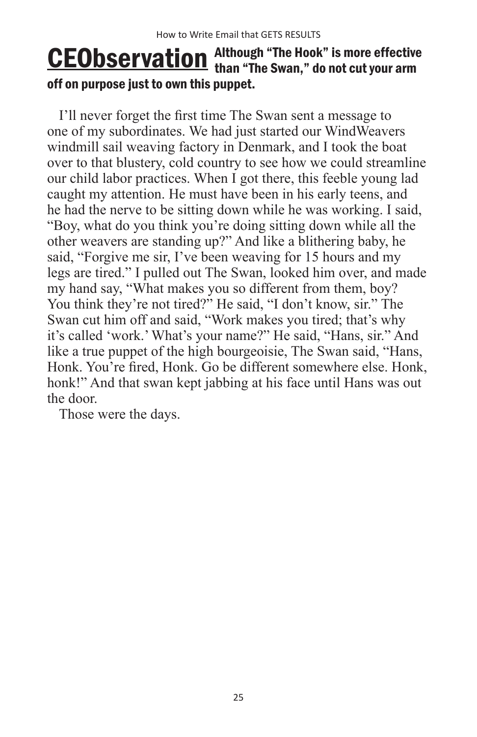**<u>CEObservation</u> Although "The Hook" is more effective than "The Swan," do not cut your arm off on purpose just to own this puppet.**

I'll never forget the first time The Swan sent a message to one of my subordinates. We had just started our WindWeavers windmill sail weaving factory in Denmark, and I took the boat over to that blustery, cold country to see how we could streamline our child labor practices. When I got there, this feeble young lad caught my attention. He must have been in his early teens, and he had the nerve to be sitting down while he was working. I said, "Boy, what do you think you're doing sitting down while all the other weavers are standing up?" And like a blithering baby, he said, "Forgive me sir, I've been weaving for 15 hours and my legs are tired." I pulled out The Swan, looked him over, and made my hand say, "What makes you so different from them, boy? You think they're not tired?" He said, "I don't know, sir." The Swan cut him off and said, "Work makes you tired; that's why it's called 'work.' What's your name?" He said, "Hans, sir." And like a true puppet of the high bourgeoisie, The Swan said, "Hans, Honk. You're fired, Honk. Go be different somewhere else. Honk, honk!" And that swan kept jabbing at his face until Hans was out the door.

Those were the days.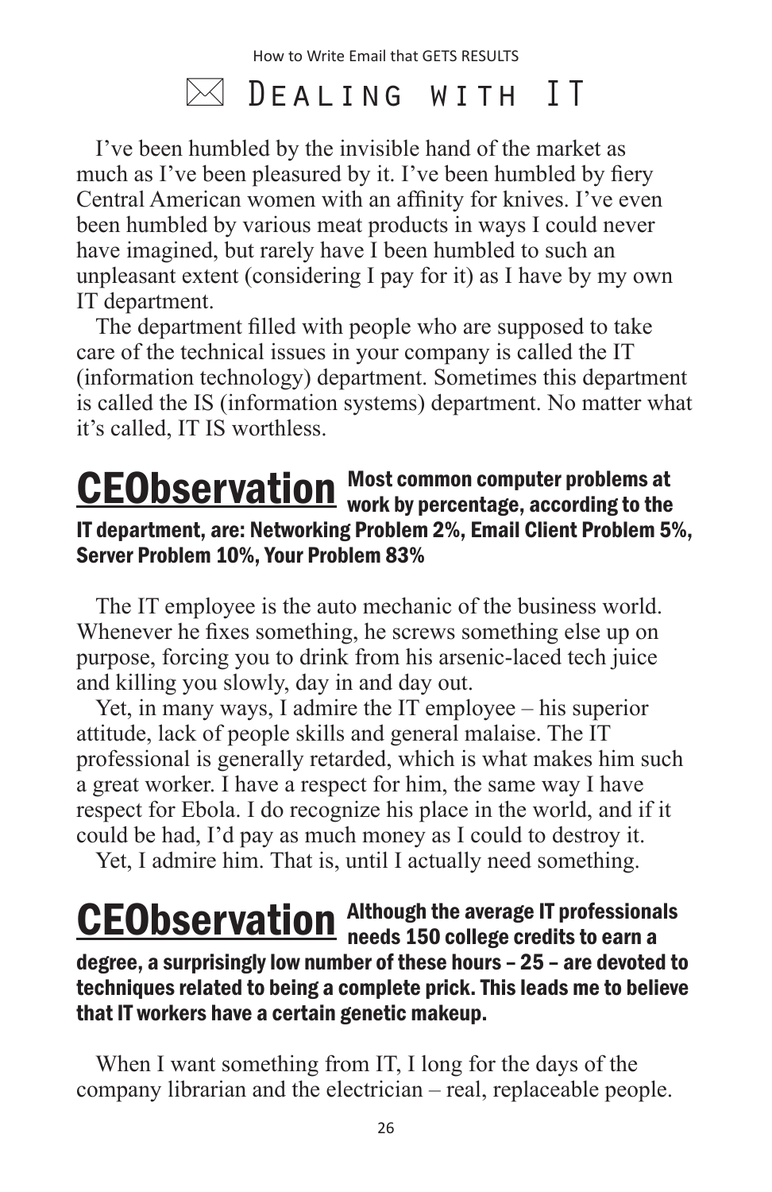# ✉ Dealing with IT

I've been humbled by the invisible hand of the market as much as I've been pleasured by it. I've been humbled by fiery Central American women with an affinity for knives. I've even been humbled by various meat products in ways I could never have imagined, but rarely have I been humbled to such an unpleasant extent (considering I pay for it) as I have by my own IT department.

The department filled with people who are supposed to take care of the technical issues in your company is called the IT (information technology) department. Sometimes this department is called the IS (information systems) department. No matter what it's called, IT IS worthless.

**CEObservation** **Most common computer problems at work by percentage, according to the IT department, are: Networking Problem 2%, Email Client Problem 5%, Server Problem 10%, Your Problem 83%**

The IT employee is the auto mechanic of the business world. Whenever he fixes something, he screws something else up on purpose, forcing you to drink from his arsenic-laced tech juice and killing you slowly, day in and day out.

Yet, in many ways, I admire the IT employee – his superior attitude, lack of people skills and general malaise. The IT professional is generally retarded, which is what makes him such a great worker. I have a respect for him, the same way I have respect for Ebola. I do recognize his place in the world, and if it could be had, I'd pay as much money as I could to destroy it.

Yet, I admire him. That is, until I actually need something.

**CEObservation** **Although the average IT professionals needs 150 college credits to earn a degree, a surprisingly low number of these hours – 25 – are devoted to techniques related to being a complete prick. This leads me to believe that IT workers have a certain genetic makeup.**

When I want something from IT, I long for the days of the company librarian and the electrician – real, replaceable people.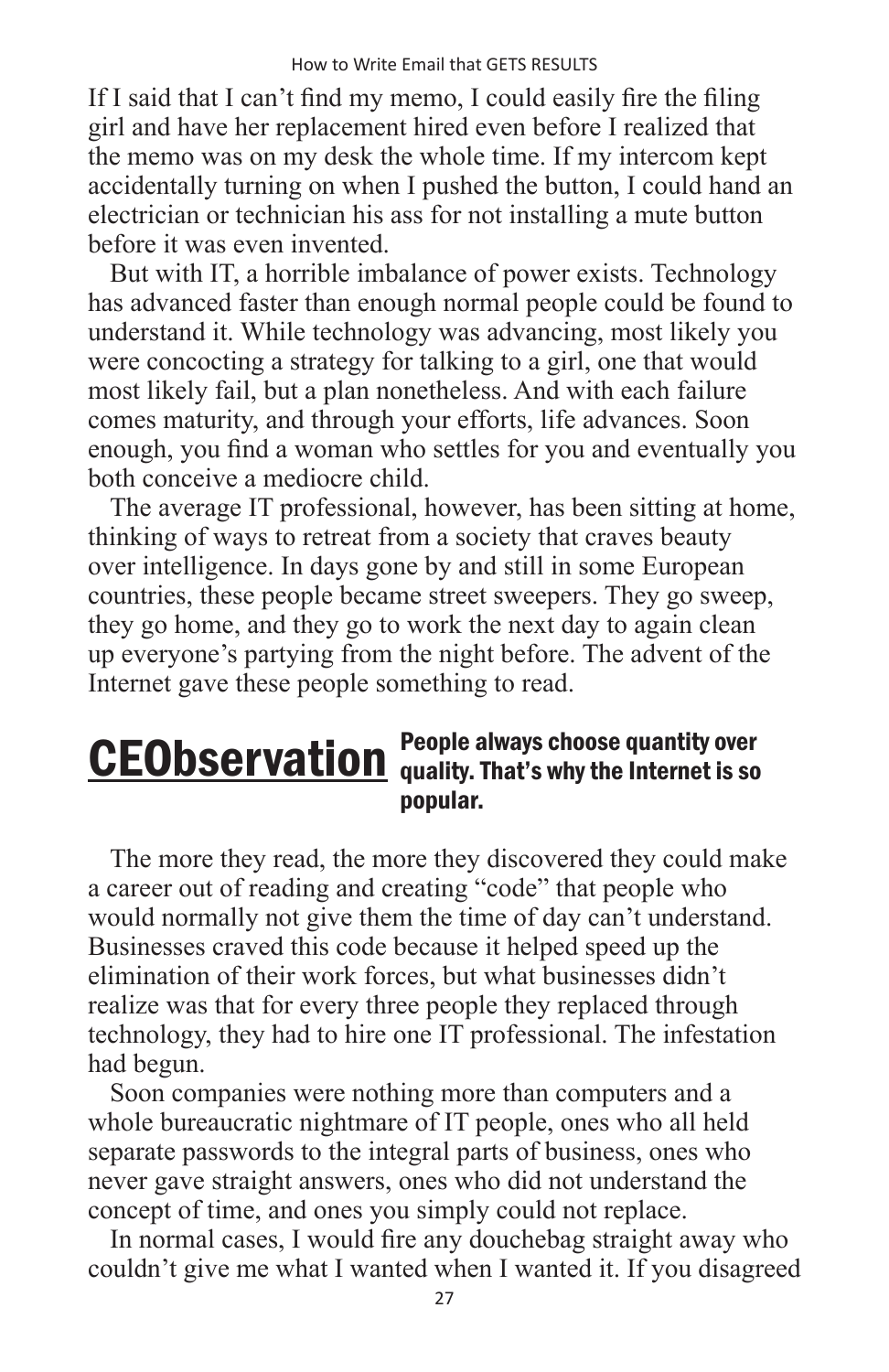If I said that I can't find my memo, I could easily fire the filing girl and have her replacement hired even before I realized that the memo was on my desk the whole time. If my intercom kept accidentally turning on when I pushed the button, I could hand an electrician or technician his ass for not installing a mute button before it was even invented.

But with IT, a horrible imbalance of power exists. Technology has advanced faster than enough normal people could be found to understand it. While technology was advancing, most likely you were concocting a strategy for talking to a girl, one that would most likely fail, but a plan nonetheless. And with each failure comes maturity, and through your efforts, life advances. Soon enough, you find a woman who settles for you and eventually you both conceive a mediocre child.

The average IT professional, however, has been sitting at home, thinking of ways to retreat from a society that craves beauty over intelligence. In days gone by and still in some European countries, these people became street sweepers. They go sweep, they go home, and they go to work the next day to again clean up everyone's partying from the night before. The advent of the Internet gave these people something to read.

**CEObservation** **People always choose quantity over quality. That's why the Internet is so popular.**

The more they read, the more they discovered they could make a career out of reading and creating "code" that people who would normally not give them the time of day can't understand. Businesses craved this code because it helped speed up the elimination of their work forces, but what businesses didn't realize was that for every three people they replaced through technology, they had to hire one IT professional. The infestation had begun.

Soon companies were nothing more than computers and a whole bureaucratic nightmare of IT people, ones who all held separate passwords to the integral parts of business, ones who never gave straight answers, ones who did not understand the concept of time, and ones you simply could not replace.

In normal cases, I would fire any douchebag straight away who couldn't give me what I wanted when I wanted it. If you disagreed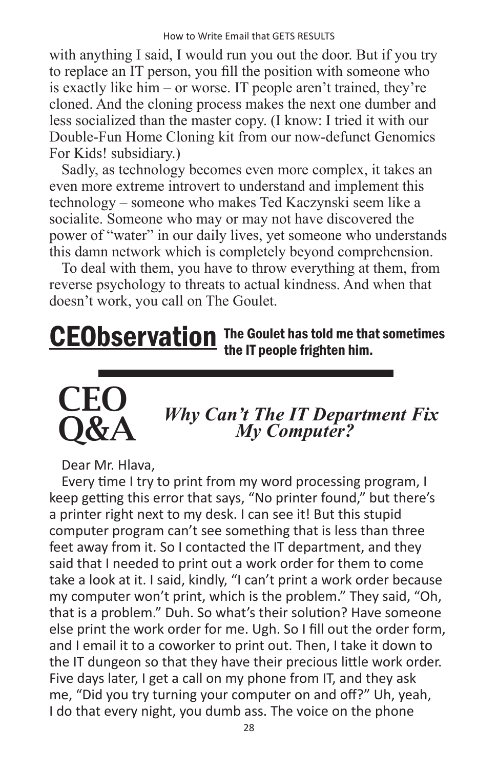with anything I said, I would run you out the door. But if you try to replace an IT person, you fill the position with someone who is exactly like him – or worse. IT people aren't trained, they're cloned. And the cloning process makes the next one dumber and less socialized than the master copy. (I know: I tried it with our Double-Fun Home Cloning kit from our now-defunct Genomics For Kids! subsidiary.)

Sadly, as technology becomes even more complex, it takes an even more extreme introvert to understand and implement this technology – someone who makes Ted Kaczynski seem like a socialite. Someone who may or may not have discovered the power of "water" in our daily lives, yet someone who understands this damn network which is completely beyond comprehension.

To deal with them, you have to throw everything at them, from reverse psychology to threats to actual kindness. And when that doesn't work, you call on The Goulet.

**CEObservation** The Goulet has told me that sometimes the IT people frighten him.

## CEO Q&A — *Why Can't The IT Department Fix My Computer?*

Dear Mr. Hlava,

Every time I try to print from my word processing program, I keep getting this error that says, "No printer found," but there's a printer right next to my desk. I can see it! But this stupid computer program can't see something that is less than three feet away from it. So I contacted the IT department, and they said that I needed to print out a work order for them to come take a look at it. I said, kindly, "I can't print a work order because my computer won't print, which is the problem." They said, "Oh, that is a problem." Duh. So what's their solution? Have someone else print the work order for me. Ugh. So I fill out the order form, and I email it to a coworker to print out. Then, I take it down to the IT dungeon so that they have their precious little work order. Five days later, I get a call on my phone from IT, and they ask me, "Did you try turning your computer on and off?" Uh, yeah, I do that every night, you dumb ass. The voice on the phone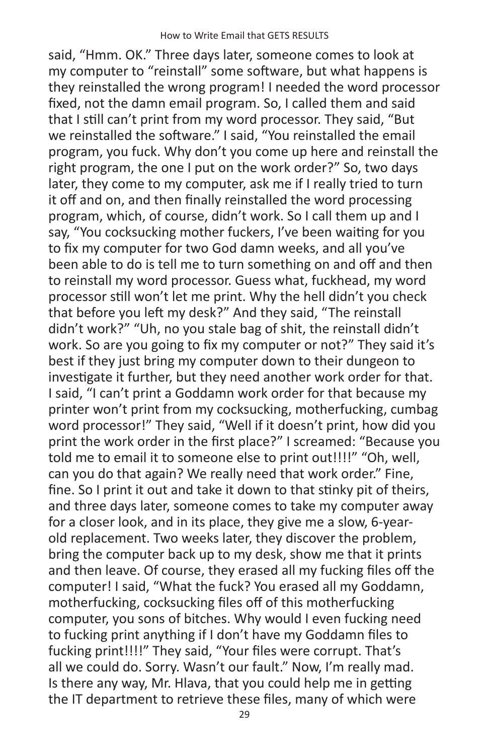said, "Hmm. OK." Three days later, someone comes to look at my computer to "reinstall" some software, but what happens is they reinstalled the wrong program! I needed the word processor fixed, not the damn email program. So, I called them and said that I still can't print from my word processor. They said, "But we reinstalled the software." I said, "You reinstalled the email program, you fuck. Why don't you come up here and reinstall the right program, the one I put on the work order?" So, two days later, they come to my computer, ask me if I really tried to turn it off and on, and then finally reinstalled the word processing program, which, of course, didn't work. So I call them up and I say, "You cocksucking mother fuckers, I've been waiting for you to fix my computer for two God damn weeks, and all you've been able to do is tell me to turn something on and off and then to reinstall my word processor. Guess what, fuckhead, my word processor still won't let me print. Why the hell didn't you check that before you left my desk?" And they said, "The reinstall didn't work?" "Uh, no you stale bag of shit, the reinstall didn't work. So are you going to fix my computer or not?" They said it's best if they just bring my computer down to their dungeon to investigate it further, but they need another work order for that. I said, "I can't print a Goddamn work order for that because my printer won't print from my cocksucking, motherfucking, cumbag word processor!" They said, "Well if it doesn't print, how did you print the work order in the first place?" I screamed: "Because you told me to email it to someone else to print out!!!!" "Oh, well, can you do that again? We really need that work order." Fine, fine. So I print it out and take it down to that stinky pit of theirs, and three days later, someone comes to take my computer away for a closer look, and in its place, they give me a slow, 6-year-old replacement. Two weeks later, they discover the problem, bring the computer back up to my desk, show me that it prints and then leave. Of course, they erased all my fucking files off the computer! I said, "What the fuck? You erased all my Goddamn, motherfucking, cocksucking files off of this motherfucking computer, you sons of bitches. Why would I even fucking need to fucking print anything if I don't have my Goddamn files to fucking print!!!!" They said, "Your files were corrupt. That's all we could do. Sorry. Wasn't our fault." Now, I'm really mad. Is there any way, Mr. Hlava, that you could help me in getting the IT department to retrieve these files, many of which were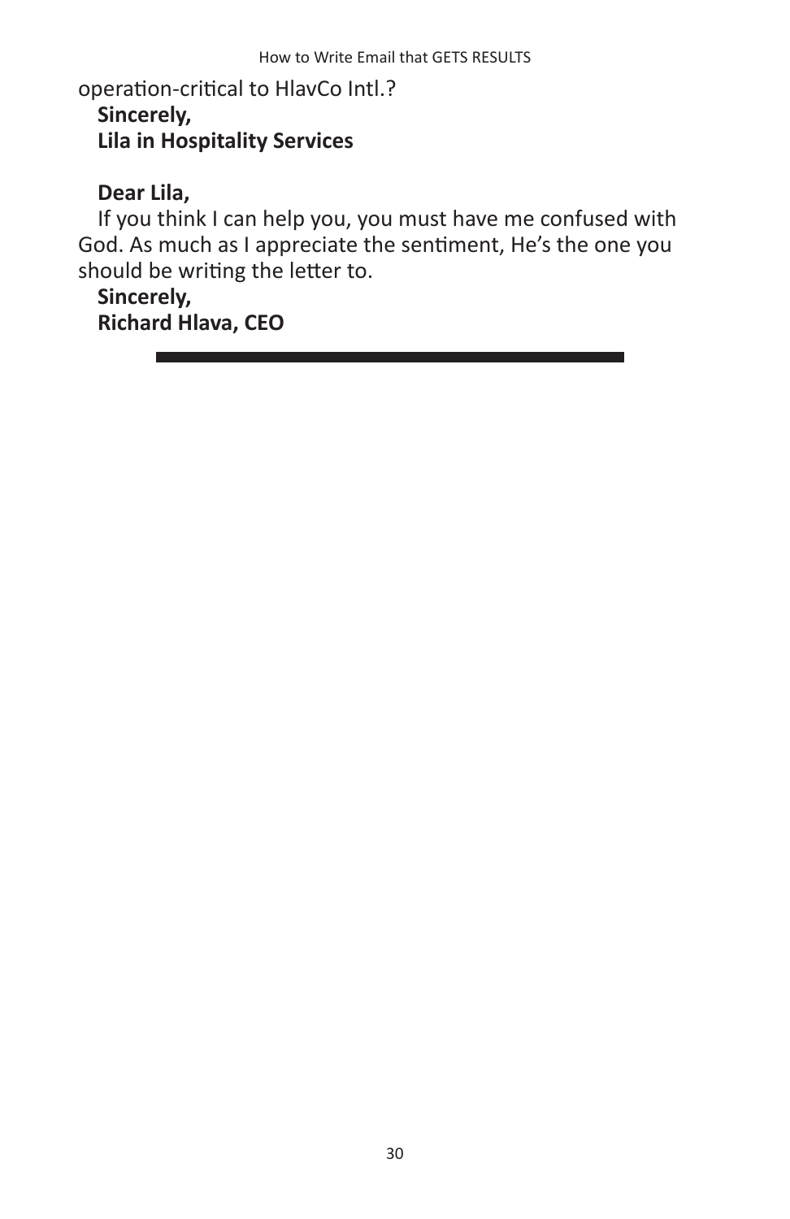operation-critical to HlavCo Intl.?

**Sincerely,**
**Lila in Hospitality Services**

**Dear Lila,**

If you think I can help you, you must have me confused with God. As much as I appreciate the sentiment, He's the one you should be writing the letter to.

**Sincerely,**
**Richard Hlava, CEO**

---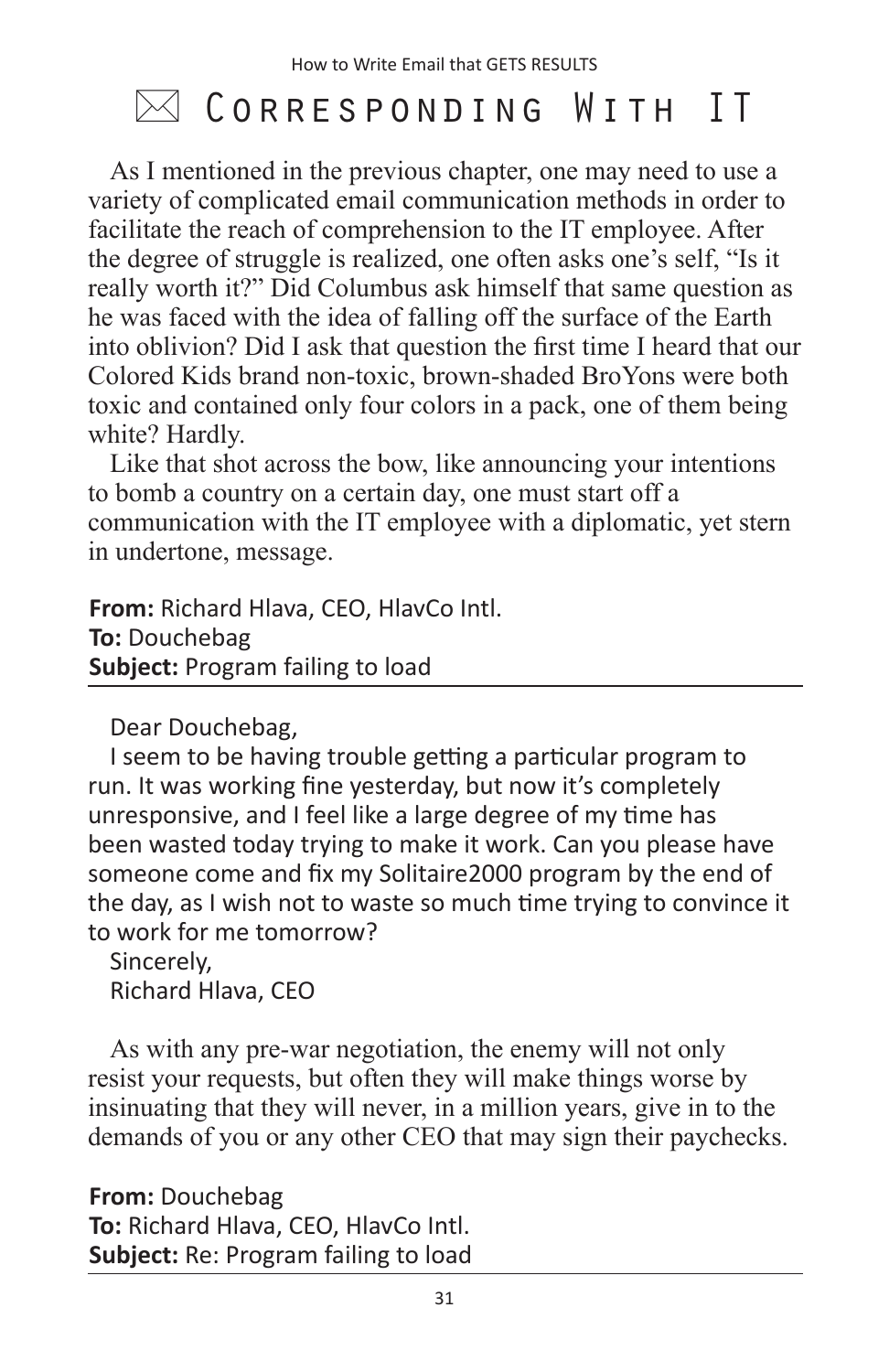# ✉ Corresponding With IT

As I mentioned in the previous chapter, one may need to use a variety of complicated email communication methods in order to facilitate the reach of comprehension to the IT employee. After the degree of struggle is realized, one often asks one's self, "Is it really worth it?" Did Columbus ask himself that same question as he was faced with the idea of falling off the surface of the Earth into oblivion? Did I ask that question the first time I heard that our Colored Kids brand non-toxic, brown-shaded BroYons were both toxic and contained only four colors in a pack, one of them being white? Hardly.

Like that shot across the bow, like announcing your intentions to bomb a country on a certain day, one must start off a communication with the IT employee with a diplomatic, yet stern in undertone, message.

**From:** Richard Hlava, CEO, HlavCo Intl.
**To:** Douchebag
**Subject:** Program failing to load

---

Dear Douchebag,

I seem to be having trouble getting a particular program to run. It was working fine yesterday, but now it's completely unresponsive, and I feel like a large degree of my time has been wasted today trying to make it work. Can you please have someone come and fix my Solitaire2000 program by the end of the day, as I wish not to waste so much time trying to convince it to work for me tomorrow?

Sincerely,
Richard Hlava, CEO

As with any pre-war negotiation, the enemy will not only resist your requests, but often they will make things worse by insinuating that they will never, in a million years, give in to the demands of you or any other CEO that may sign their paychecks.

**From:** Douchebag
**To:** Richard Hlava, CEO, HlavCo Intl.
**Subject:** Re: Program failing to load

---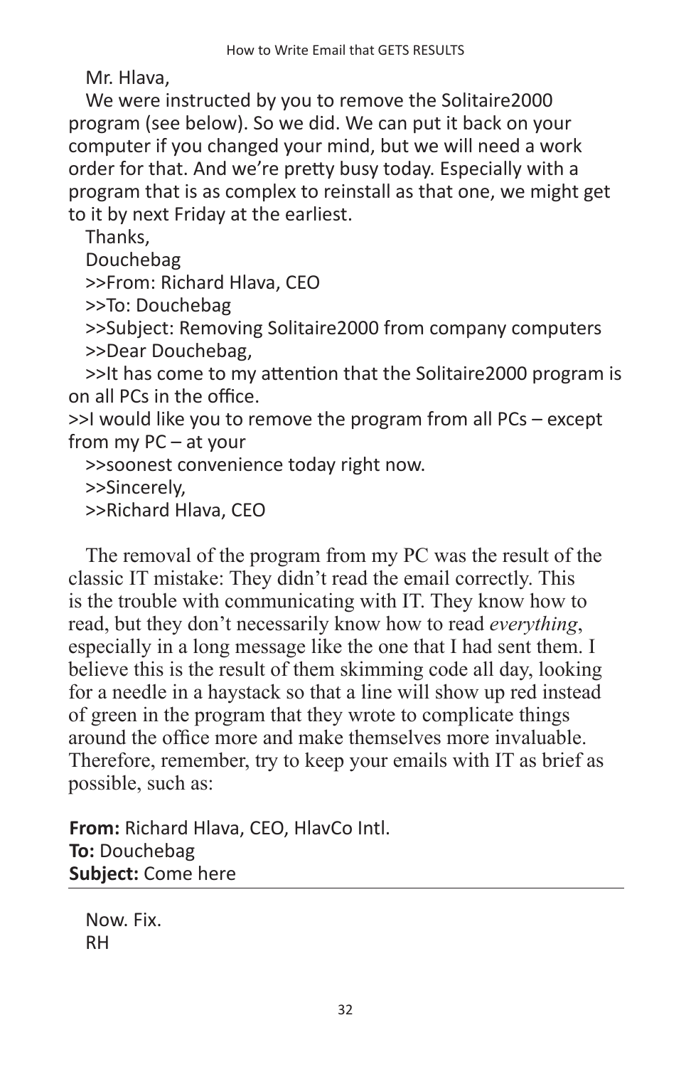Mr. Hlava,

We were instructed by you to remove the Solitaire2000 program (see below). So we did. We can put it back on your computer if you changed your mind, but we will need a work order for that. And we're pretty busy today. Especially with a program that is as complex to reinstall as that one, we might get to it by next Friday at the earliest.

Thanks,

Douchebag

>>From: Richard Hlava, CEO

>>To: Douchebag

>>Subject: Removing Solitaire2000 from company computers

>>Dear Douchebag,

>>It has come to my attention that the Solitaire2000 program is on all PCs in the office.

>>I would like you to remove the program from all PCs – except from my PC – at your

>>soonest convenience today right now.

>>Sincerely,

>>Richard Hlava, CEO

The removal of the program from my PC was the result of the classic IT mistake: They didn't read the email correctly. This is the trouble with communicating with IT. They know how to read, but they don't necessarily know how to read *everything*, especially in a long message like the one that I had sent them. I believe this is the result of them skimming code all day, looking for a needle in a haystack so that a line will show up red instead of green in the program that they wrote to complicate things around the office more and make themselves more invaluable. Therefore, remember, try to keep your emails with IT as brief as possible, such as:

**From:** Richard Hlava, CEO, HlavCo Intl.
**To:** Douchebag
**Subject:** Come here

---

Now. Fix.
RH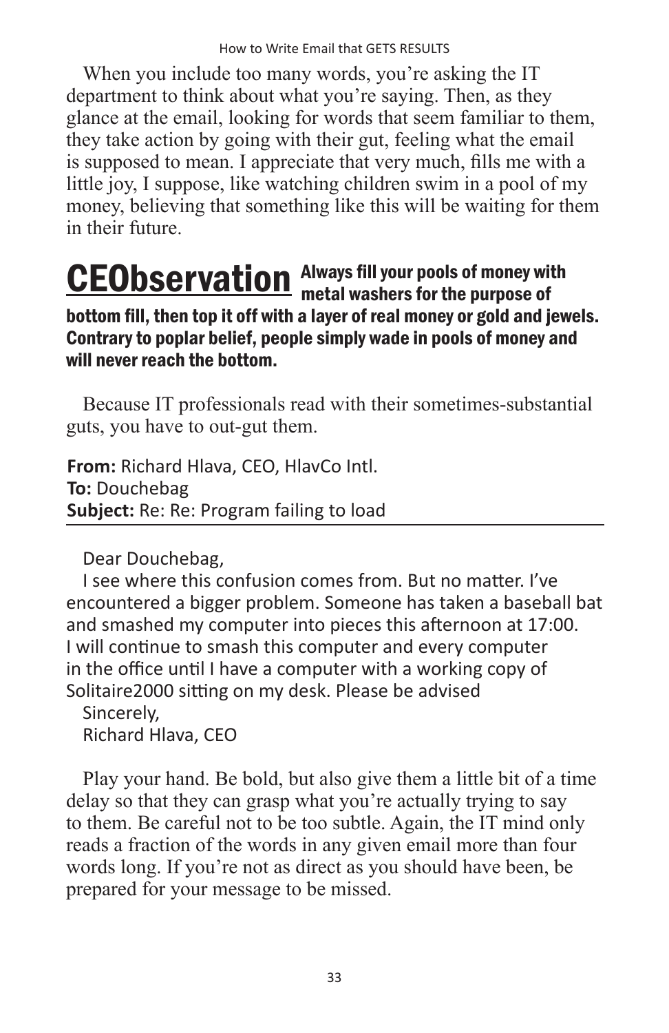When you include too many words, you're asking the IT department to think about what you're saying. Then, as they glance at the email, looking for words that seem familiar to them, they take action by going with their gut, feeling what the email is supposed to mean. I appreciate that very much, fills me with a little joy, I suppose, like watching children swim in a pool of my money, believing that something like this will be waiting for them in their future.

**CEObservation** **Always fill your pools of money with metal washers for the purpose of bottom fill, then top it off with a layer of real money or gold and jewels. Contrary to poplar belief, people simply wade in pools of money and will never reach the bottom.**

Because IT professionals read with their sometimes-substantial guts, you have to out-gut them.

**From:** Richard Hlava, CEO, HlavCo Intl.
**To:** Douchebag
**Subject:** Re: Re: Program failing to load

Dear Douchebag,

I see where this confusion comes from. But no matter. I've encountered a bigger problem. Someone has taken a baseball bat and smashed my computer into pieces this afternoon at 17:00. I will continue to smash this computer and every computer in the office until I have a computer with a working copy of Solitaire2000 sitting on my desk. Please be advised

Sincerely,
Richard Hlava, CEO

Play your hand. Be bold, but also give them a little bit of a time delay so that they can grasp what you're actually trying to say to them. Be careful not to be too subtle. Again, the IT mind only reads a fraction of the words in any given email more than four words long. If you're not as direct as you should have been, be prepared for your message to be missed.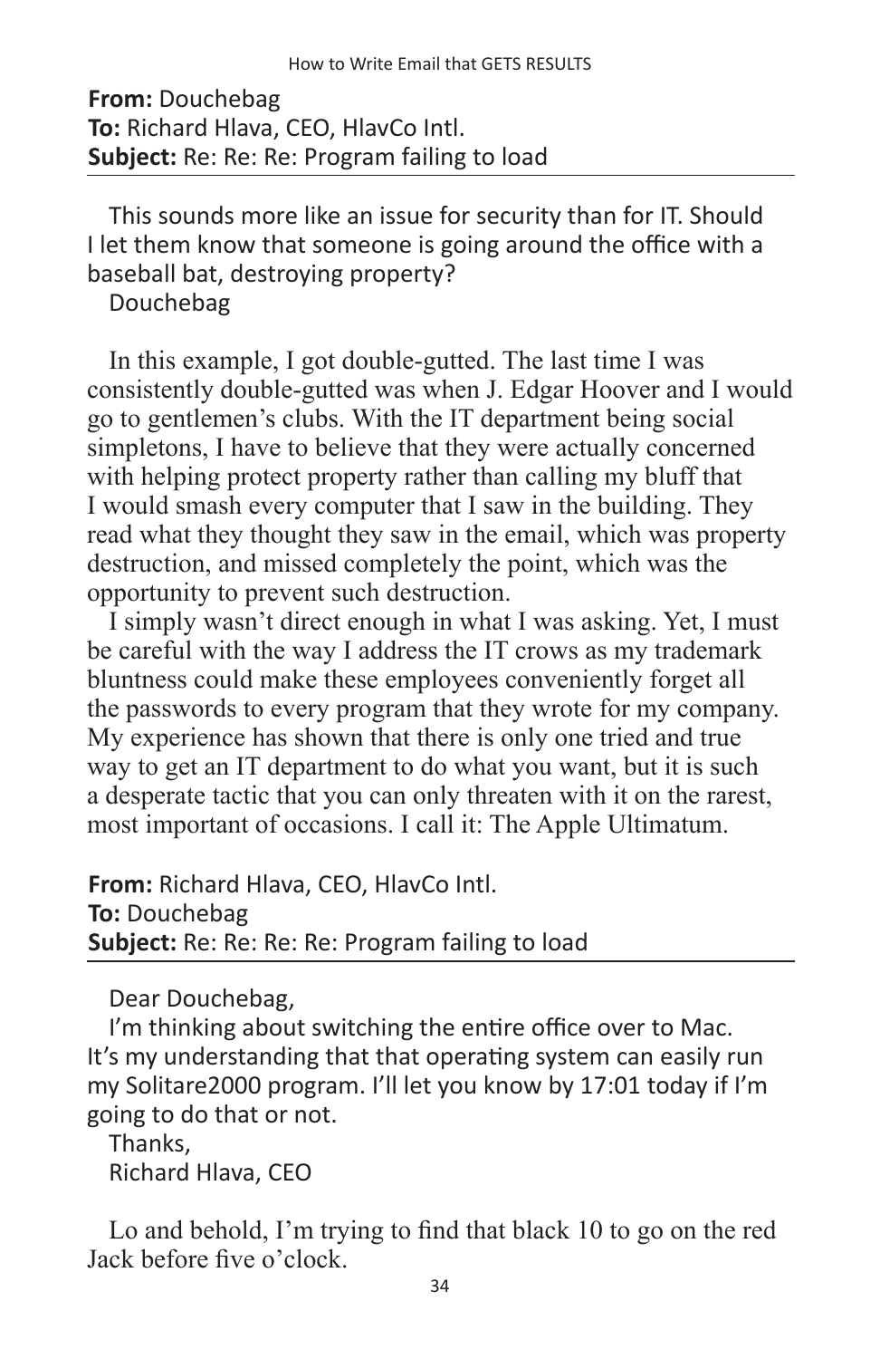**From:** Douchebag
**To:** Richard Hlava, CEO, HlavCo Intl.
**Subject:** Re: Re: Re: Program failing to load

---

This sounds more like an issue for security than for IT. Should I let them know that someone is going around the office with a baseball bat, destroying property?

Douchebag

In this example, I got double-gutted. The last time I was consistently double-gutted was when J. Edgar Hoover and I would go to gentlemen's clubs. With the IT department being social simpletons, I have to believe that they were actually concerned with helping protect property rather than calling my bluff that I would smash every computer that I saw in the building. They read what they thought they saw in the email, which was property destruction, and missed completely the point, which was the opportunity to prevent such destruction.

I simply wasn't direct enough in what I was asking. Yet, I must be careful with the way I address the IT crows as my trademark bluntness could make these employees conveniently forget all the passwords to every program that they wrote for my company. My experience has shown that there is only one tried and true way to get an IT department to do what you want, but it is such a desperate tactic that you can only threaten with it on the rarest, most important of occasions. I call it: The Apple Ultimatum.

**From:** Richard Hlava, CEO, HlavCo Intl.
**To:** Douchebag
**Subject:** Re: Re: Re: Re: Program failing to load

---

Dear Douchebag,

I'm thinking about switching the entire office over to Mac. It's my understanding that that operating system can easily run my Solitare2000 program. I'll let you know by 17:01 today if I'm going to do that or not.

Thanks,
Richard Hlava, CEO

Lo and behold, I'm trying to find that black 10 to go on the red Jack before five o'clock.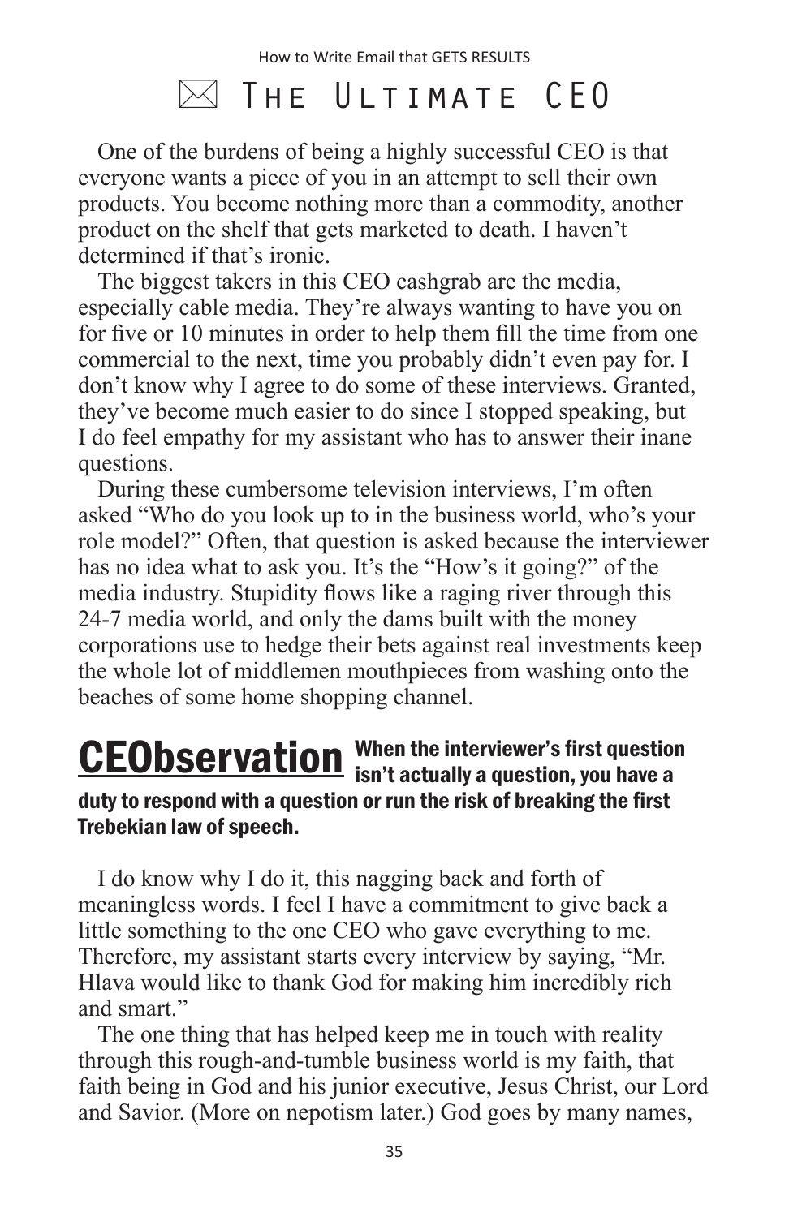# ✉ The Ultimate CEO

One of the burdens of being a highly successful CEO is that everyone wants a piece of you in an attempt to sell their own products. You become nothing more than a commodity, another product on the shelf that gets marketed to death. I haven't determined if that's ironic.

The biggest takers in this CEO cashgrab are the media, especially cable media. They're always wanting to have you on for five or 10 minutes in order to help them fill the time from one commercial to the next, time you probably didn't even pay for. I don't know why I agree to do some of these interviews. Granted, they've become much easier to do since I stopped speaking, but I do feel empathy for my assistant who has to answer their inane questions.

During these cumbersome television interviews, I'm often asked "Who do you look up to in the business world, who's your role model?" Often, that question is asked because the interviewer has no idea what to ask you. It's the "How's it going?" of the media industry. Stupidity flows like a raging river through this 24-7 media world, and only the dams built with the money corporations use to hedge their bets against real investments keep the whole lot of middlemen mouthpieces from washing onto the beaches of some home shopping channel.

**CEObservation** **When the interviewer's first question isn't actually a question, you have a duty to respond with a question or run the risk of breaking the first Trebekian law of speech.**

I do know why I do it, this nagging back and forth of meaningless words. I feel I have a commitment to give back a little something to the one CEO who gave everything to me. Therefore, my assistant starts every interview by saying, "Mr. Hlava would like to thank God for making him incredibly rich and smart."

The one thing that has helped keep me in touch with reality through this rough-and-tumble business world is my faith, that faith being in God and his junior executive, Jesus Christ, our Lord and Savior. (More on nepotism later.) God goes by many names,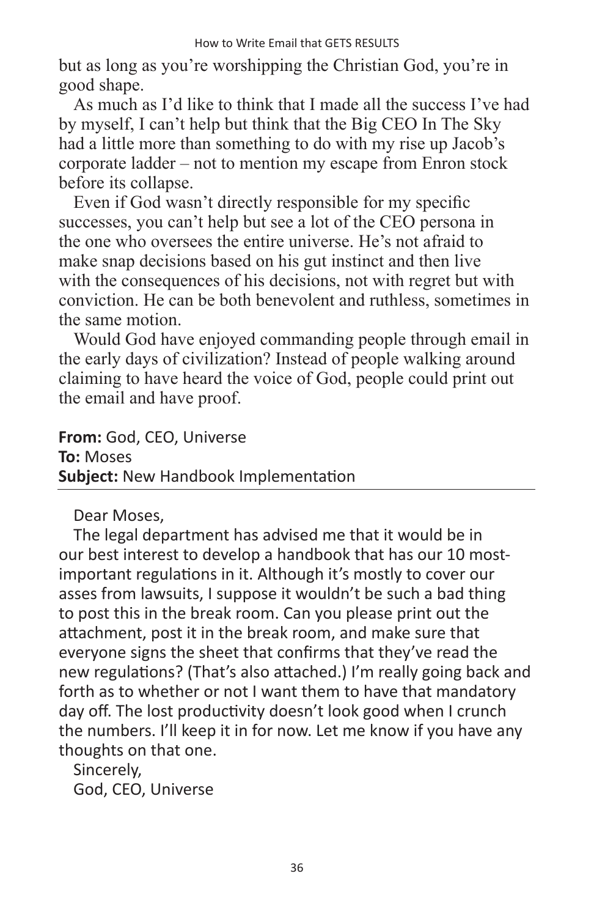but as long as you're worshipping the Christian God, you're in good shape.

As much as I'd like to think that I made all the success I've had by myself, I can't help but think that the Big CEO In The Sky had a little more than something to do with my rise up Jacob's corporate ladder – not to mention my escape from Enron stock before its collapse.

Even if God wasn't directly responsible for my specific successes, you can't help but see a lot of the CEO persona in the one who oversees the entire universe. He's not afraid to make snap decisions based on his gut instinct and then live with the consequences of his decisions, not with regret but with conviction. He can be both benevolent and ruthless, sometimes in the same motion.

Would God have enjoyed commanding people through email in the early days of civilization? Instead of people walking around claiming to have heard the voice of God, people could print out the email and have proof.

**From:** God, CEO, Universe
**To:** Moses
**Subject:** New Handbook Implementation

---

Dear Moses,

The legal department has advised me that it would be in our best interest to develop a handbook that has our 10 most-important regulations in it. Although it's mostly to cover our asses from lawsuits, I suppose it wouldn't be such a bad thing to post this in the break room. Can you please print out the attachment, post it in the break room, and make sure that everyone signs the sheet that confirms that they've read the new regulations? (That's also attached.) I'm really going back and forth as to whether or not I want them to have that mandatory day off. The lost productivity doesn't look good when I crunch the numbers. I'll keep it in for now. Let me know if you have any thoughts on that one.

Sincerely,
God, CEO, Universe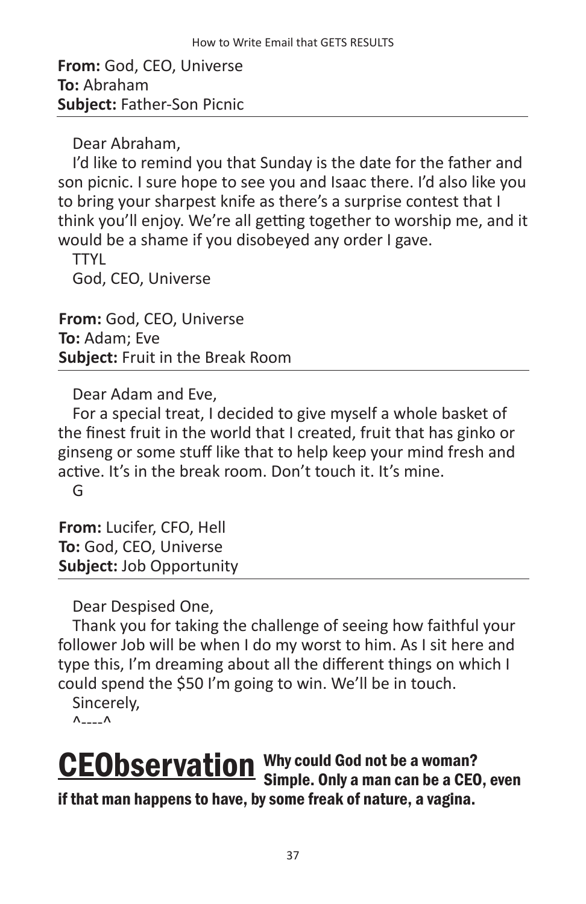**From:** God, CEO, Universe
**To:** Abraham
**Subject:** Father-Son Picnic

---

Dear Abraham,

I'd like to remind you that Sunday is the date for the father and son picnic. I sure hope to see you and Isaac there. I'd also like you to bring your sharpest knife as there's a surprise contest that I think you'll enjoy. We're all getting together to worship me, and it would be a shame if you disobeyed any order I gave.

TTYL

God, CEO, Universe

**From:** God, CEO, Universe
**To:** Adam; Eve
**Subject:** Fruit in the Break Room

---

Dear Adam and Eve,

For a special treat, I decided to give myself a whole basket of the finest fruit in the world that I created, fruit that has ginko or ginseng or some stuff like that to help keep your mind fresh and active. It's in the break room. Don't touch it. It's mine.

G

**From:** Lucifer, CFO, Hell
**To:** God, CEO, Universe
**Subject:** Job Opportunity

---

Dear Despised One,

Thank you for taking the challenge of seeing how faithful your follower Job will be when I do my worst to him. As I sit here and type this, I'm dreaming about all the different things on which I could spend the $50 I'm going to win. We'll be in touch.

Sincerely,

^----^

**CEObservation** **Why could God not be a woman? Simple. Only a man can be a CEO, even if that man happens to have, by some freak of nature, a vagina.**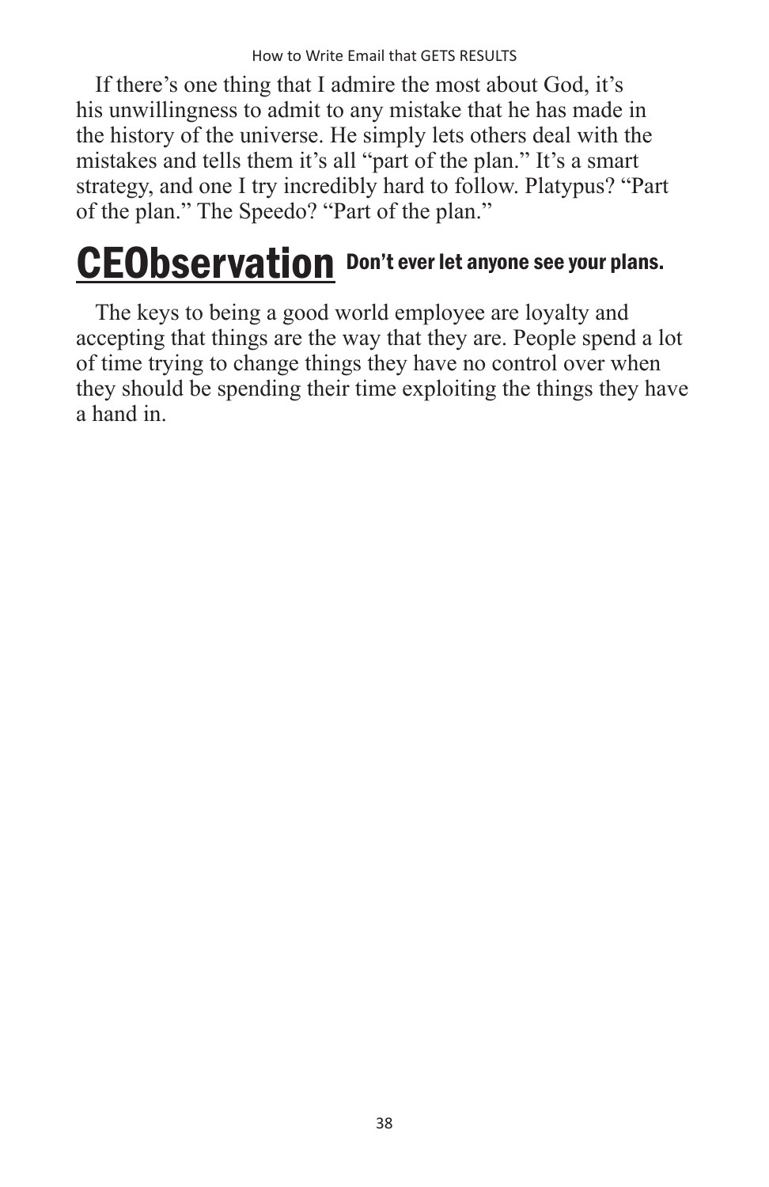If there's one thing that I admire the most about God, it's his unwillingness to admit to any mistake that he has made in the history of the universe. He simply lets others deal with the mistakes and tells them it's all "part of the plan." It's a smart strategy, and one I try incredibly hard to follow. Platypus? "Part of the plan." The Speedo? "Part of the plan."

## CEObservation **Don't ever let anyone see your plans.**

The keys to being a good world employee are loyalty and accepting that things are the way that they are. People spend a lot of time trying to change things they have no control over when they should be spending their time exploiting the things they have a hand in.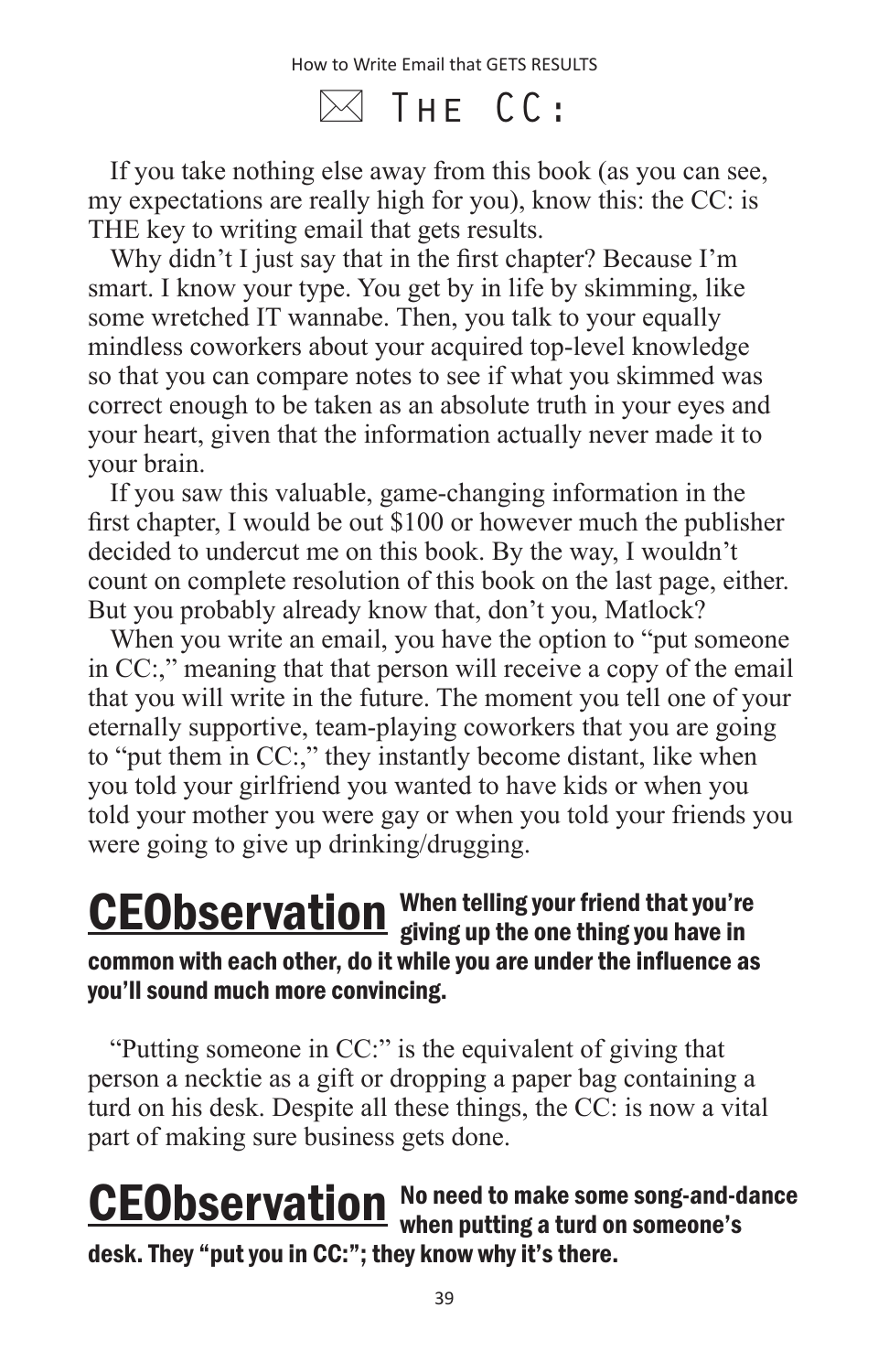# ✉ The CC:

If you take nothing else away from this book (as you can see, my expectations are really high for you), know this: the CC: is THE key to writing email that gets results.

Why didn't I just say that in the first chapter? Because I'm smart. I know your type. You get by in life by skimming, like some wretched IT wannabe. Then, you talk to your equally mindless coworkers about your acquired top-level knowledge so that you can compare notes to see if what you skimmed was correct enough to be taken as an absolute truth in your eyes and your heart, given that the information actually never made it to your brain.

If you saw this valuable, game-changing information in the first chapter, I would be out $100 or however much the publisher decided to undercut me on this book. By the way, I wouldn't count on complete resolution of this book on the last page, either. But you probably already know that, don't you, Matlock?

When you write an email, you have the option to "put someone in CC:," meaning that that person will receive a copy of the email that you will write in the future. The moment you tell one of your eternally supportive, team-playing coworkers that you are going to "put them in CC:," they instantly become distant, like when you told your girlfriend you wanted to have kids or when you told your mother you were gay or when you told your friends you were going to give up drinking/drugging.

**CEObservation** **When telling your friend that you're giving up the one thing you have in common with each other, do it while you are under the influence as you'll sound much more convincing.**

"Putting someone in CC:" is the equivalent of giving that person a necktie as a gift or dropping a paper bag containing a turd on his desk. Despite all these things, the CC: is now a vital part of making sure business gets done.

**CEObservation** **No need to make some song-and-dance when putting a turd on someone's desk. They "put you in CC:"; they know why it's there.**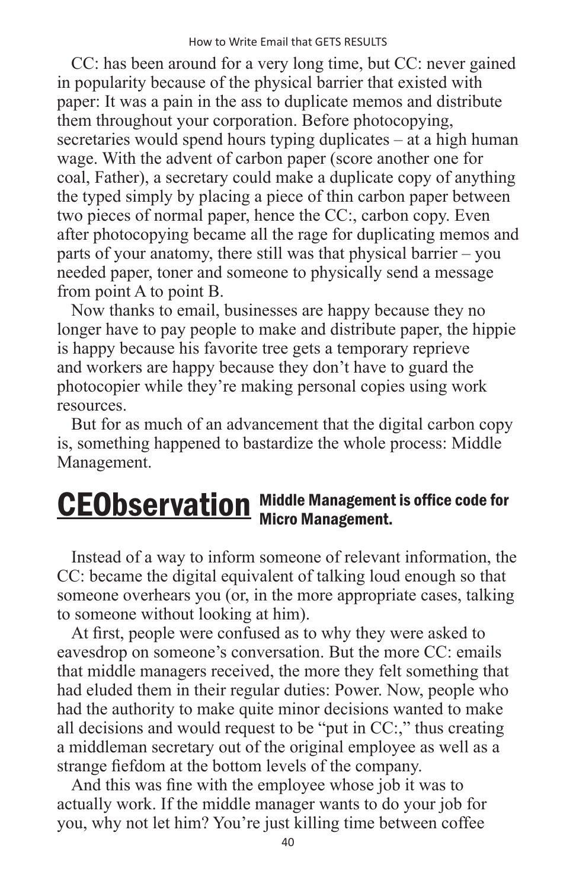CC: has been around for a very long time, but CC: never gained in popularity because of the physical barrier that existed with paper: It was a pain in the ass to duplicate memos and distribute them throughout your corporation. Before photocopying, secretaries would spend hours typing duplicates – at a high human wage. With the advent of carbon paper (score another one for coal, Father), a secretary could make a duplicate copy of anything the typed simply by placing a piece of thin carbon paper between two pieces of normal paper, hence the CC:, carbon copy. Even after photocopying became all the rage for duplicating memos and parts of your anatomy, there still was that physical barrier – you needed paper, toner and someone to physically send a message from point A to point B.

Now thanks to email, businesses are happy because they no longer have to pay people to make and distribute paper, the hippie is happy because his favorite tree gets a temporary reprieve and workers are happy because they don't have to guard the photocopier while they're making personal copies using work resources.

But for as much of an advancement that the digital carbon copy is, something happened to bastardize the whole process: Middle Management.

**CEObservation** **Middle Management is office code for Micro Management.**

Instead of a way to inform someone of relevant information, the CC: became the digital equivalent of talking loud enough so that someone overhears you (or, in the more appropriate cases, talking to someone without looking at him).

At first, people were confused as to why they were asked to eavesdrop on someone's conversation. But the more CC: emails that middle managers received, the more they felt something that had eluded them in their regular duties: Power. Now, people who had the authority to make quite minor decisions wanted to make all decisions and would request to be "put in CC:," thus creating a middleman secretary out of the original employee as well as a strange fiefdom at the bottom levels of the company.

And this was fine with the employee whose job it was to actually work. If the middle manager wants to do your job for you, why not let him? You're just killing time between coffee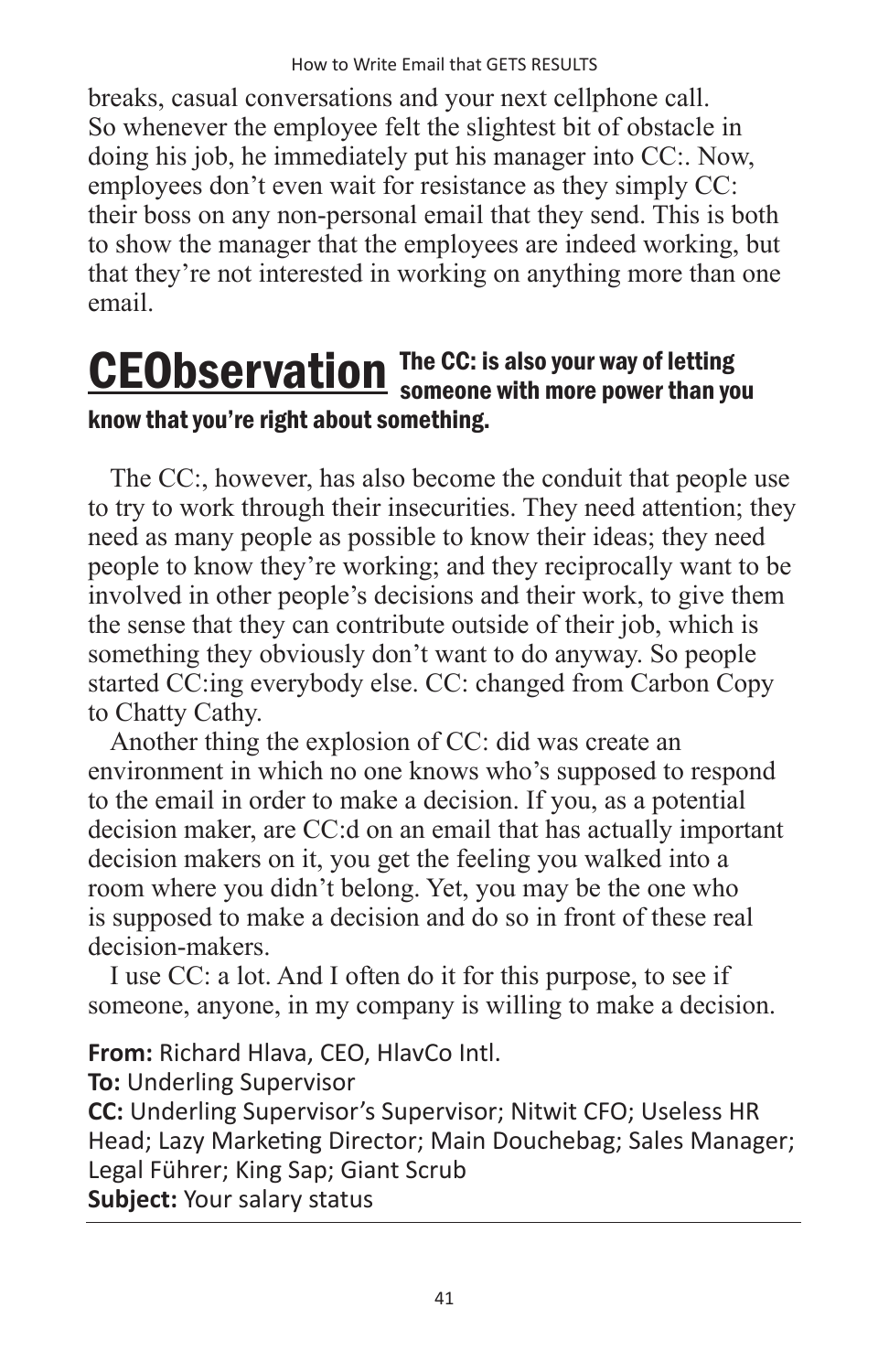breaks, casual conversations and your next cellphone call. So whenever the employee felt the slightest bit of obstacle in doing his job, he immediately put his manager into CC:. Now, employees don't even wait for resistance as they simply CC: their boss on any non-personal email that they send. This is both to show the manager that the employees are indeed working, but that they're not interested in working on anything more than one email.

**CEObservation** **The CC: is also your way of letting someone with more power than you know that you're right about something.**

The CC:, however, has also become the conduit that people use to try to work through their insecurities. They need attention; they need as many people as possible to know their ideas; they need people to know they're working; and they reciprocally want to be involved in other people's decisions and their work, to give them the sense that they can contribute outside of their job, which is something they obviously don't want to do anyway. So people started CC:ing everybody else. CC: changed from Carbon Copy to Chatty Cathy.

Another thing the explosion of CC: did was create an environment in which no one knows who's supposed to respond to the email in order to make a decision. If you, as a potential decision maker, are CC:d on an email that has actually important decision makers on it, you get the feeling you walked into a room where you didn't belong. Yet, you may be the one who is supposed to make a decision and do so in front of these real decision-makers.

I use CC: a lot. And I often do it for this purpose, to see if someone, anyone, in my company is willing to make a decision.

**From:** Richard Hlava, CEO, HlavCo Intl.
**To:** Underling Supervisor
**CC:** Underling Supervisor's Supervisor; Nitwit CFO; Useless HR Head; Lazy Marketing Director; Main Douchebag; Sales Manager; Legal Führer; King Sap; Giant Scrub
**Subject:** Your salary status

---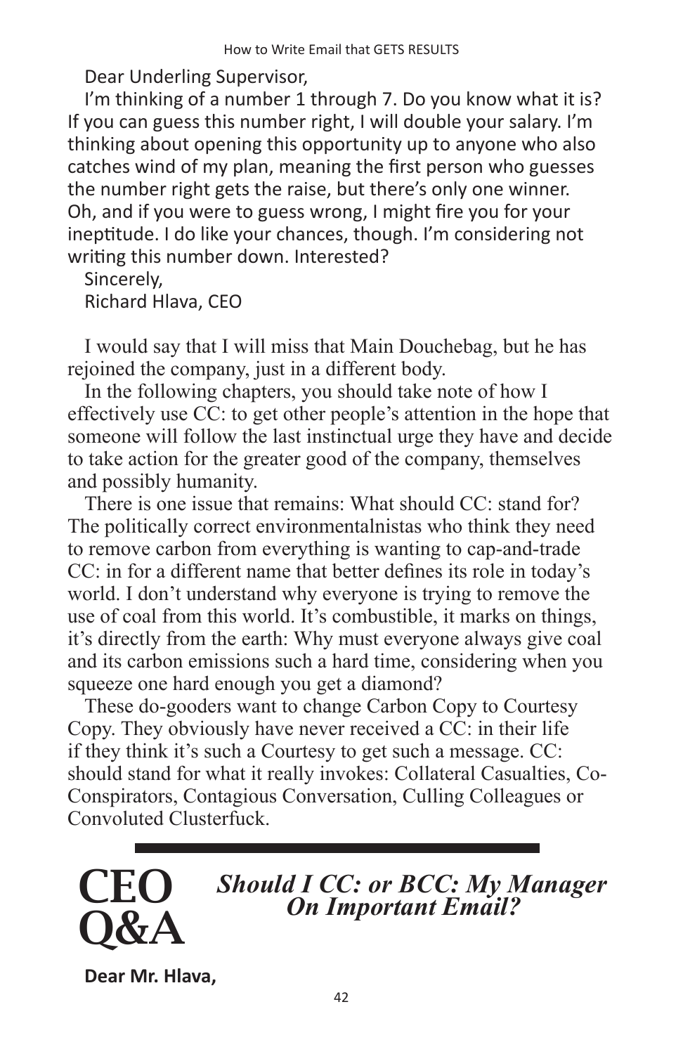Dear Underling Supervisor,

I'm thinking of a number 1 through 7. Do you know what it is? If you can guess this number right, I will double your salary. I'm thinking about opening this opportunity up to anyone who also catches wind of my plan, meaning the first person who guesses the number right gets the raise, but there's only one winner. Oh, and if you were to guess wrong, I might fire you for your ineptitude. I do like your chances, though. I'm considering not writing this number down. Interested?

Sincerely,
Richard Hlava, CEO

I would say that I will miss that Main Douchebag, but he has rejoined the company, just in a different body.

In the following chapters, you should take note of how I effectively use CC: to get other people's attention in the hope that someone will follow the last instinctual urge they have and decide to take action for the greater good of the company, themselves and possibly humanity.

There is one issue that remains: What should CC: stand for? The politically correct environmentalnistas who think they need to remove carbon from everything is wanting to cap-and-trade CC: in for a different name that better defines its role in today's world. I don't understand why everyone is trying to remove the use of coal from this world. It's combustible, it marks on things, it's directly from the earth: Why must everyone always give coal and its carbon emissions such a hard time, considering when you squeeze one hard enough you get a diamond?

These do-gooders want to change Carbon Copy to Courtesy Copy. They obviously have never received a CC: in their life if they think it's such a Courtesy to get such a message. CC: should stand for what it really invokes: Collateral Casualties, Co-Conspirators, Contagious Conversation, Culling Colleagues or Convoluted Clusterfuck.

---

# CEO Q&A

## *Should I CC: or BCC: My Manager On Important Email?*

**Dear Mr. Hlava,**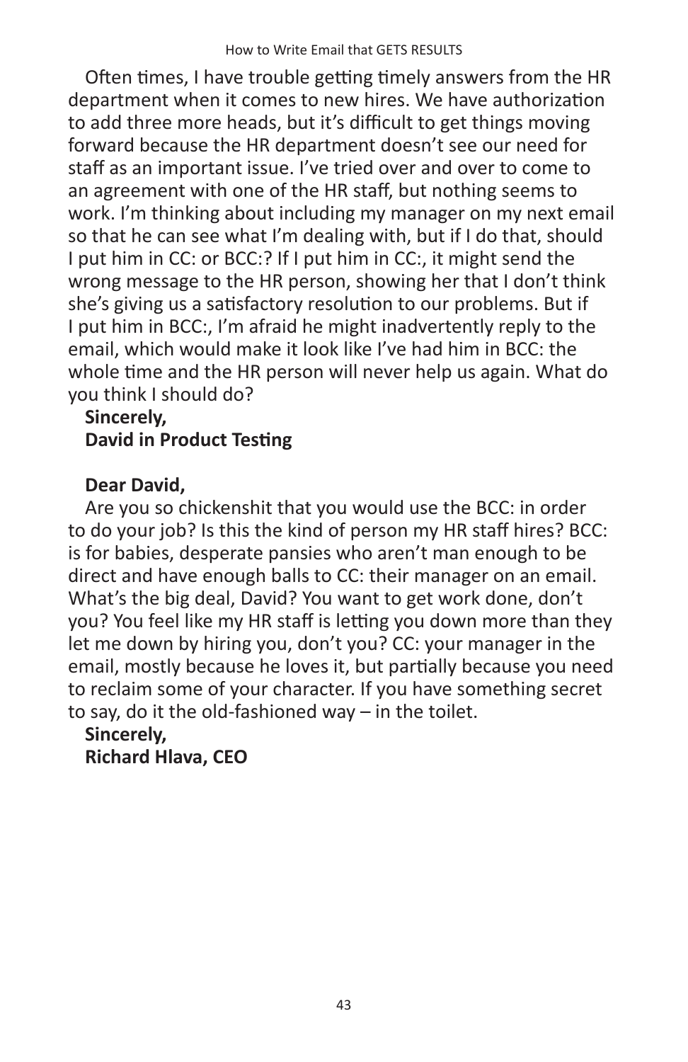Often times, I have trouble getting timely answers from the HR department when it comes to new hires. We have authorization to add three more heads, but it's difficult to get things moving forward because the HR department doesn't see our need for staff as an important issue. I've tried over and over to come to an agreement with one of the HR staff, but nothing seems to work. I'm thinking about including my manager on my next email so that he can see what I'm dealing with, but if I do that, should I put him in CC: or BCC:? If I put him in CC:, it might send the wrong message to the HR person, showing her that I don't think she's giving us a satisfactory resolution to our problems. But if I put him in BCC:, I'm afraid he might inadvertently reply to the email, which would make it look like I've had him in BCC: the whole time and the HR person will never help us again. What do you think I should do?

**Sincerely,**
**David in Product Testing**

**Dear David,**

Are you so chickenshit that you would use the BCC: in order to do your job? Is this the kind of person my HR staff hires? BCC: is for babies, desperate pansies who aren't man enough to be direct and have enough balls to CC: their manager on an email. What's the big deal, David? You want to get work done, don't you? You feel like my HR staff is letting you down more than they let me down by hiring you, don't you? CC: your manager in the email, mostly because he loves it, but partially because you need to reclaim some of your character. If you have something secret to say, do it the old-fashioned way – in the toilet.

**Sincerely,**
**Richard Hlava, CEO**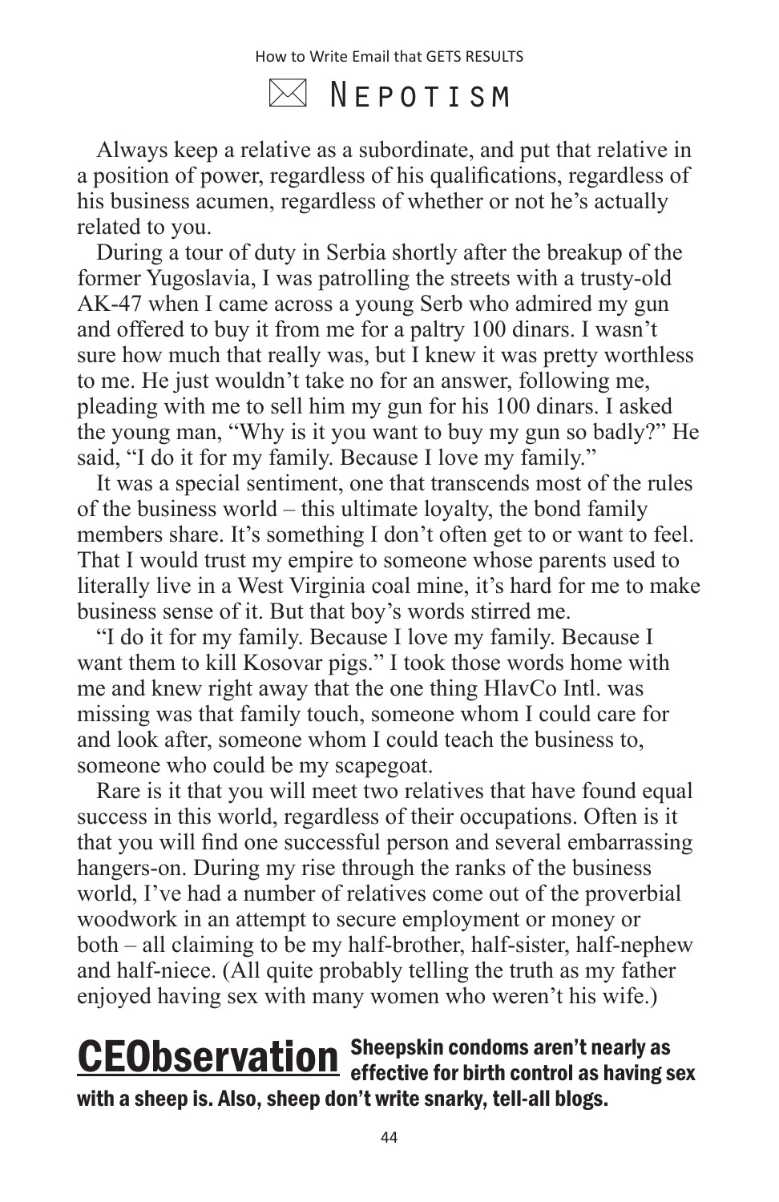## ✉ Nepotism

Always keep a relative as a subordinate, and put that relative in a position of power, regardless of his qualifications, regardless of his business acumen, regardless of whether or not he's actually related to you.

During a tour of duty in Serbia shortly after the breakup of the former Yugoslavia, I was patrolling the streets with a trusty-old AK-47 when I came across a young Serb who admired my gun and offered to buy it from me for a paltry 100 dinars. I wasn't sure how much that really was, but I knew it was pretty worthless to me. He just wouldn't take no for an answer, following me, pleading with me to sell him my gun for his 100 dinars. I asked the young man, "Why is it you want to buy my gun so badly?" He said, "I do it for my family. Because I love my family."

It was a special sentiment, one that transcends most of the rules of the business world – this ultimate loyalty, the bond family members share. It's something I don't often get to or want to feel. That I would trust my empire to someone whose parents used to literally live in a West Virginia coal mine, it's hard for me to make business sense of it. But that boy's words stirred me.

"I do it for my family. Because I love my family. Because I want them to kill Kosovar pigs." I took those words home with me and knew right away that the one thing HlavCo Intl. was missing was that family touch, someone whom I could care for and look after, someone whom I could teach the business to, someone who could be my scapegoat.

Rare is it that you will meet two relatives that have found equal success in this world, regardless of their occupations. Often is it that you will find one successful person and several embarrassing hangers-on. During my rise through the ranks of the business world, I've had a number of relatives come out of the proverbial woodwork in an attempt to secure employment or money or both – all claiming to be my half-brother, half-sister, half-nephew and half-niece. (All quite probably telling the truth as my father enjoyed having sex with many women who weren't his wife.)

**CEObservation** **Sheepskin condoms aren't nearly as effective for birth control as having sex with a sheep is. Also, sheep don't write snarky, tell-all blogs.**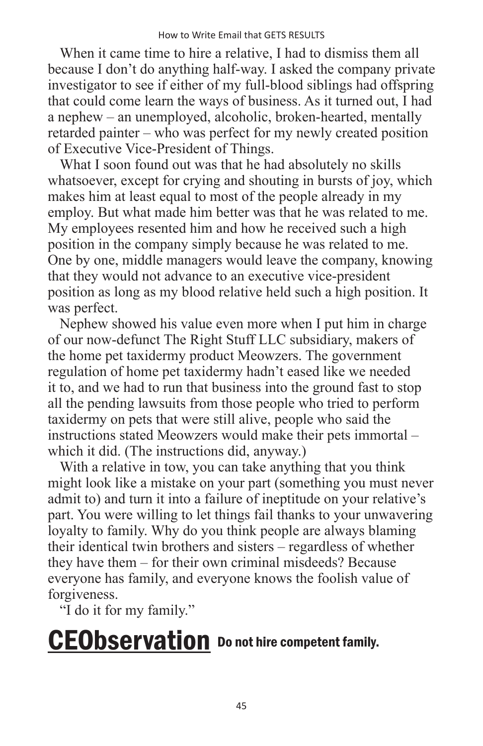When it came time to hire a relative, I had to dismiss them all because I don't do anything half-way. I asked the company private investigator to see if either of my full-blood siblings had offspring that could come learn the ways of business. As it turned out, I had a nephew – an unemployed, alcoholic, broken-hearted, mentally retarded painter – who was perfect for my newly created position of Executive Vice-President of Things.

What I soon found out was that he had absolutely no skills whatsoever, except for crying and shouting in bursts of joy, which makes him at least equal to most of the people already in my employ. But what made him better was that he was related to me. My employees resented him and how he received such a high position in the company simply because he was related to me. One by one, middle managers would leave the company, knowing that they would not advance to an executive vice-president position as long as my blood relative held such a high position. It was perfect.

Nephew showed his value even more when I put him in charge of our now-defunct The Right Stuff LLC subsidiary, makers of the home pet taxidermy product Meowzers. The government regulation of home pet taxidermy hadn't eased like we needed it to, and we had to run that business into the ground fast to stop all the pending lawsuits from those people who tried to perform taxidermy on pets that were still alive, people who said the instructions stated Meowzers would make their pets immortal – which it did. (The instructions did, anyway.)

With a relative in tow, you can take anything that you think might look like a mistake on your part (something you must never admit to) and turn it into a failure of ineptitude on your relative's part. You were willing to let things fail thanks to your unwavering loyalty to family. Why do you think people are always blaming their identical twin brothers and sisters – regardless of whether they have them – for their own criminal misdeeds? Because everyone has family, and everyone knows the foolish value of forgiveness.

"I do it for my family."

## CEObservation **Do not hire competent family.**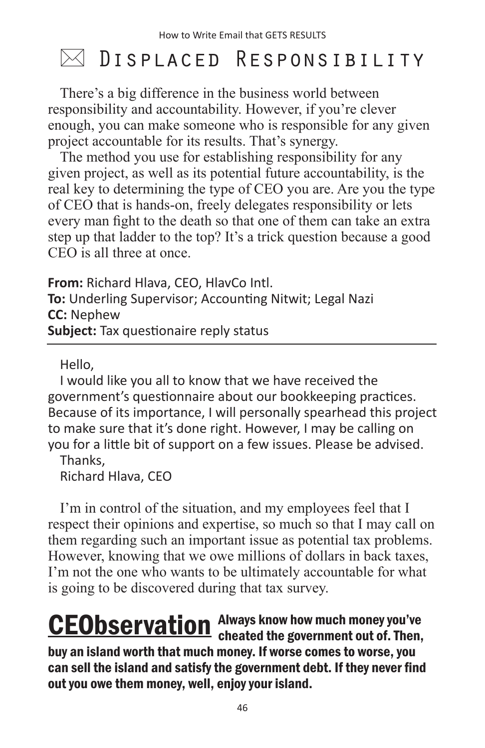# ✉ Displaced Responsibility

There's a big difference in the business world between responsibility and accountability. However, if you're clever enough, you can make someone who is responsible for any given project accountable for its results. That's synergy.

The method you use for establishing responsibility for any given project, as well as its potential future accountability, is the real key to determining the type of CEO you are. Are you the type of CEO that is hands-on, freely delegates responsibility or lets every man fight to the death so that one of them can take an extra step up that ladder to the top? It's a trick question because a good CEO is all three at once.

**From:** Richard Hlava, CEO, HlavCo Intl.
**To:** Underling Supervisor; Accounting Nitwit; Legal Nazi
**CC:** Nephew
**Subject:** Tax questionaire reply status

---

Hello,

I would like you all to know that we have received the government's questionnaire about our bookkeeping practices. Because of its importance, I will personally spearhead this project to make sure that it's done right. However, I may be calling on you for a little bit of support on a few issues. Please be advised.

Thanks,
Richard Hlava, CEO

I'm in control of the situation, and my employees feel that I respect their opinions and expertise, so much so that I may call on them regarding such an important issue as potential tax problems. However, knowing that we owe millions of dollars in back taxes, I'm not the one who wants to be ultimately accountable for what is going to be discovered during that tax survey.

**CEObservation** **Always know how much money you've cheated the government out of. Then, buy an island worth that much money. If worse comes to worse, you can sell the island and satisfy the government debt. If they never find out you owe them money, well, enjoy your island.**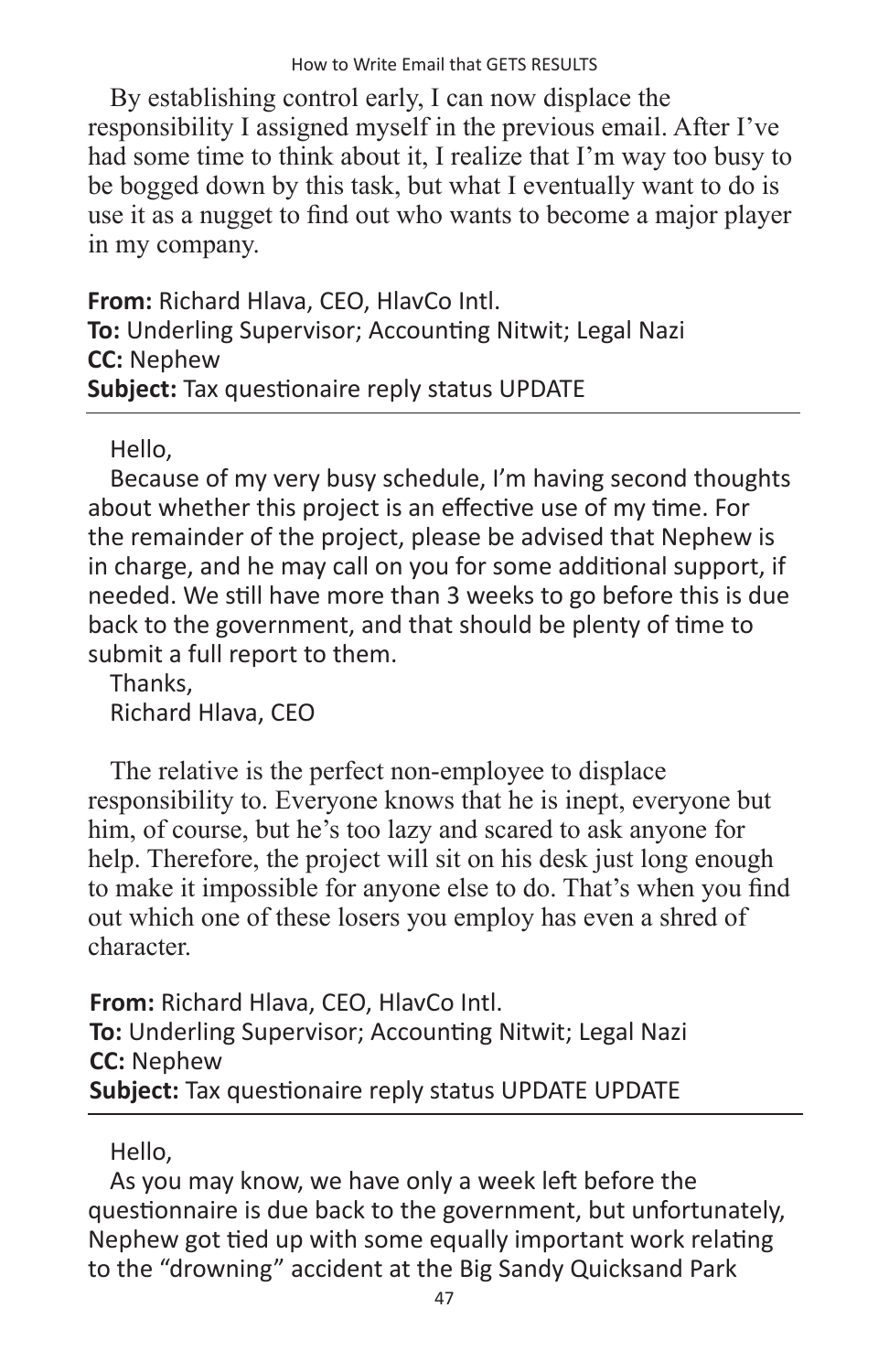By establishing control early, I can now displace the responsibility I assigned myself in the previous email. After I've had some time to think about it, I realize that I'm way too busy to be bogged down by this task, but what I eventually want to do is use it as a nugget to find out who wants to become a major player in my company.

**From:** Richard Hlava, CEO, HlavCo Intl.
**To:** Underling Supervisor; Accounting Nitwit; Legal Nazi
**CC:** Nephew
**Subject:** Tax questionaire reply status UPDATE

---

Hello,

Because of my very busy schedule, I'm having second thoughts about whether this project is an effective use of my time. For the remainder of the project, please be advised that Nephew is in charge, and he may call on you for some additional support, if needed. We still have more than 3 weeks to go before this is due back to the government, and that should be plenty of time to submit a full report to them.

Thanks,
Richard Hlava, CEO

The relative is the perfect non-employee to displace responsibility to. Everyone knows that he is inept, everyone but him, of course, but he's too lazy and scared to ask anyone for help. Therefore, the project will sit on his desk just long enough to make it impossible for anyone else to do. That's when you find out which one of these losers you employ has even a shred of character.

**From:** Richard Hlava, CEO, HlavCo Intl.
**To:** Underling Supervisor; Accounting Nitwit; Legal Nazi
**CC:** Nephew
**Subject:** Tax questionaire reply status UPDATE UPDATE

---

Hello,

As you may know, we have only a week left before the questionnaire is due back to the government, but unfortunately, Nephew got tied up with some equally important work relating to the "drowning" accident at the Big Sandy Quicksand Park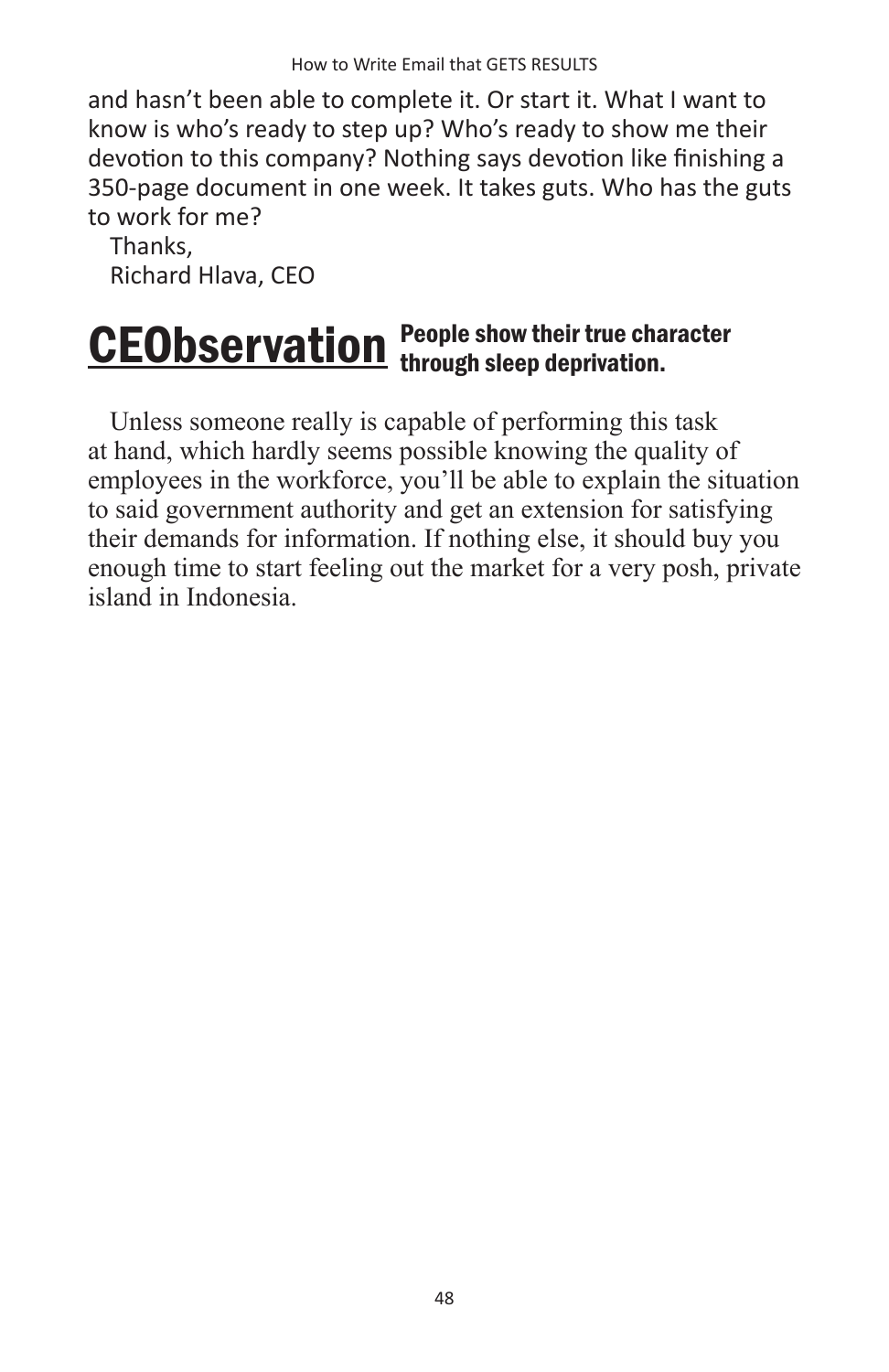and hasn't been able to complete it. Or start it. What I want to know is who's ready to step up? Who's ready to show me their devotion to this company? Nothing says devotion like finishing a 350-page document in one week. It takes guts. Who has the guts to work for me?

Thanks,
Richard Hlava, CEO

## CEObservation **People show their true character through sleep deprivation.**

Unless someone really is capable of performing this task at hand, which hardly seems possible knowing the quality of employees in the workforce, you'll be able to explain the situation to said government authority and get an extension for satisfying their demands for information. If nothing else, it should buy you enough time to start feeling out the market for a very posh, private island in Indonesia.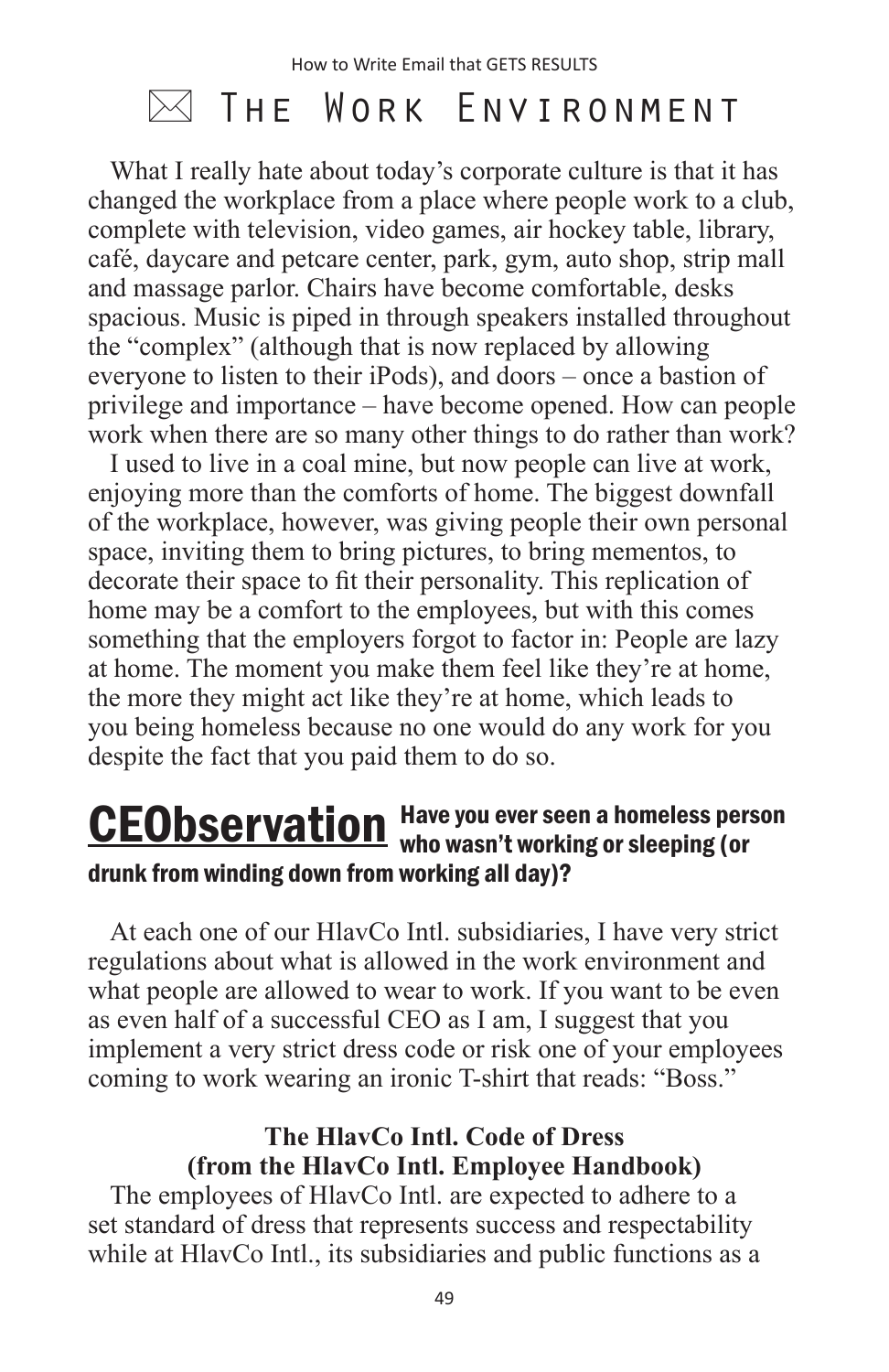# ✉ The Work Environment

What I really hate about today's corporate culture is that it has changed the workplace from a place where people work to a club, complete with television, video games, air hockey table, library, café, daycare and petcare center, park, gym, auto shop, strip mall and massage parlor. Chairs have become comfortable, desks spacious. Music is piped in through speakers installed throughout the "complex" (although that is now replaced by allowing everyone to listen to their iPods), and doors – once a bastion of privilege and importance – have become opened. How can people work when there are so many other things to do rather than work?

I used to live in a coal mine, but now people can live at work, enjoying more than the comforts of home. The biggest downfall of the workplace, however, was giving people their own personal space, inviting them to bring pictures, to bring mementos, to decorate their space to fit their personality. This replication of home may be a comfort to the employees, but with this comes something that the employers forgot to factor in: People are lazy at home. The moment you make them feel like they're at home, the more they might act like they're at home, which leads to you being homeless because no one would do any work for you despite the fact that you paid them to do so.

**CEObservation** **Have you ever seen a homeless person who wasn't working or sleeping (or drunk from winding down from working all day)?**

At each one of our HlavCo Intl. subsidiaries, I have very strict regulations about what is allowed in the work environment and what people are allowed to wear to work. If you want to be even as even half of a successful CEO as I am, I suggest that you implement a very strict dress code or risk one of your employees coming to work wearing an ironic T-shirt that reads: "Boss."

**The HlavCo Intl. Code of Dress**
**(from the HlavCo Intl. Employee Handbook)**

The employees of HlavCo Intl. are expected to adhere to a set standard of dress that represents success and respectability while at HlavCo Intl., its subsidiaries and public functions as a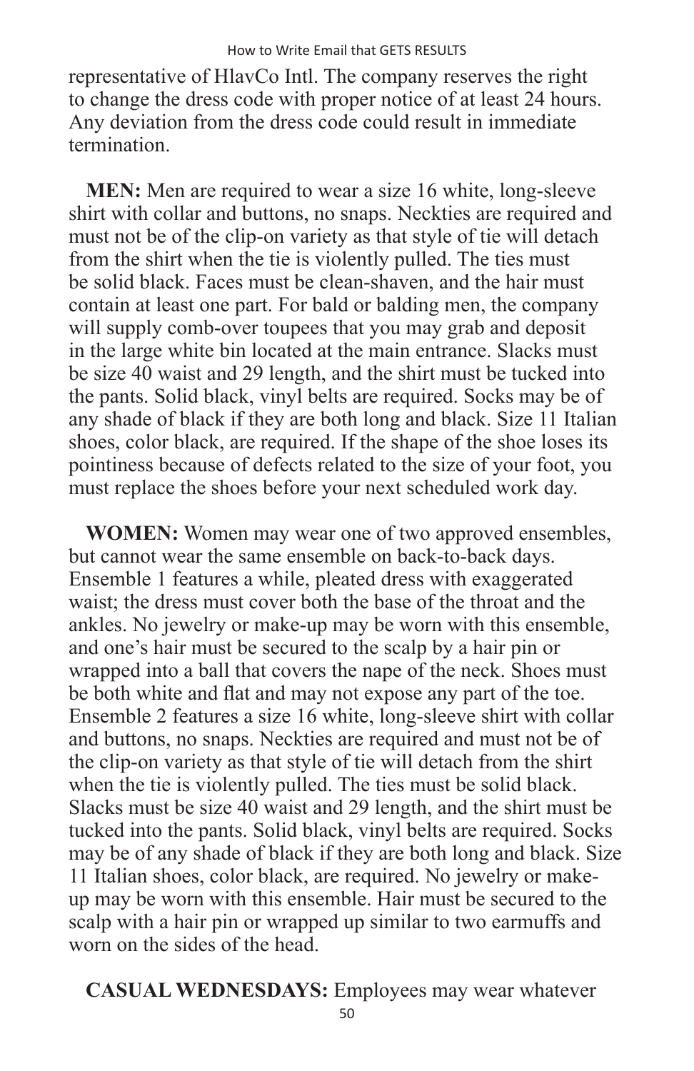representative of HlavCo Intl. The company reserves the right to change the dress code with proper notice of at least 24 hours. Any deviation from the dress code could result in immediate termination.

**MEN:** Men are required to wear a size 16 white, long-sleeve shirt with collar and buttons, no snaps. Neckties are required and must not be of the clip-on variety as that style of tie will detach from the shirt when the tie is violently pulled. The ties must be solid black. Faces must be clean-shaven, and the hair must contain at least one part. For bald or balding men, the company will supply comb-over toupees that you may grab and deposit in the large white bin located at the main entrance. Slacks must be size 40 waist and 29 length, and the shirt must be tucked into the pants. Solid black, vinyl belts are required. Socks may be of any shade of black if they are both long and black. Size 11 Italian shoes, color black, are required. If the shape of the shoe loses its pointiness because of defects related to the size of your foot, you must replace the shoes before your next scheduled work day.

**WOMEN:** Women may wear one of two approved ensembles, but cannot wear the same ensemble on back-to-back days. Ensemble 1 features a while, pleated dress with exaggerated waist; the dress must cover both the base of the throat and the ankles. No jewelry or make-up may be worn with this ensemble, and one's hair must be secured to the scalp by a hair pin or wrapped into a ball that covers the nape of the neck. Shoes must be both white and flat and may not expose any part of the toe. Ensemble 2 features a size 16 white, long-sleeve shirt with collar and buttons, no snaps. Neckties are required and must not be of the clip-on variety as that style of tie will detach from the shirt when the tie is violently pulled. The ties must be solid black. Slacks must be size 40 waist and 29 length, and the shirt must be tucked into the pants. Solid black, vinyl belts are required. Socks may be of any shade of black if they are both long and black. Size 11 Italian shoes, color black, are required. No jewelry or make-up may be worn with this ensemble. Hair must be secured to the scalp with a hair pin or wrapped up similar to two earmuffs and worn on the sides of the head.

**CASUAL WEDNESDAYS:** Employees may wear whatever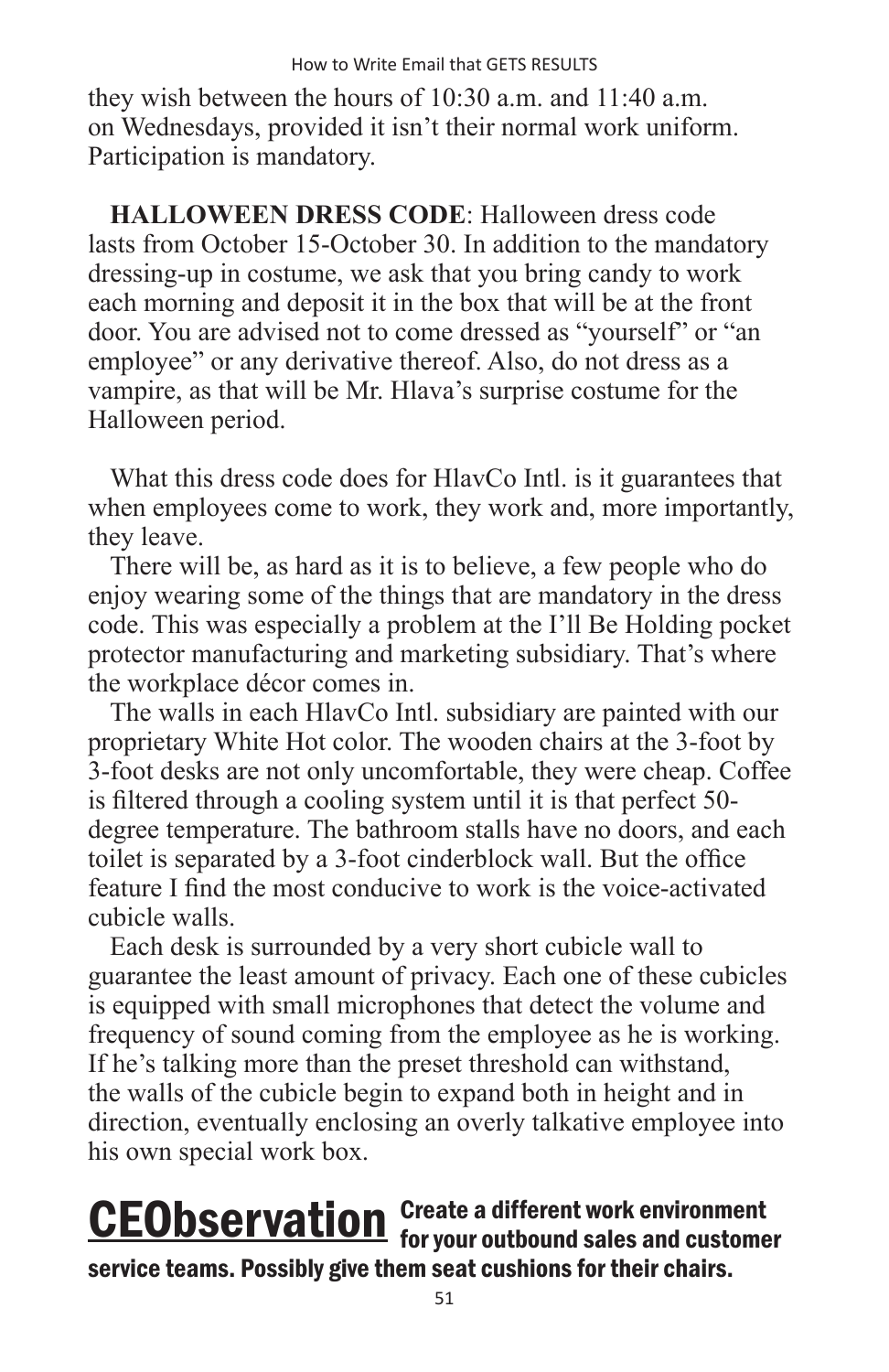they wish between the hours of 10:30 a.m. and 11:40 a.m. on Wednesdays, provided it isn't their normal work uniform. Participation is mandatory.

**HALLOWEEN DRESS CODE**: Halloween dress code lasts from October 15-October 30. In addition to the mandatory dressing-up in costume, we ask that you bring candy to work each morning and deposit it in the box that will be at the front door. You are advised not to come dressed as "yourself" or "an employee" or any derivative thereof. Also, do not dress as a vampire, as that will be Mr. Hlava's surprise costume for the Halloween period.

What this dress code does for HlavCo Intl. is it guarantees that when employees come to work, they work and, more importantly, they leave.

There will be, as hard as it is to believe, a few people who do enjoy wearing some of the things that are mandatory in the dress code. This was especially a problem at the I'll Be Holding pocket protector manufacturing and marketing subsidiary. That's where the workplace décor comes in.

The walls in each HlavCo Intl. subsidiary are painted with our proprietary White Hot color. The wooden chairs at the 3-foot by 3-foot desks are not only uncomfortable, they were cheap. Coffee is filtered through a cooling system until it is that perfect 50-degree temperature. The bathroom stalls have no doors, and each toilet is separated by a 3-foot cinderblock wall. But the office feature I find the most conducive to work is the voice-activated cubicle walls.

Each desk is surrounded by a very short cubicle wall to guarantee the least amount of privacy. Each one of these cubicles is equipped with small microphones that detect the volume and frequency of sound coming from the employee as he is working. If he's talking more than the preset threshold can withstand, the walls of the cubicle begin to expand both in height and in direction, eventually enclosing an overly talkative employee into his own special work box.

**CEObservation** **Create a different work environment for your outbound sales and customer service teams. Possibly give them seat cushions for their chairs.**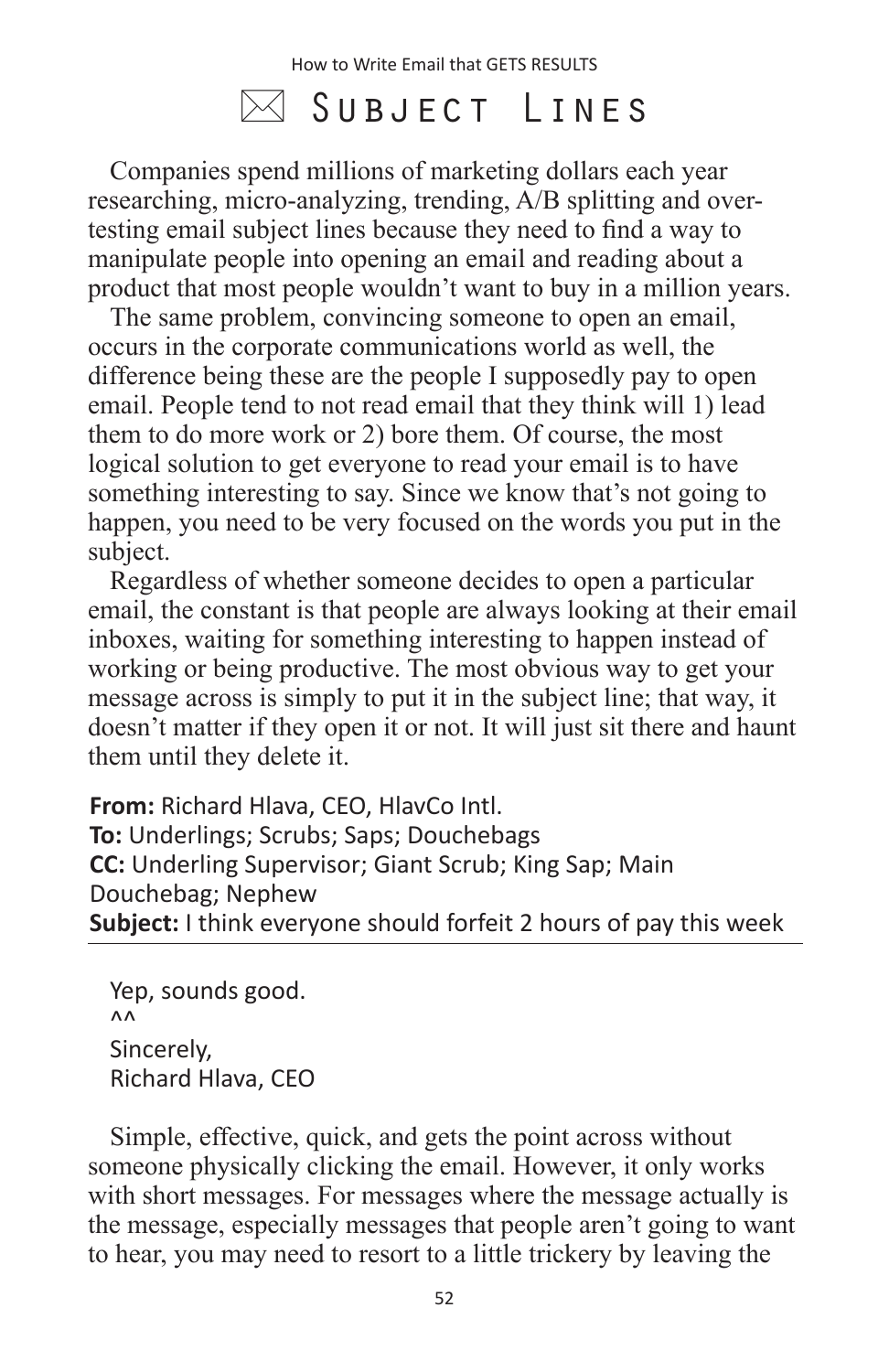# ✉ Subject Lines

Companies spend millions of marketing dollars each year researching, micro-analyzing, trending, A/B splitting and over-testing email subject lines because they need to find a way to manipulate people into opening an email and reading about a product that most people wouldn't want to buy in a million years.

The same problem, convincing someone to open an email, occurs in the corporate communications world as well, the difference being these are the people I supposedly pay to open email. People tend to not read email that they think will 1) lead them to do more work or 2) bore them. Of course, the most logical solution to get everyone to read your email is to have something interesting to say. Since we know that's not going to happen, you need to be very focused on the words you put in the subject.

Regardless of whether someone decides to open a particular email, the constant is that people are always looking at their email inboxes, waiting for something interesting to happen instead of working or being productive. The most obvious way to get your message across is simply to put it in the subject line; that way, it doesn't matter if they open it or not. It will just sit there and haunt them until they delete it.

**From:** Richard Hlava, CEO, HlavCo Intl.
**To:** Underlings; Scrubs; Saps; Douchebags
**CC:** Underling Supervisor; Giant Scrub; King Sap; Main Douchebag; Nephew
**Subject:** I think everyone should forfeit 2 hours of pay this week

---

Yep, sounds good.
^^
Sincerely,
Richard Hlava, CEO

Simple, effective, quick, and gets the point across without someone physically clicking the email. However, it only works with short messages. For messages where the message actually is the message, especially messages that people aren't going to want to hear, you may need to resort to a little trickery by leaving the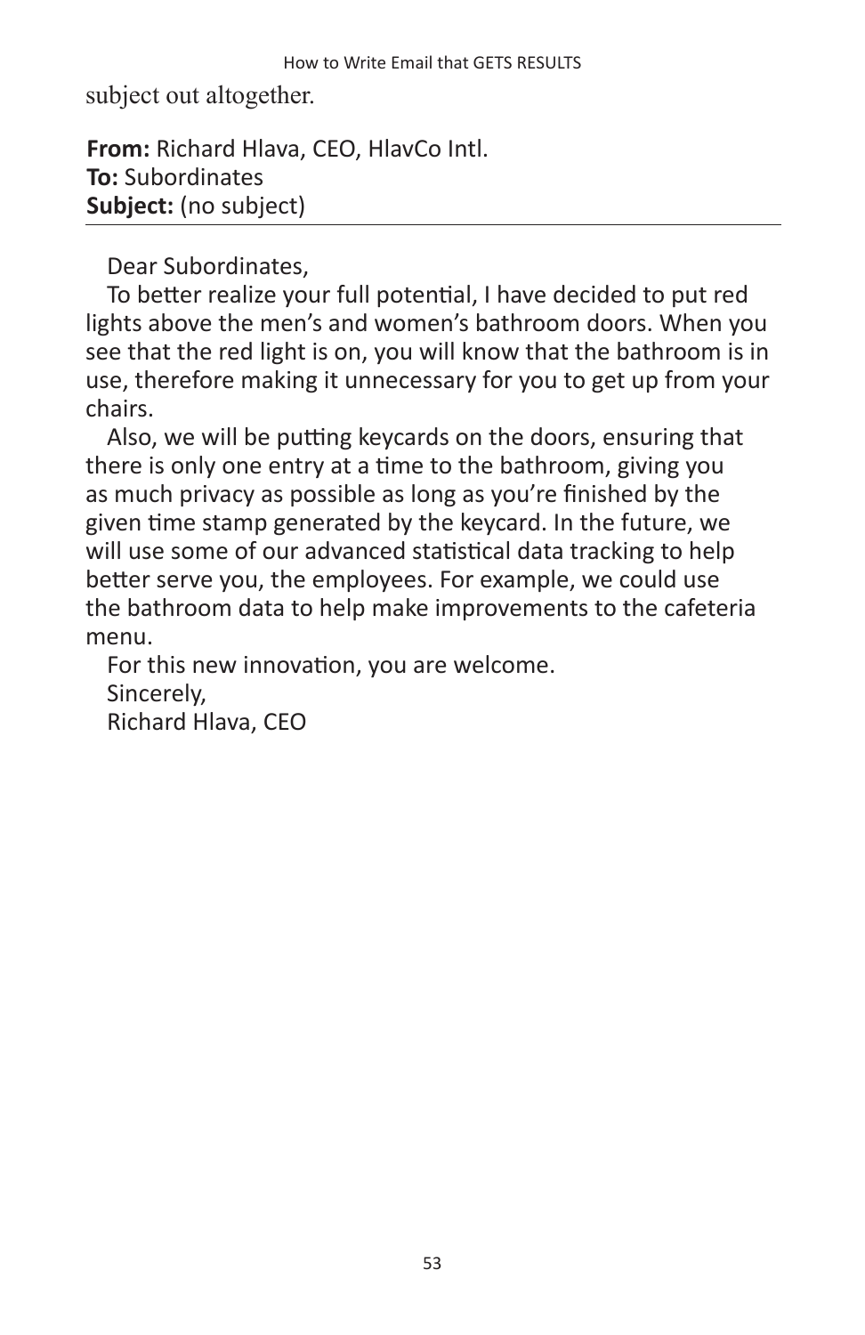subject out altogether.

**From:** Richard Hlava, CEO, HlavCo Intl.
**To:** Subordinates
**Subject:** (no subject)

---

Dear Subordinates,

To better realize your full potential, I have decided to put red lights above the men's and women's bathroom doors. When you see that the red light is on, you will know that the bathroom is in use, therefore making it unnecessary for you to get up from your chairs.

Also, we will be putting keycards on the doors, ensuring that there is only one entry at a time to the bathroom, giving you as much privacy as possible as long as you're finished by the given time stamp generated by the keycard. In the future, we will use some of our advanced statistical data tracking to help better serve you, the employees. For example, we could use the bathroom data to help make improvements to the cafeteria menu.

For this new innovation, you are welcome.

Sincerely,

Richard Hlava, CEO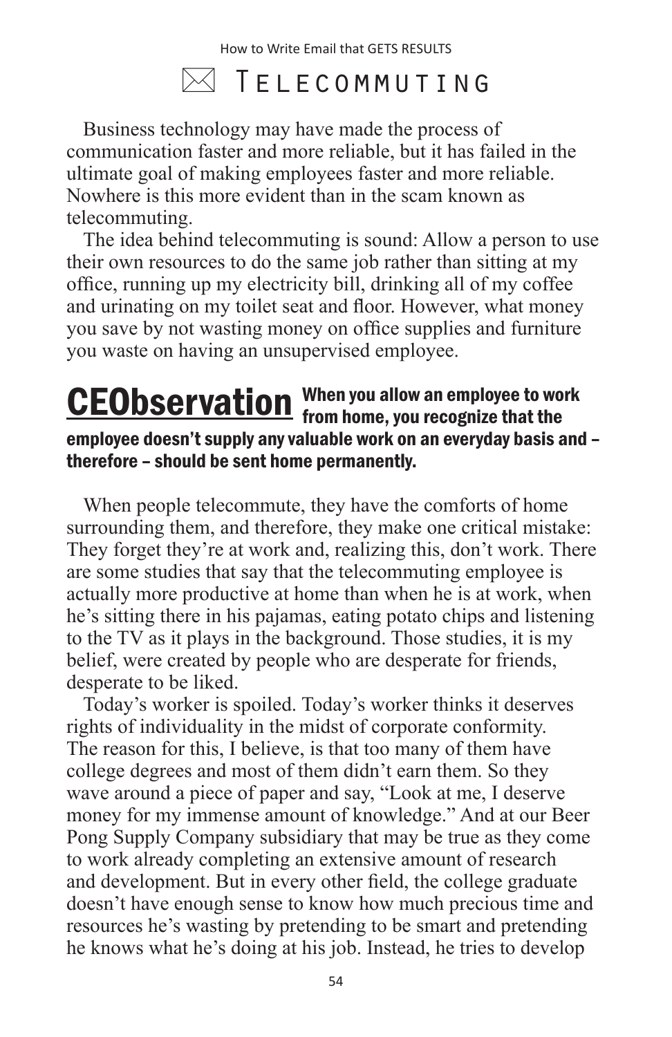# Telecommuting

Business technology may have made the process of communication faster and more reliable, but it has failed in the ultimate goal of making employees faster and more reliable. Nowhere is this more evident than in the scam known as telecommuting.

The idea behind telecommuting is sound: Allow a person to use their own resources to do the same job rather than sitting at my office, running up my electricity bill, drinking all of my coffee and urinating on my toilet seat and floor. However, what money you save by not wasting money on office supplies and furniture you waste on having an unsupervised employee.

**CEObservation** **When you allow an employee to work from home, you recognize that the employee doesn't supply any valuable work on an everyday basis and – therefore – should be sent home permanently.**

When people telecommute, they have the comforts of home surrounding them, and therefore, they make one critical mistake: They forget they're at work and, realizing this, don't work. There are some studies that say that the telecommuting employee is actually more productive at home than when he is at work, when he's sitting there in his pajamas, eating potato chips and listening to the TV as it plays in the background. Those studies, it is my belief, were created by people who are desperate for friends, desperate to be liked.

Today's worker is spoiled. Today's worker thinks it deserves rights of individuality in the midst of corporate conformity. The reason for this, I believe, is that too many of them have college degrees and most of them didn't earn them. So they wave around a piece of paper and say, "Look at me, I deserve money for my immense amount of knowledge." And at our Beer Pong Supply Company subsidiary that may be true as they come to work already completing an extensive amount of research and development. But in every other field, the college graduate doesn't have enough sense to know how much precious time and resources he's wasting by pretending to be smart and pretending he knows what he's doing at his job. Instead, he tries to develop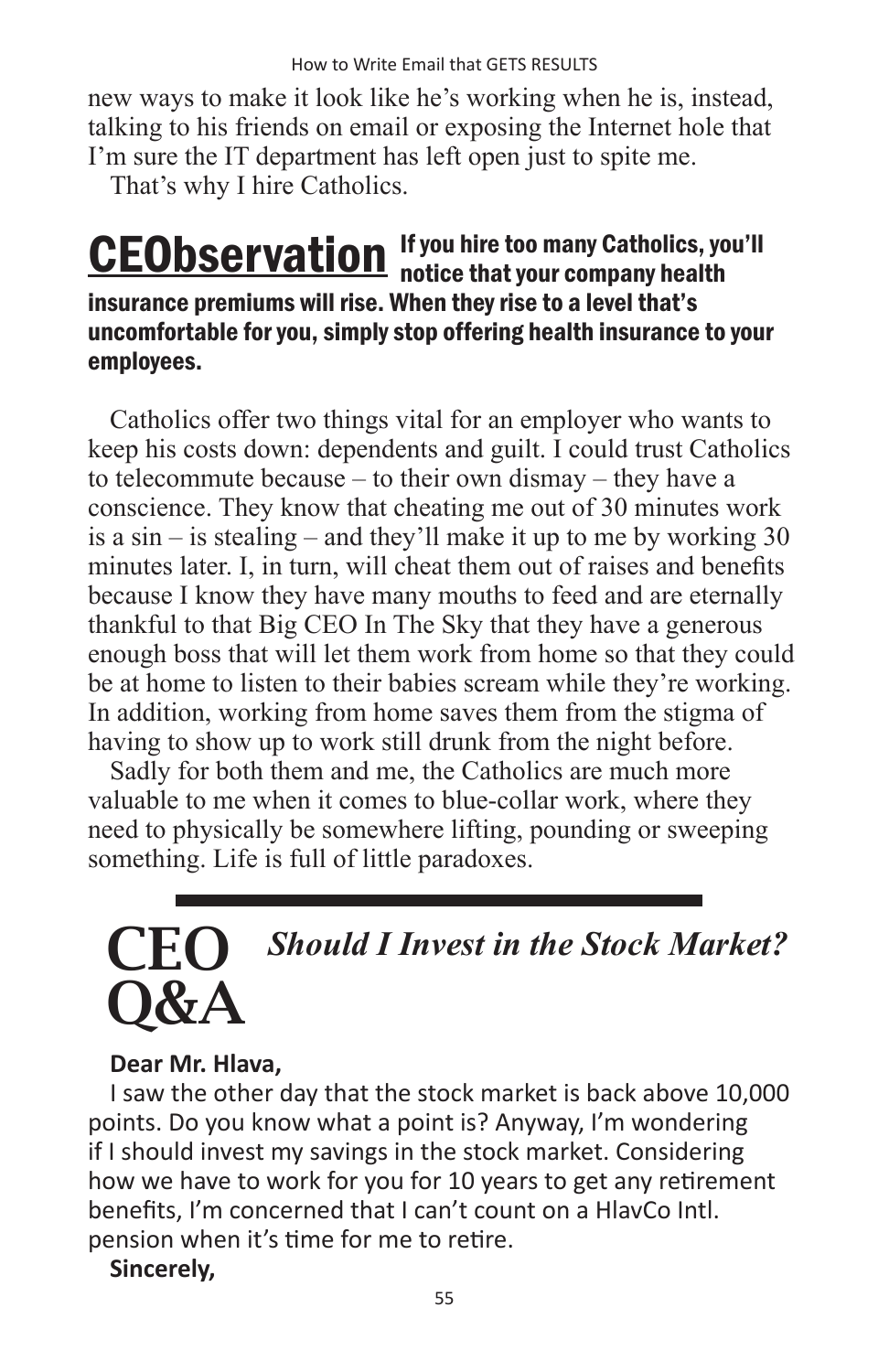new ways to make it look like he's working when he is, instead, talking to his friends on email or exposing the Internet hole that I'm sure the IT department has left open just to spite me.

That's why I hire Catholics.

**CEObservation** **If you hire too many Catholics, you'll notice that your company health insurance premiums will rise. When they rise to a level that's uncomfortable for you, simply stop offering health insurance to your employees.**

Catholics offer two things vital for an employer who wants to keep his costs down: dependents and guilt. I could trust Catholics to telecommute because – to their own dismay – they have a conscience. They know that cheating me out of 30 minutes work is a sin – is stealing – and they'll make it up to me by working 30 minutes later. I, in turn, will cheat them out of raises and benefits because I know they have many mouths to feed and are eternally thankful to that Big CEO In The Sky that they have a generous enough boss that will let them work from home so that they could be at home to listen to their babies scream while they're working. In addition, working from home saves them from the stigma of having to show up to work still drunk from the night before.

Sadly for both them and me, the Catholics are much more valuable to me when it comes to blue-collar work, where they need to physically be somewhere lifting, pounding or sweeping something. Life is full of little paradoxes.

---

## CEO Q&A — *Should I Invest in the Stock Market?*

**Dear Mr. Hlava,**

I saw the other day that the stock market is back above 10,000 points. Do you know what a point is? Anyway, I'm wondering if I should invest my savings in the stock market. Considering how we have to work for you for 10 years to get any retirement benefits, I'm concerned that I can't count on a HlavCo Intl. pension when it's time for me to retire.

**Sincerely,**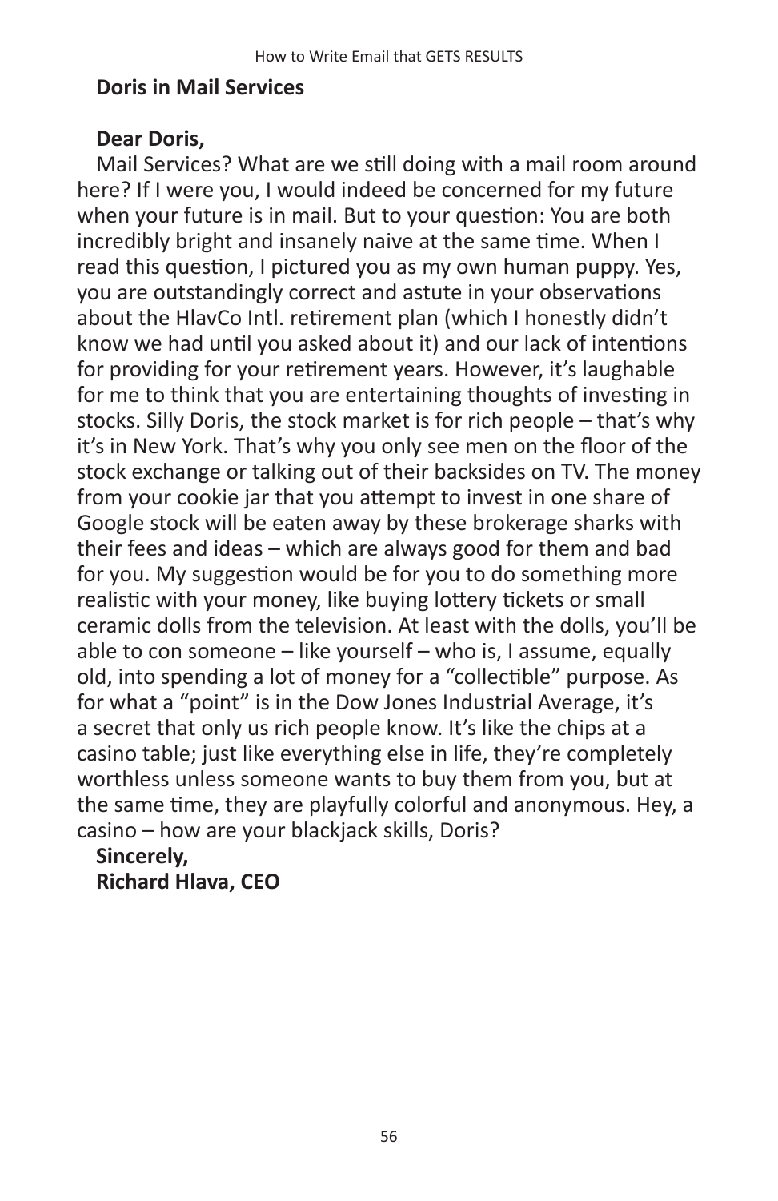**Doris in Mail Services**

**Dear Doris,**

Mail Services? What are we still doing with a mail room around here? If I were you, I would indeed be concerned for my future when your future is in mail. But to your question: You are both incredibly bright and insanely naive at the same time. When I read this question, I pictured you as my own human puppy. Yes, you are outstandingly correct and astute in your observations about the HlavCo Intl. retirement plan (which I honestly didn't know we had until you asked about it) and our lack of intentions for providing for your retirement years. However, it's laughable for me to think that you are entertaining thoughts of investing in stocks. Silly Doris, the stock market is for rich people – that's why it's in New York. That's why you only see men on the floor of the stock exchange or talking out of their backsides on TV. The money from your cookie jar that you attempt to invest in one share of Google stock will be eaten away by these brokerage sharks with their fees and ideas – which are always good for them and bad for you. My suggestion would be for you to do something more realistic with your money, like buying lottery tickets or small ceramic dolls from the television. At least with the dolls, you'll be able to con someone – like yourself – who is, I assume, equally old, into spending a lot of money for a "collectible" purpose. As for what a "point" is in the Dow Jones Industrial Average, it's a secret that only us rich people know. It's like the chips at a casino table; just like everything else in life, they're completely worthless unless someone wants to buy them from you, but at the same time, they are playfully colorful and anonymous. Hey, a casino – how are your blackjack skills, Doris?

**Sincerely,**
**Richard Hlava, CEO**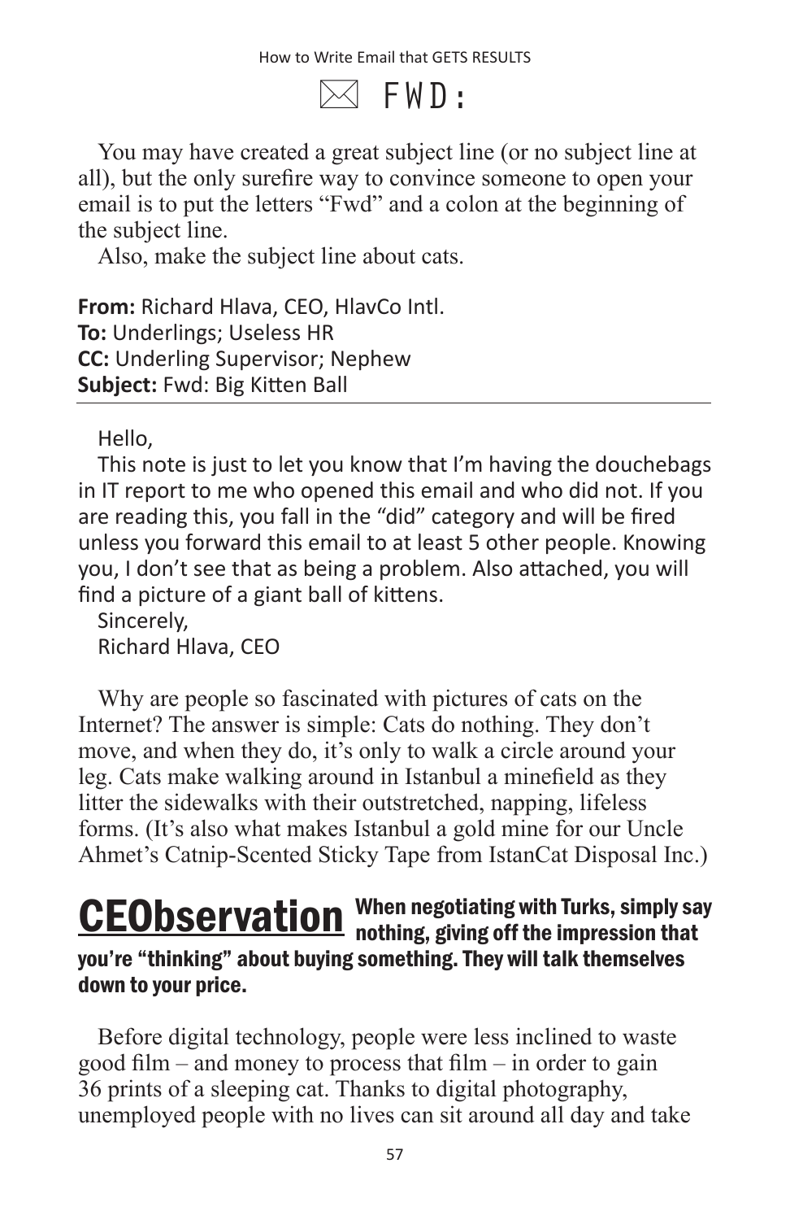## ✉ FWD:

You may have created a great subject line (or no subject line at all), but the only surefire way to convince someone to open your email is to put the letters "Fwd" and a colon at the beginning of the subject line.

Also, make the subject line about cats.

**From:** Richard Hlava, CEO, HlavCo Intl.
**To:** Underlings; Useless HR
**CC:** Underling Supervisor; Nephew
**Subject:** Fwd: Big Kitten Ball

---

Hello,

This note is just to let you know that I'm having the douchebags in IT report to me who opened this email and who did not. If you are reading this, you fall in the "did" category and will be fired unless you forward this email to at least 5 other people. Knowing you, I don't see that as being a problem. Also attached, you will find a picture of a giant ball of kittens.

Sincerely,
Richard Hlava, CEO

Why are people so fascinated with pictures of cats on the Internet? The answer is simple: Cats do nothing. They don't move, and when they do, it's only to walk a circle around your leg. Cats make walking around in Istanbul a minefield as they litter the sidewalks with their outstretched, napping, lifeless forms. (It's also what makes Istanbul a gold mine for our Uncle Ahmet's Catnip-Scented Sticky Tape from IstanCat Disposal Inc.)

**CEObservation** **When negotiating with Turks, simply say nothing, giving off the impression that you're "thinking" about buying something. They will talk themselves down to your price.**

Before digital technology, people were less inclined to waste good film – and money to process that film – in order to gain 36 prints of a sleeping cat. Thanks to digital photography, unemployed people with no lives can sit around all day and take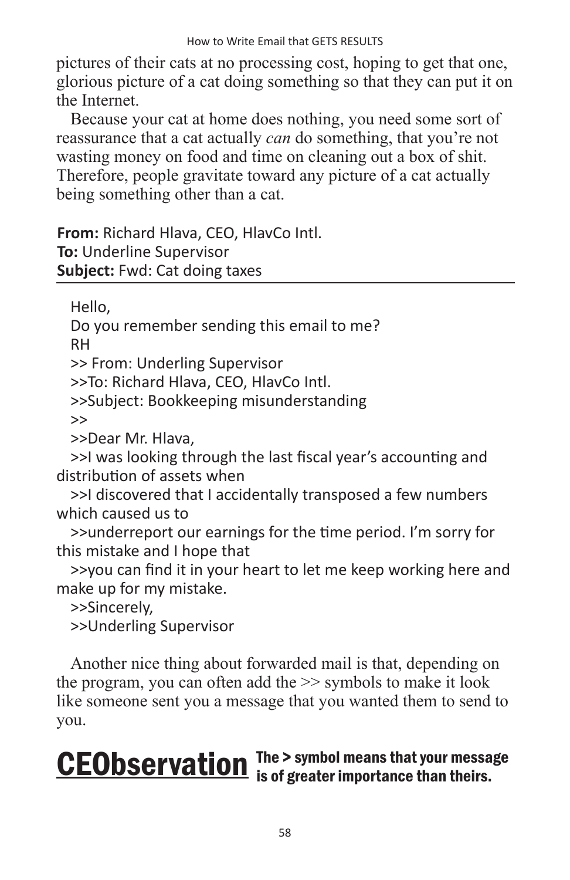pictures of their cats at no processing cost, hoping to get that one, glorious picture of a cat doing something so that they can put it on the Internet.

Because your cat at home does nothing, you need some sort of reassurance that a cat actually *can* do something, that you're not wasting money on food and time on cleaning out a box of shit. Therefore, people gravitate toward any picture of a cat actually being something other than a cat.

**From:** Richard Hlava, CEO, HlavCo Intl.
**To:** Underline Supervisor
**Subject:** Fwd: Cat doing taxes

---

Hello,
Do you remember sending this email to me?
RH

>> From: Underling Supervisor
>>To: Richard Hlava, CEO, HlavCo Intl.
>>Subject: Bookkeeping misunderstanding
>>
>>Dear Mr. Hlava,
>>I was looking through the last fiscal year's accounting and distribution of assets when
>>I discovered that I accidentally transposed a few numbers which caused us to
>>underreport our earnings for the time period. I'm sorry for this mistake and I hope that
>>you can find it in your heart to let me keep working here and make up for my mistake.
>>Sincerely,
>>Underling Supervisor

Another nice thing about forwarded mail is that, depending on the program, you can often add the >> symbols to make it look like someone sent you a message that you wanted them to send to you.

**CEObservation** **The > symbol means that your message is of greater importance than theirs.**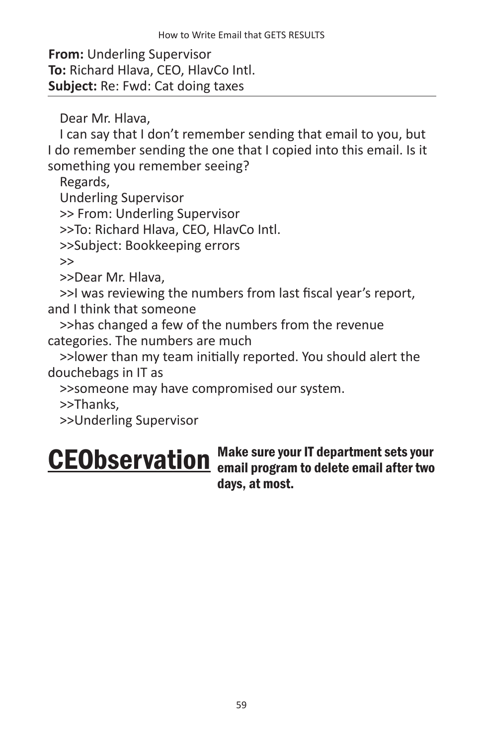**From:** Underling Supervisor
**To:** Richard Hlava, CEO, HlavCo Intl.
**Subject:** Re: Fwd: Cat doing taxes

---

Dear Mr. Hlava,

I can say that I don't remember sending that email to you, but I do remember sending the one that I copied into this email. Is it something you remember seeing?

Regards,

Underling Supervisor

>> From: Underling Supervisor

>>To: Richard Hlava, CEO, HlavCo Intl.

>>Subject: Bookkeeping errors

>>

>>Dear Mr. Hlava,

>>I was reviewing the numbers from last fiscal year's report, and I think that someone

>>has changed a few of the numbers from the revenue categories. The numbers are much

>>lower than my team initially reported. You should alert the douchebags in IT as

>>someone may have compromised our system.

>>Thanks,

>>Underling Supervisor

**CEObservation** **Make sure your IT department sets your email program to delete email after two days, at most.**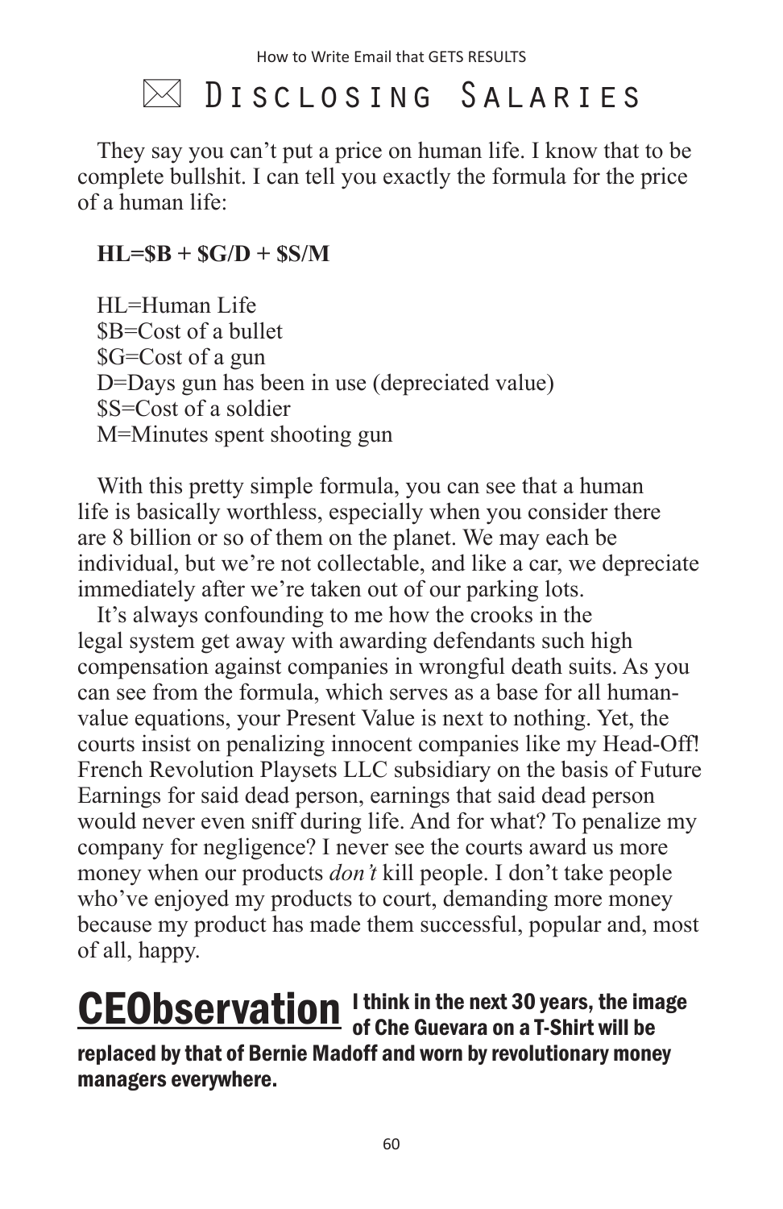# ✉ Disclosing Salaries

They say you can't put a price on human life. I know that to be complete bullshit. I can tell you exactly the formula for the price of a human life:

**HL=$B + $G/D + $S/M**

HL=Human Life
$B=Cost of a bullet
$G=Cost of a gun
D=Days gun has been in use (depreciated value)
$S=Cost of a soldier
M=Minutes spent shooting gun

With this pretty simple formula, you can see that a human life is basically worthless, especially when you consider there are 8 billion or so of them on the planet. We may each be individual, but we're not collectable, and like a car, we depreciate immediately after we're taken out of our parking lots.

It's always confounding to me how the crooks in the legal system get away with awarding defendants such high compensation against companies in wrongful death suits. As you can see from the formula, which serves as a base for all human-value equations, your Present Value is next to nothing. Yet, the courts insist on penalizing innocent companies like my Head-Off! French Revolution Playsets LLC subsidiary on the basis of Future Earnings for said dead person, earnings that said dead person would never even sniff during life. And for what? To penalize my company for negligence? I never see the courts award us more money when our products *don't* kill people. I don't take people who've enjoyed my products to court, demanding more money because my product has made them successful, popular and, most of all, happy.

**CEObservation** **I think in the next 30 years, the image of Che Guevara on a T-Shirt will be replaced by that of Bernie Madoff and worn by revolutionary money managers everywhere.**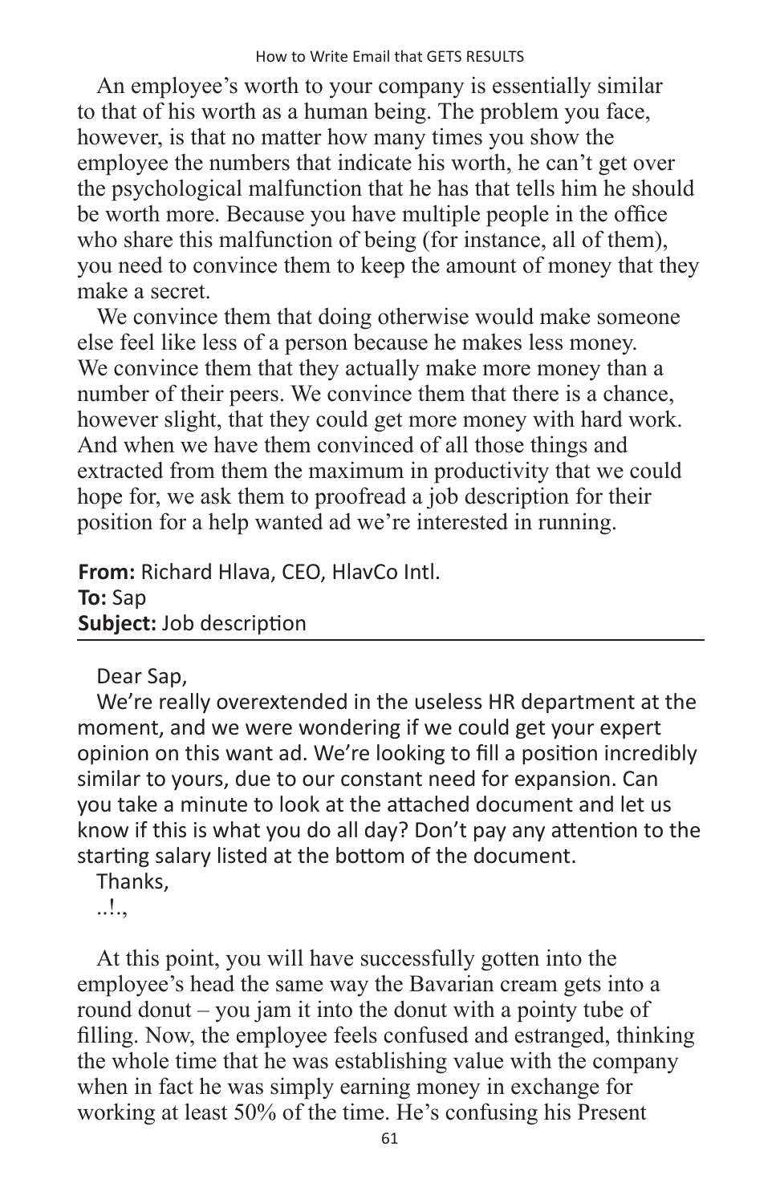An employee's worth to your company is essentially similar to that of his worth as a human being. The problem you face, however, is that no matter how many times you show the employee the numbers that indicate his worth, he can't get over the psychological malfunction that he has that tells him he should be worth more. Because you have multiple people in the office who share this malfunction of being (for instance, all of them), you need to convince them to keep the amount of money that they make a secret.

We convince them that doing otherwise would make someone else feel like less of a person because he makes less money. We convince them that they actually make more money than a number of their peers. We convince them that there is a chance, however slight, that they could get more money with hard work. And when we have them convinced of all those things and extracted from them the maximum in productivity that we could hope for, we ask them to proofread a job description for their position for a help wanted ad we're interested in running.

**From:** Richard Hlava, CEO, HlavCo Intl.
**To:** Sap
**Subject:** Job description

---

Dear Sap,

We're really overextended in the useless HR department at the moment, and we were wondering if we could get your expert opinion on this want ad. We're looking to fill a position incredibly similar to yours, due to our constant need for expansion. Can you take a minute to look at the attached document and let us know if this is what you do all day? Don't pay any attention to the starting salary listed at the bottom of the document.

Thanks,

..!.,

At this point, you will have successfully gotten into the employee's head the same way the Bavarian cream gets into a round donut – you jam it into the donut with a pointy tube of filling. Now, the employee feels confused and estranged, thinking the whole time that he was establishing value with the company when in fact he was simply earning money in exchange for working at least 50% of the time. He's confusing his Present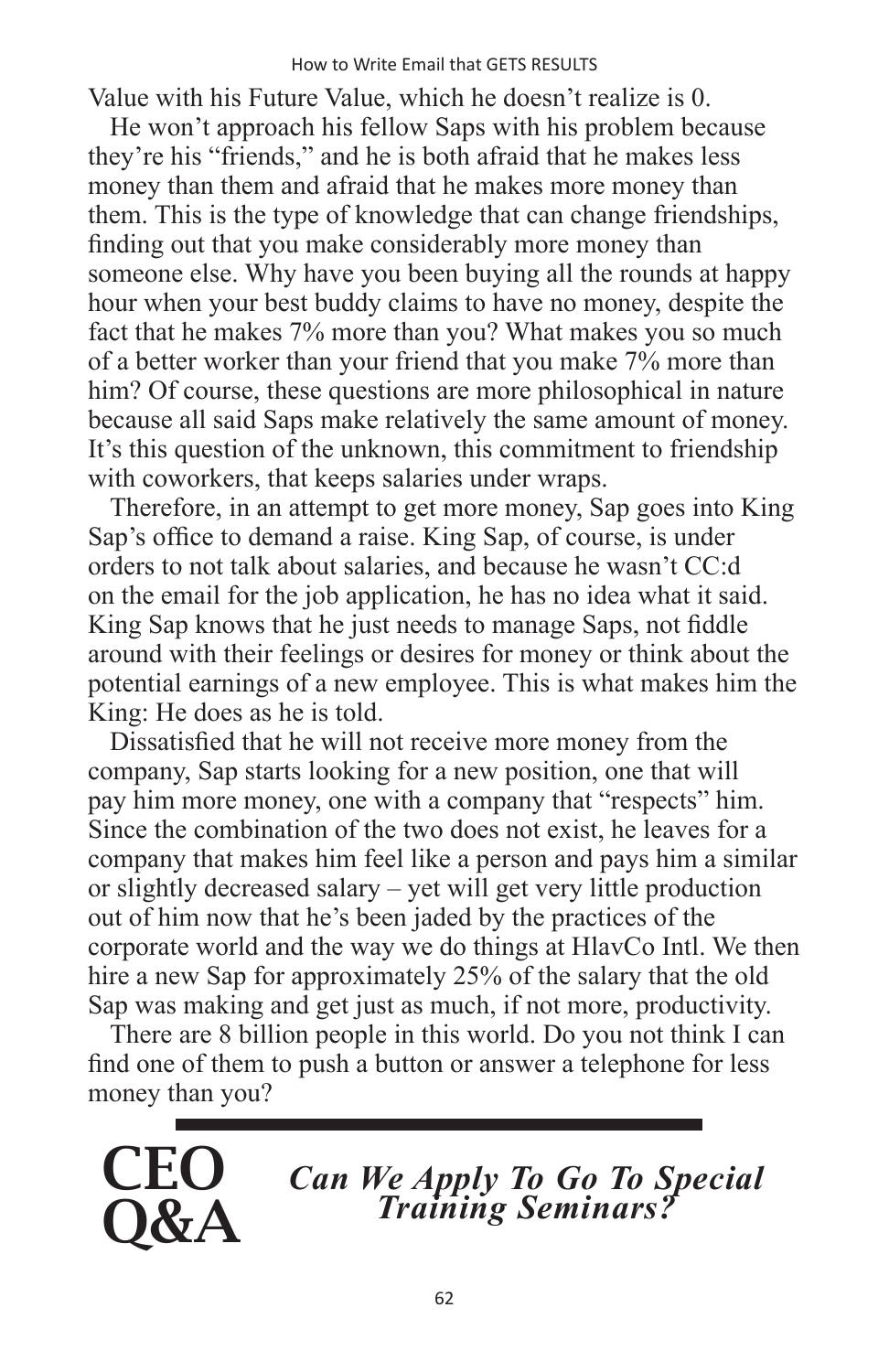Value with his Future Value, which he doesn't realize is 0.

He won't approach his fellow Saps with his problem because they're his "friends," and he is both afraid that he makes less money than them and afraid that he makes more money than them. This is the type of knowledge that can change friendships, finding out that you make considerably more money than someone else. Why have you been buying all the rounds at happy hour when your best buddy claims to have no money, despite the fact that he makes 7% more than you? What makes you so much of a better worker than your friend that you make 7% more than him? Of course, these questions are more philosophical in nature because all said Saps make relatively the same amount of money. It's this question of the unknown, this commitment to friendship with coworkers, that keeps salaries under wraps.

Therefore, in an attempt to get more money, Sap goes into King Sap's office to demand a raise. King Sap, of course, is under orders to not talk about salaries, and because he wasn't CC:d on the email for the job application, he has no idea what it said. King Sap knows that he just needs to manage Saps, not fiddle around with their feelings or desires for money or think about the potential earnings of a new employee. This is what makes him the King: He does as he is told.

Dissatisfied that he will not receive more money from the company, Sap starts looking for a new position, one that will pay him more money, one with a company that "respects" him. Since the combination of the two does not exist, he leaves for a company that makes him feel like a person and pays him a similar or slightly decreased salary – yet will get very little production out of him now that he's been jaded by the practices of the corporate world and the way we do things at HlavCo Intl. We then hire a new Sap for approximately 25% of the salary that the old Sap was making and get just as much, if not more, productivity.

There are 8 billion people in this world. Do you not think I can find one of them to push a button or answer a telephone for less money than you?

---

## CEO Q&A

## *Can We Apply To Go To Special Training Seminars?*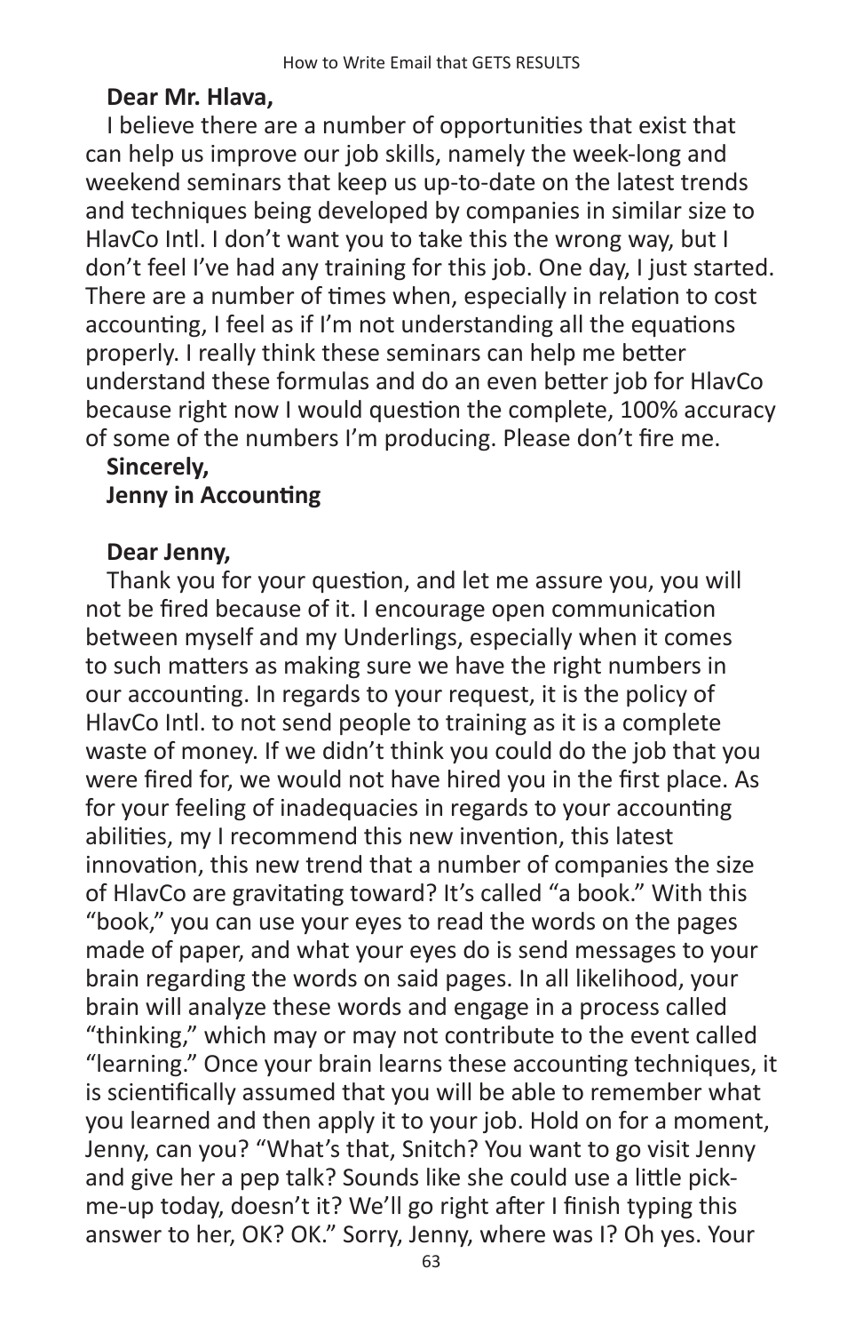**Dear Mr. Hlava,**

I believe there are a number of opportunities that exist that can help us improve our job skills, namely the week-long and weekend seminars that keep us up-to-date on the latest trends and techniques being developed by companies in similar size to HlavCo Intl. I don't want you to take this the wrong way, but I don't feel I've had any training for this job. One day, I just started. There are a number of times when, especially in relation to cost accounting, I feel as if I'm not understanding all the equations properly. I really think these seminars can help me better understand these formulas and do an even better job for HlavCo because right now I would question the complete, 100% accuracy of some of the numbers I'm producing. Please don't fire me.

**Sincerely,**
**Jenny in Accounting**

**Dear Jenny,**

Thank you for your question, and let me assure you, you will not be fired because of it. I encourage open communication between myself and my Underlings, especially when it comes to such matters as making sure we have the right numbers in our accounting. In regards to your request, it is the policy of HlavCo Intl. to not send people to training as it is a complete waste of money. If we didn't think you could do the job that you were fired for, we would not have hired you in the first place. As for your feeling of inadequacies in regards to your accounting abilities, my I recommend this new invention, this latest innovation, this new trend that a number of companies the size of HlavCo are gravitating toward? It's called "a book." With this "book," you can use your eyes to read the words on the pages made of paper, and what your eyes do is send messages to your brain regarding the words on said pages. In all likelihood, your brain will analyze these words and engage in a process called "thinking," which may or may not contribute to the event called "learning." Once your brain learns these accounting techniques, it is scientifically assumed that you will be able to remember what you learned and then apply it to your job. Hold on for a moment, Jenny, can you? "What's that, Snitch? You want to go visit Jenny and give her a pep talk? Sounds like she could use a little pick-me-up today, doesn't it? We'll go right after I finish typing this answer to her, OK? OK." Sorry, Jenny, where was I? Oh yes. Your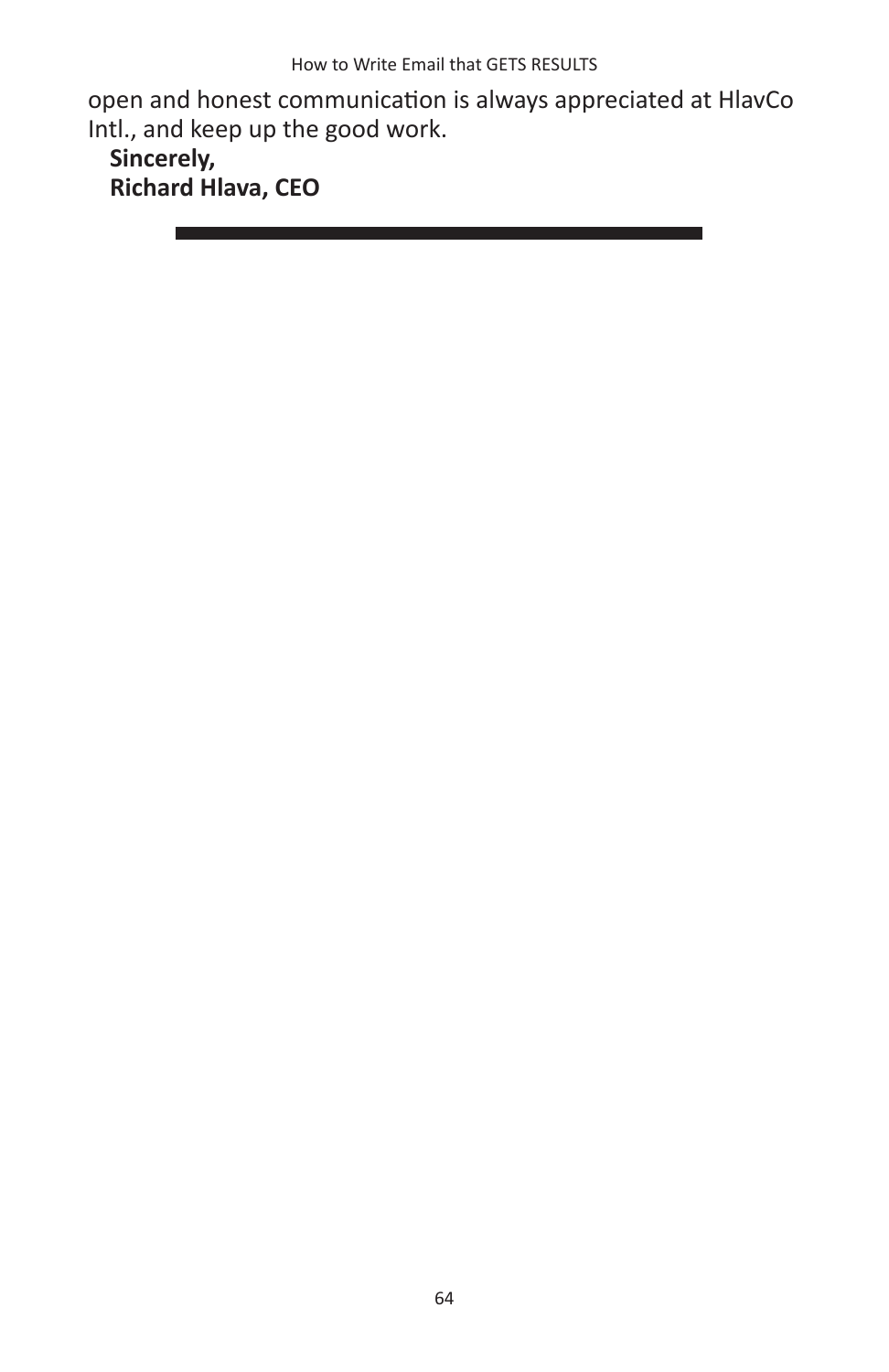open and honest communication is always appreciated at HlavCo Intl., and keep up the good work.

**Sincerely,**
**Richard Hlava, CEO**

---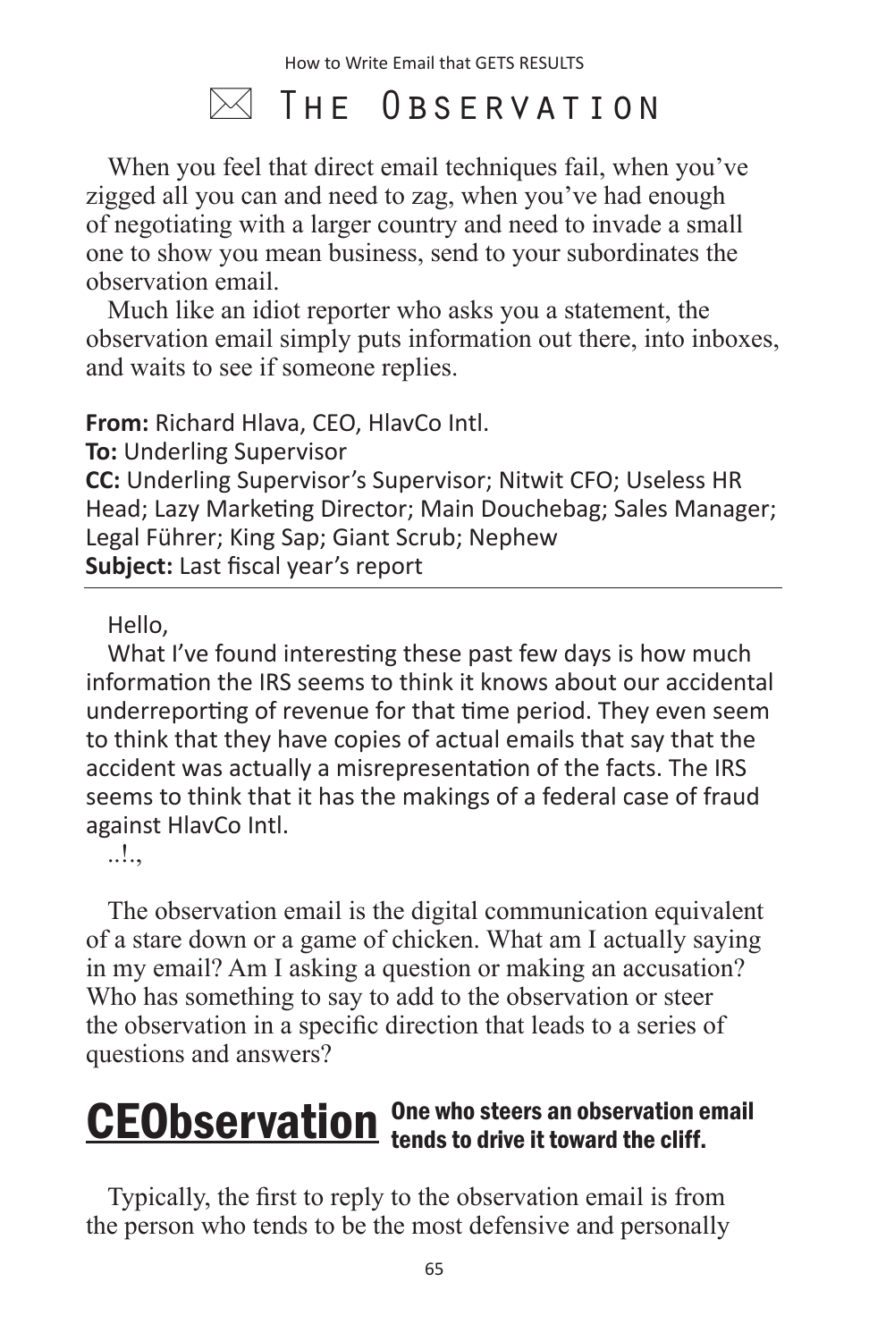# ✉ The Observation

When you feel that direct email techniques fail, when you've zigged all you can and need to zag, when you've had enough of negotiating with a larger country and need to invade a small one to show you mean business, send to your subordinates the observation email.

Much like an idiot reporter who asks you a statement, the observation email simply puts information out there, into inboxes, and waits to see if someone replies.

**From:** Richard Hlava, CEO, HlavCo Intl.
**To:** Underling Supervisor
**CC:** Underling Supervisor's Supervisor; Nitwit CFO; Useless HR Head; Lazy Marketing Director; Main Douchebag; Sales Manager; Legal Führer; King Sap; Giant Scrub; Nephew
**Subject:** Last fiscal year's report

---

Hello,

What I've found interesting these past few days is how much information the IRS seems to think it knows about our accidental underreporting of revenue for that time period. They even seem to think that they have copies of actual emails that say that the accident was actually a misrepresentation of the facts. The IRS seems to think that it has the makings of a federal case of fraud against HlavCo Intl.

..!.,

The observation email is the digital communication equivalent of a stare down or a game of chicken. What am I actually saying in my email? Am I asking a question or making an accusation? Who has something to say to add to the observation or steer the observation in a specific direction that leads to a series of questions and answers?

**CEObservation** — **One who steers an observation email tends to drive it toward the cliff.**

Typically, the first to reply to the observation email is from the person who tends to be the most defensive and personally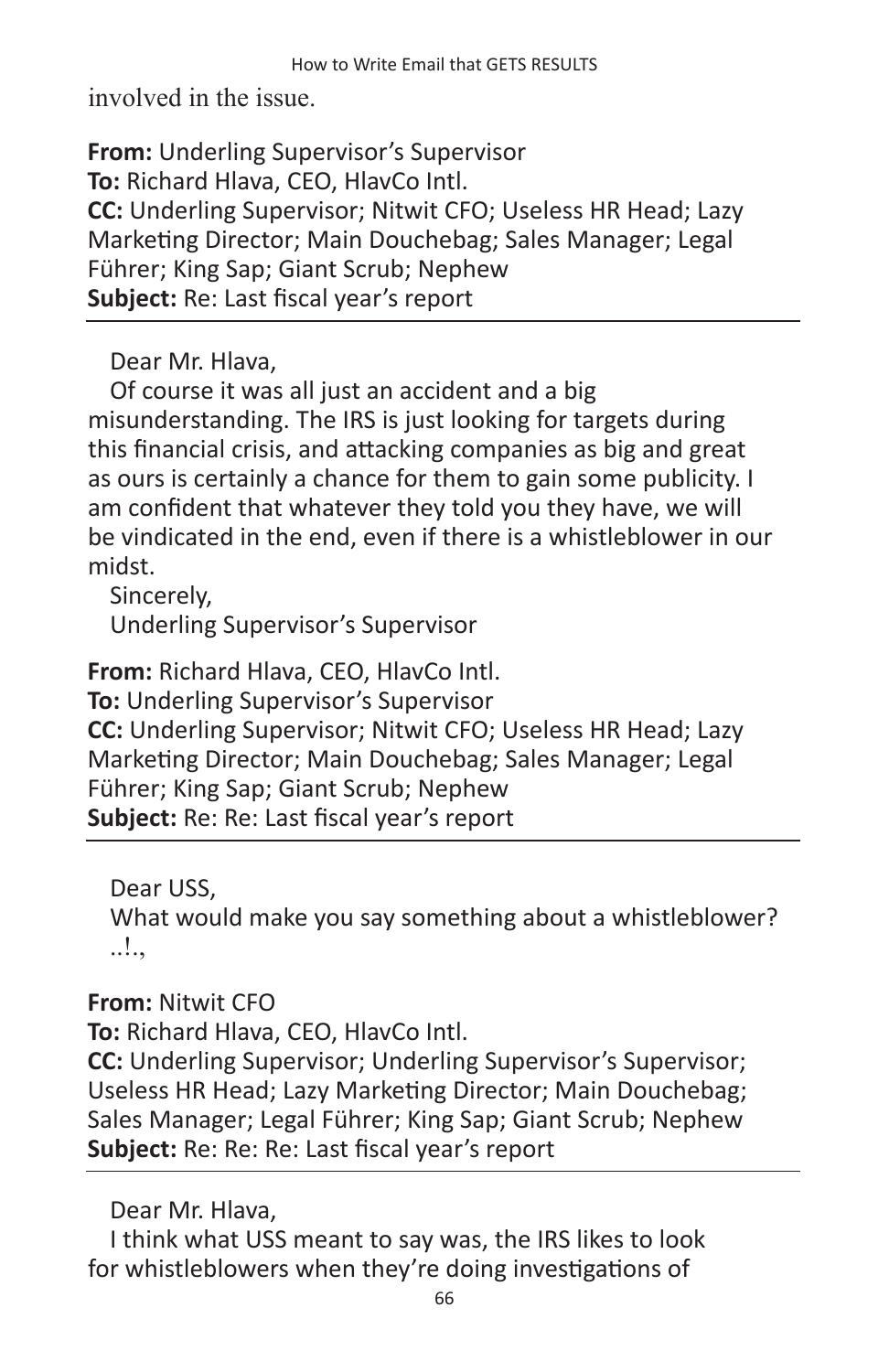involved in the issue.

**From:** Underling Supervisor's Supervisor
**To:** Richard Hlava, CEO, HlavCo Intl.
**CC:** Underling Supervisor; Nitwit CFO; Useless HR Head; Lazy Marketing Director; Main Douchebag; Sales Manager; Legal Führer; King Sap; Giant Scrub; Nephew
**Subject:** Re: Last fiscal year's report

---

Dear Mr. Hlava,

Of course it was all just an accident and a big misunderstanding. The IRS is just looking for targets during this financial crisis, and attacking companies as big and great as ours is certainly a chance for them to gain some publicity. I am confident that whatever they told you they have, we will be vindicated in the end, even if there is a whistleblower in our midst.

Sincerely,
Underling Supervisor's Supervisor

**From:** Richard Hlava, CEO, HlavCo Intl.
**To:** Underling Supervisor's Supervisor
**CC:** Underling Supervisor; Nitwit CFO; Useless HR Head; Lazy Marketing Director; Main Douchebag; Sales Manager; Legal Führer; King Sap; Giant Scrub; Nephew
**Subject:** Re: Re: Last fiscal year's report

---

Dear USS,

What would make you say something about a whistleblower?
..!.,

**From:** Nitwit CFO
**To:** Richard Hlava, CEO, HlavCo Intl.
**CC:** Underling Supervisor; Underling Supervisor's Supervisor; Useless HR Head; Lazy Marketing Director; Main Douchebag; Sales Manager; Legal Führer; King Sap; Giant Scrub; Nephew
**Subject:** Re: Re: Re: Last fiscal year's report

---

Dear Mr. Hlava,

I think what USS meant to say was, the IRS likes to look for whistleblowers when they're doing investigations of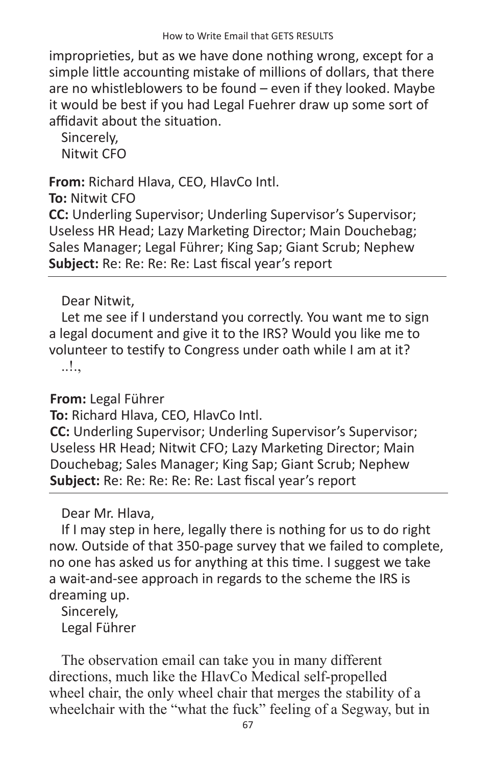improprieties, but as we have done nothing wrong, except for a simple little accounting mistake of millions of dollars, that there are no whistleblowers to be found – even if they looked. Maybe it would be best if you had Legal Fuehrer draw up some sort of affidavit about the situation.

Sincerely,
Nitwit CFO

**From:** Richard Hlava, CEO, HlavCo Intl.
**To:** Nitwit CFO
**CC:** Underling Supervisor; Underling Supervisor's Supervisor; Useless HR Head; Lazy Marketing Director; Main Douchebag; Sales Manager; Legal Führer; King Sap; Giant Scrub; Nephew
**Subject:** Re: Re: Re: Re: Last fiscal year's report

---

Dear Nitwit,

Let me see if I understand you correctly. You want me to sign a legal document and give it to the IRS? Would you like me to volunteer to testify to Congress under oath while I am at it?

..!.,

**From:** Legal Führer
**To:** Richard Hlava, CEO, HlavCo Intl.
**CC:** Underling Supervisor; Underling Supervisor's Supervisor; Useless HR Head; Nitwit CFO; Lazy Marketing Director; Main Douchebag; Sales Manager; King Sap; Giant Scrub; Nephew
**Subject:** Re: Re: Re: Re: Re: Last fiscal year's report

---

Dear Mr. Hlava,

If I may step in here, legally there is nothing for us to do right now. Outside of that 350-page survey that we failed to complete, no one has asked us for anything at this time. I suggest we take a wait-and-see approach in regards to the scheme the IRS is dreaming up.

Sincerely,
Legal Führer

The observation email can take you in many different directions, much like the HlavCo Medical self-propelled wheel chair, the only wheel chair that merges the stability of a wheelchair with the "what the fuck" feeling of a Segway, but in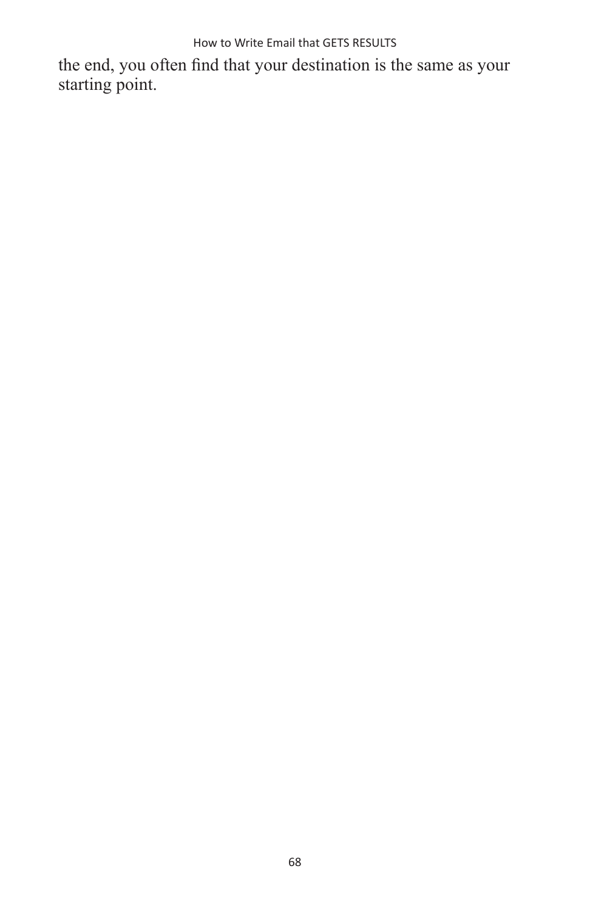the end, you often find that your destination is the same as your starting point.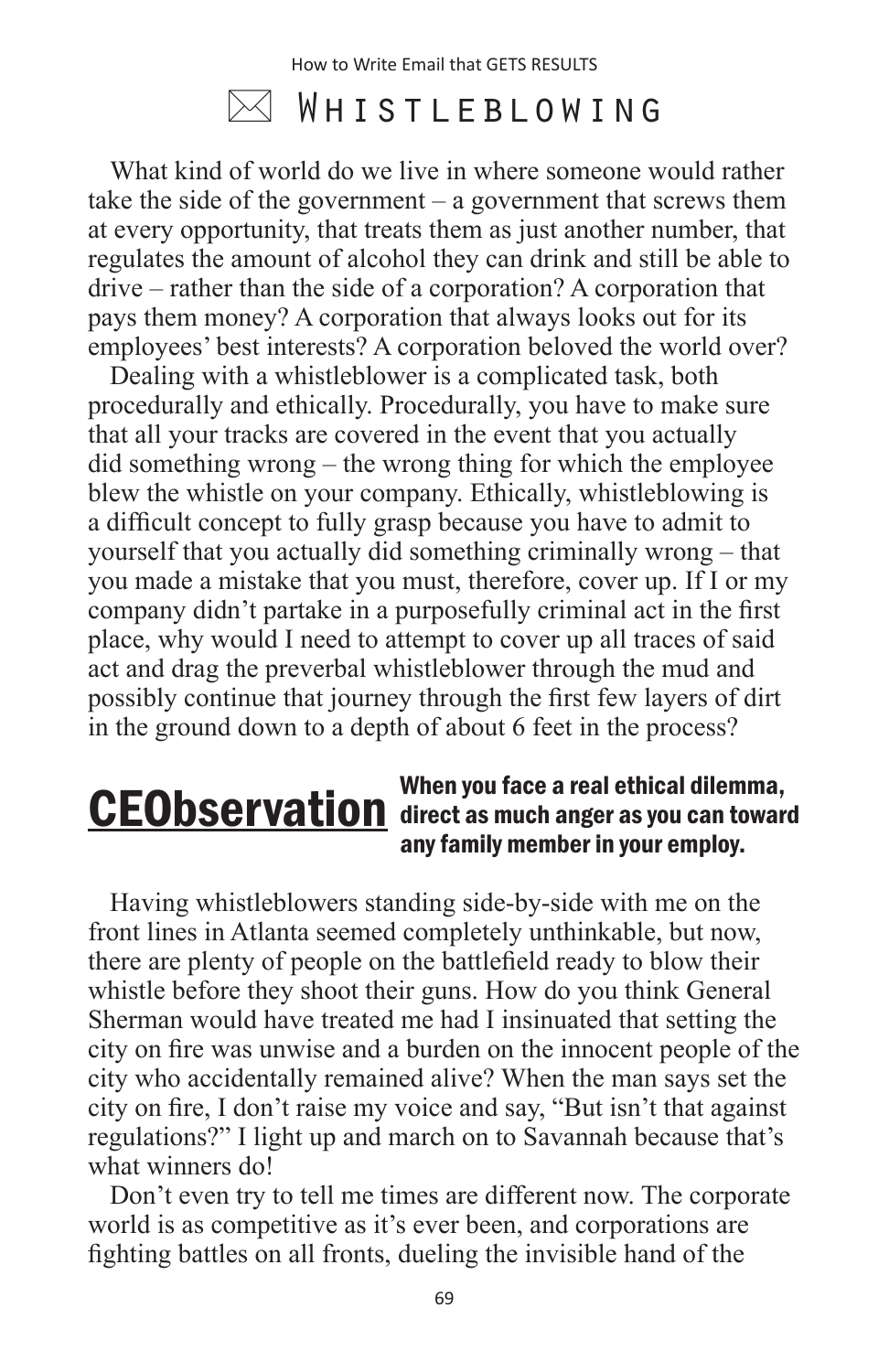# ✉ Whistleblowing

What kind of world do we live in where someone would rather take the side of the government – a government that screws them at every opportunity, that treats them as just another number, that regulates the amount of alcohol they can drink and still be able to drive – rather than the side of a corporation? A corporation that pays them money? A corporation that always looks out for its employees' best interests? A corporation beloved the world over?

Dealing with a whistleblower is a complicated task, both procedurally and ethically. Procedurally, you have to make sure that all your tracks are covered in the event that you actually did something wrong – the wrong thing for which the employee blew the whistle on your company. Ethically, whistleblowing is a difficult concept to fully grasp because you have to admit to yourself that you actually did something criminally wrong – that you made a mistake that you must, therefore, cover up. If I or my company didn't partake in a purposefully criminal act in the first place, why would I need to attempt to cover up all traces of said act and drag the preverbal whistleblower through the mud and possibly continue that journey through the first few layers of dirt in the ground down to a depth of about 6 feet in the process?

**CEObservation** **When you face a real ethical dilemma, direct as much anger as you can toward any family member in your employ.**

Having whistleblowers standing side-by-side with me on the front lines in Atlanta seemed completely unthinkable, but now, there are plenty of people on the battlefield ready to blow their whistle before they shoot their guns. How do you think General Sherman would have treated me had I insinuated that setting the city on fire was unwise and a burden on the innocent people of the city who accidentally remained alive? When the man says set the city on fire, I don't raise my voice and say, "But isn't that against regulations?" I light up and march on to Savannah because that's what winners do!

Don't even try to tell me times are different now. The corporate world is as competitive as it's ever been, and corporations are fighting battles on all fronts, dueling the invisible hand of the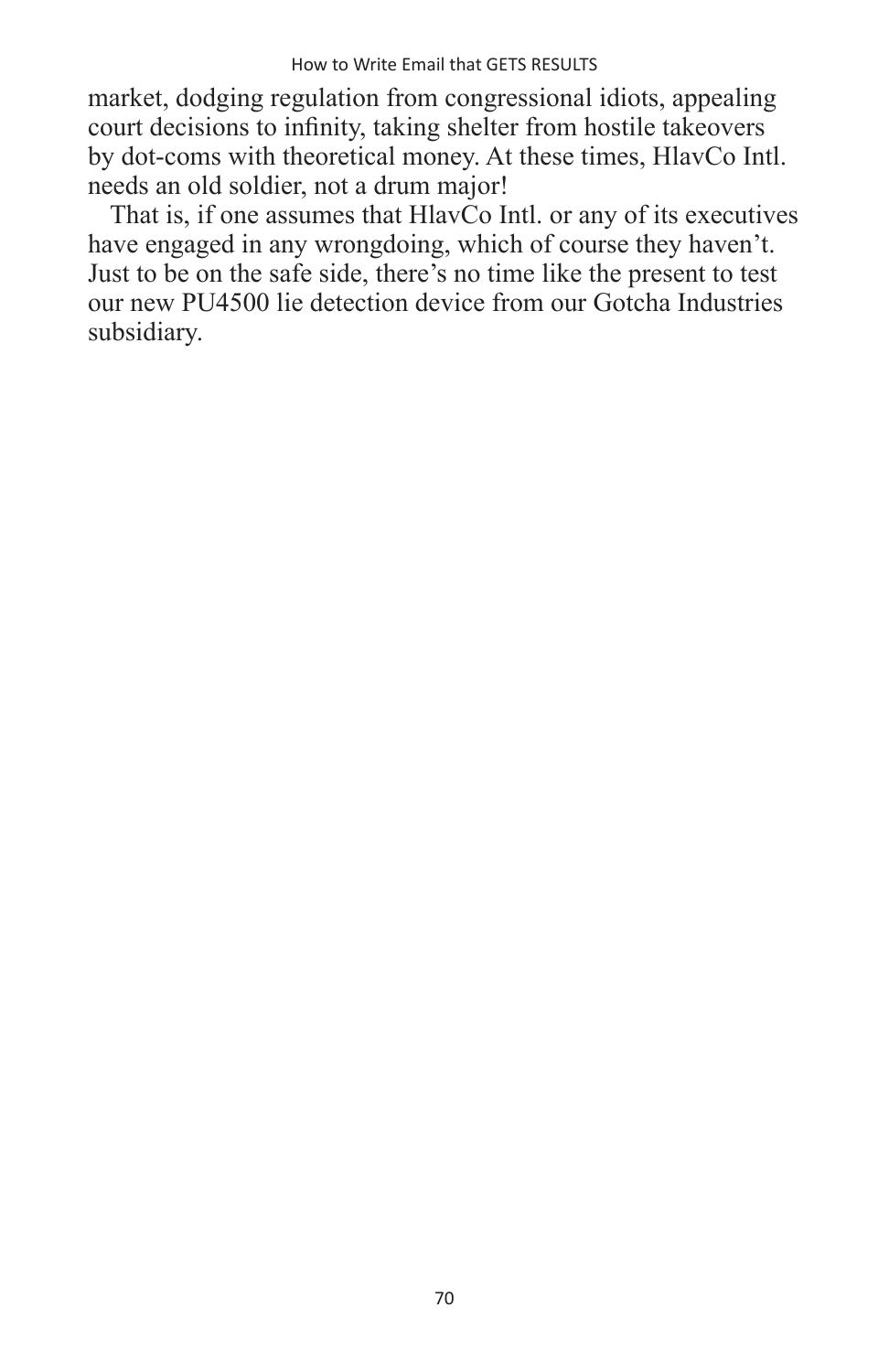market, dodging regulation from congressional idiots, appealing court decisions to infinity, taking shelter from hostile takeovers by dot-coms with theoretical money. At these times, HlavCo Intl. needs an old soldier, not a drum major!

That is, if one assumes that HlavCo Intl. or any of its executives have engaged in any wrongdoing, which of course they haven't. Just to be on the safe side, there's no time like the present to test our new PU4500 lie detection device from our Gotcha Industries subsidiary.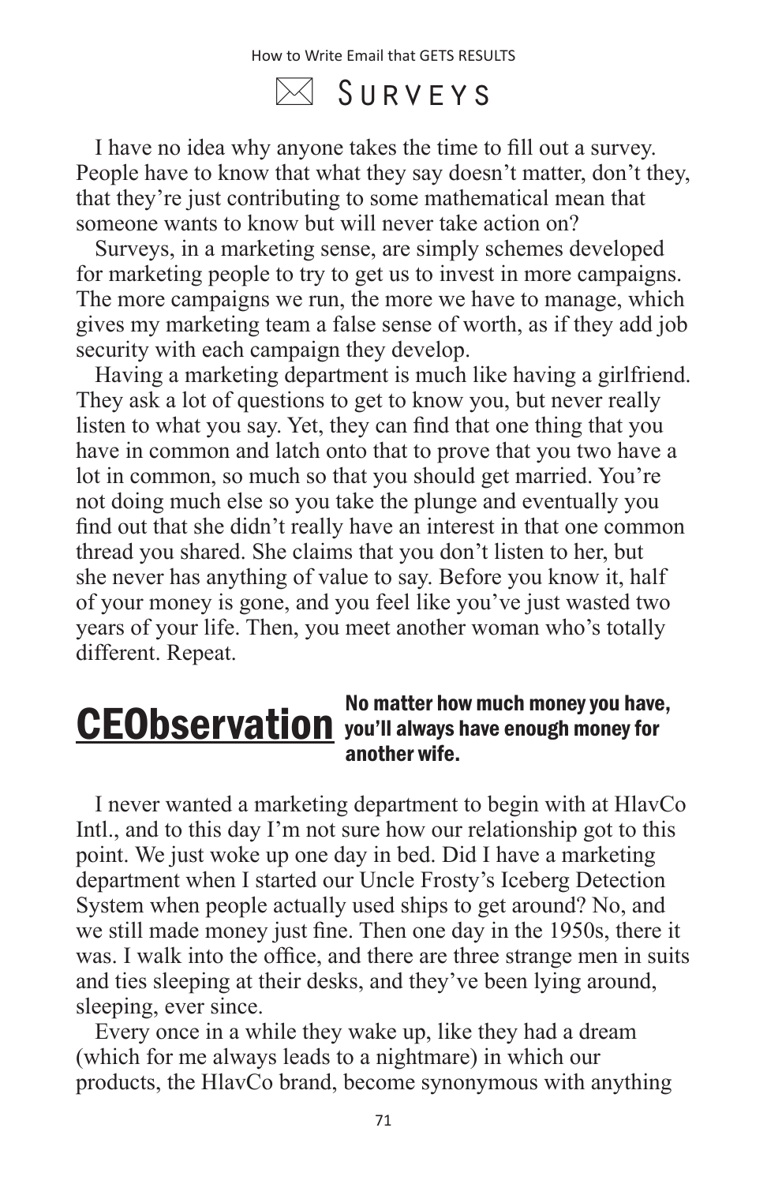# Surveys

I have no idea why anyone takes the time to fill out a survey. People have to know that what they say doesn't matter, don't they, that they're just contributing to some mathematical mean that someone wants to know but will never take action on?

Surveys, in a marketing sense, are simply schemes developed for marketing people to try to get us to invest in more campaigns. The more campaigns we run, the more we have to manage, which gives my marketing team a false sense of worth, as if they add job security with each campaign they develop.

Having a marketing department is much like having a girlfriend. They ask a lot of questions to get to know you, but never really listen to what you say. Yet, they can find that one thing that you have in common and latch onto that to prove that you two have a lot in common, so much so that you should get married. You're not doing much else so you take the plunge and eventually you find out that she didn't really have an interest in that one common thread you shared. She claims that you don't listen to her, but she never has anything of value to say. Before you know it, half of your money is gone, and you feel like you've just wasted two years of your life. Then, you meet another woman who's totally different. Repeat.

**CEObservation** **No matter how much money you have, you'll always have enough money for another wife.**

I never wanted a marketing department to begin with at HlavCo Intl., and to this day I'm not sure how our relationship got to this point. We just woke up one day in bed. Did I have a marketing department when I started our Uncle Frosty's Iceberg Detection System when people actually used ships to get around? No, and we still made money just fine. Then one day in the 1950s, there it was. I walk into the office, and there are three strange men in suits and ties sleeping at their desks, and they've been lying around, sleeping, ever since.

Every once in a while they wake up, like they had a dream (which for me always leads to a nightmare) in which our products, the HlavCo brand, become synonymous with anything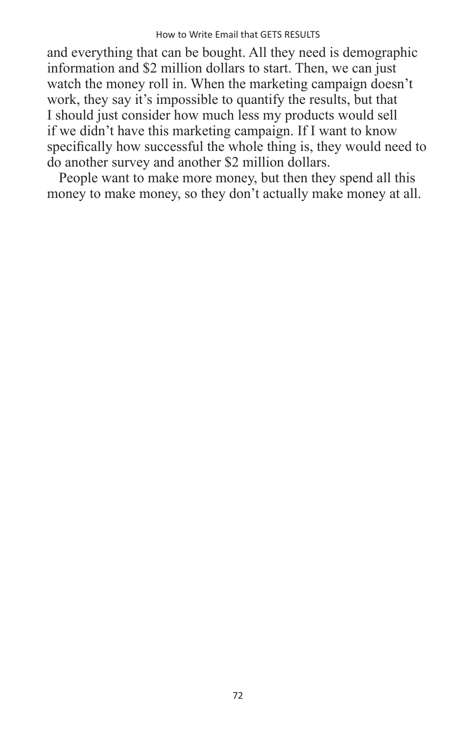and everything that can be bought. All they need is demographic information and $2 million dollars to start. Then, we can just watch the money roll in. When the marketing campaign doesn't work, they say it's impossible to quantify the results, but that I should just consider how much less my products would sell if we didn't have this marketing campaign. If I want to know specifically how successful the whole thing is, they would need to do another survey and another $2 million dollars.

People want to make more money, but then they spend all this money to make money, so they don't actually make money at all.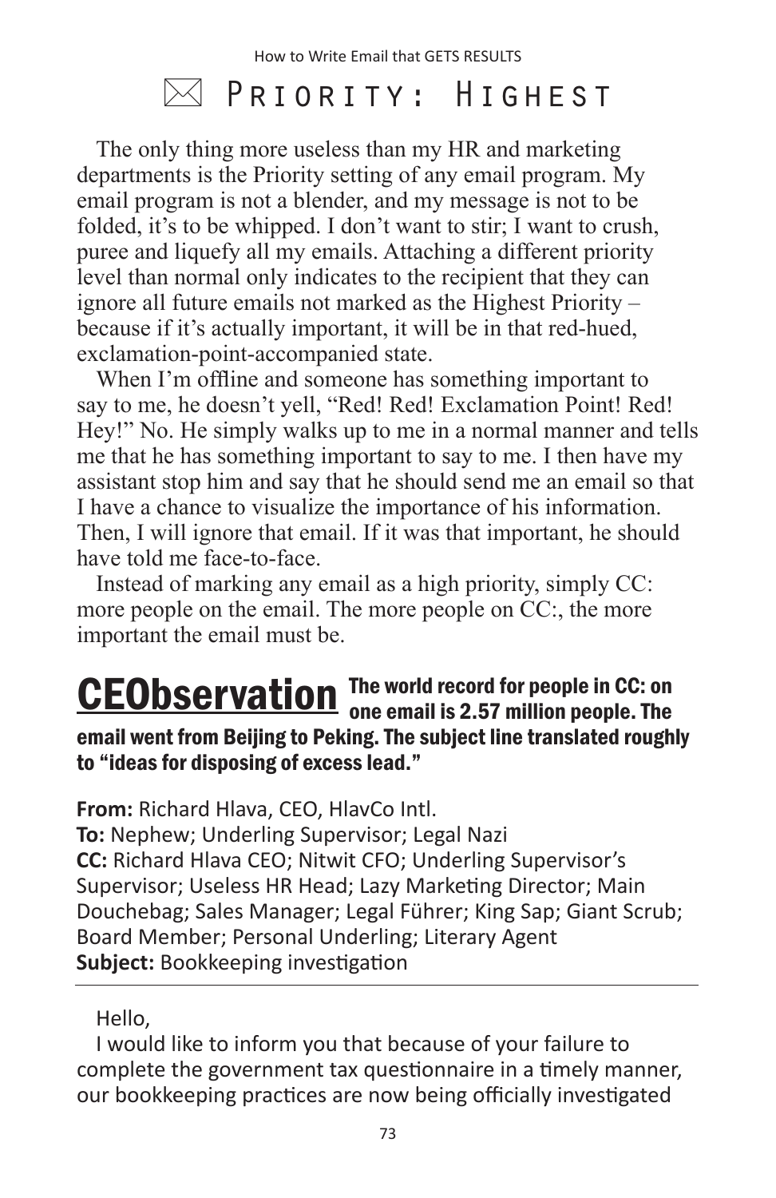# ✉ Priority: Highest

The only thing more useless than my HR and marketing departments is the Priority setting of any email program. My email program is not a blender, and my message is not to be folded, it's to be whipped. I don't want to stir; I want to crush, puree and liquefy all my emails. Attaching a different priority level than normal only indicates to the recipient that they can ignore all future emails not marked as the Highest Priority – because if it's actually important, it will be in that red-hued, exclamation-point-accompanied state.

When I'm offline and someone has something important to say to me, he doesn't yell, "Red! Red! Exclamation Point! Red! Hey!" No. He simply walks up to me in a normal manner and tells me that he has something important to say to me. I then have my assistant stop him and say that he should send me an email so that I have a chance to visualize the importance of his information. Then, I will ignore that email. If it was that important, he should have told me face-to-face.

Instead of marking any email as a high priority, simply CC: more people on the email. The more people on CC:, the more important the email must be.

**CEObservation** **The world record for people in CC: on one email is 2.57 million people. The email went from Beijing to Peking. The subject line translated roughly to "ideas for disposing of excess lead."**

**From:** Richard Hlava, CEO, HlavCo Intl.
**To:** Nephew; Underling Supervisor; Legal Nazi
**CC:** Richard Hlava CEO; Nitwit CFO; Underling Supervisor's Supervisor; Useless HR Head; Lazy Marketing Director; Main Douchebag; Sales Manager; Legal Führer; King Sap; Giant Scrub; Board Member; Personal Underling; Literary Agent
**Subject:** Bookkeeping investigation

---

Hello,

I would like to inform you that because of your failure to complete the government tax questionnaire in a timely manner, our bookkeeping practices are now being officially investigated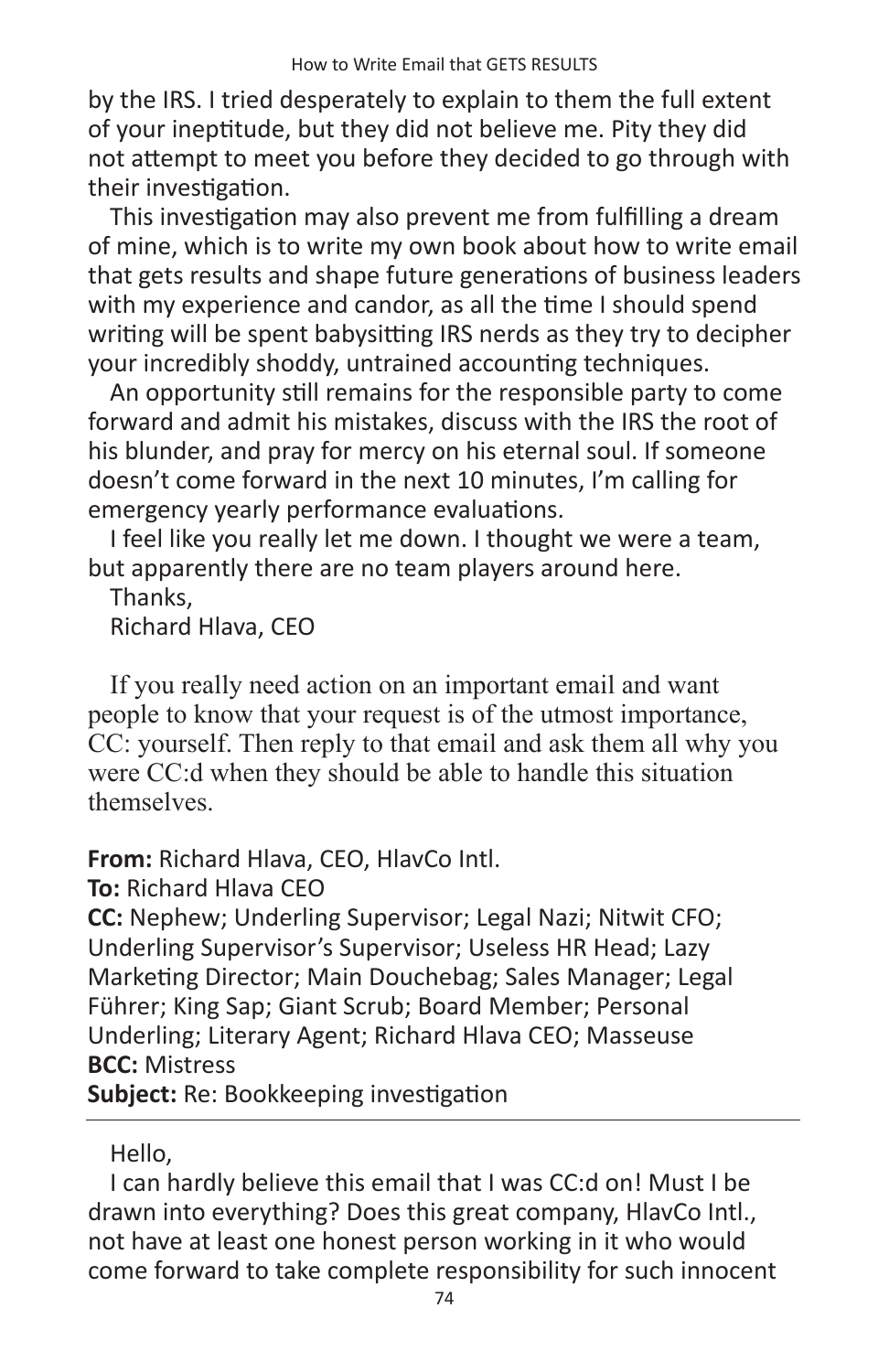by the IRS. I tried desperately to explain to them the full extent of your ineptitude, but they did not believe me. Pity they did not attempt to meet you before they decided to go through with their investigation.

This investigation may also prevent me from fulfilling a dream of mine, which is to write my own book about how to write email that gets results and shape future generations of business leaders with my experience and candor, as all the time I should spend writing will be spent babysitting IRS nerds as they try to decipher your incredibly shoddy, untrained accounting techniques.

An opportunity still remains for the responsible party to come forward and admit his mistakes, discuss with the IRS the root of his blunder, and pray for mercy on his eternal soul. If someone doesn't come forward in the next 10 minutes, I'm calling for emergency yearly performance evaluations.

I feel like you really let me down. I thought we were a team, but apparently there are no team players around here.

Thanks,

Richard Hlava, CEO

If you really need action on an important email and want people to know that your request is of the utmost importance, CC: yourself. Then reply to that email and ask them all why you were CC:d when they should be able to handle this situation themselves.

**From:** Richard Hlava, CEO, HlavCo Intl.
**To:** Richard Hlava CEO
**CC:** Nephew; Underling Supervisor; Legal Nazi; Nitwit CFO; Underling Supervisor's Supervisor; Useless HR Head; Lazy Marketing Director; Main Douchebag; Sales Manager; Legal Führer; King Sap; Giant Scrub; Board Member; Personal Underling; Literary Agent; Richard Hlava CEO; Masseuse
**BCC:** Mistress
**Subject:** Re: Bookkeeping investigation

---

Hello,

I can hardly believe this email that I was CC:d on! Must I be drawn into everything? Does this great company, HlavCo Intl., not have at least one honest person working in it who would come forward to take complete responsibility for such innocent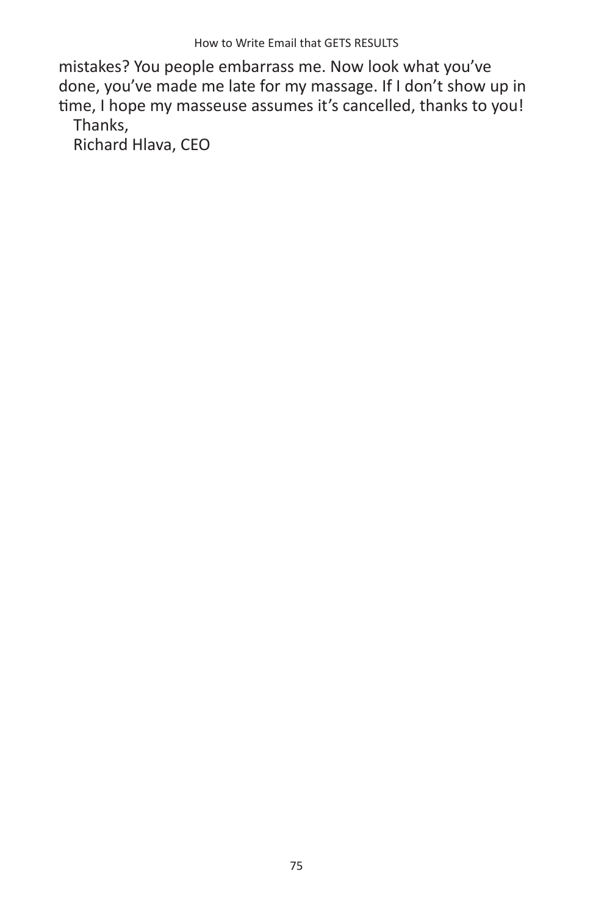mistakes? You people embarrass me. Now look what you've done, you've made me late for my massage. If I don't show up in time, I hope my masseuse assumes it's cancelled, thanks to you!

Thanks,
Richard Hlava, CEO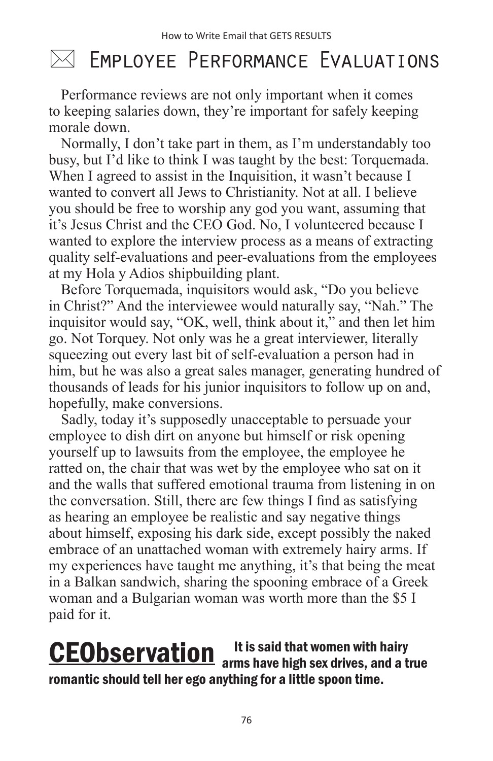# ✉ Employee Performance Evaluations

Performance reviews are not only important when it comes to keeping salaries down, they're important for safely keeping morale down.

Normally, I don't take part in them, as I'm understandably too busy, but I'd like to think I was taught by the best: Torquemada. When I agreed to assist in the Inquisition, it wasn't because I wanted to convert all Jews to Christianity. Not at all. I believe you should be free to worship any god you want, assuming that it's Jesus Christ and the CEO God. No, I volunteered because I wanted to explore the interview process as a means of extracting quality self-evaluations and peer-evaluations from the employees at my Hola y Adios shipbuilding plant.

Before Torquemada, inquisitors would ask, "Do you believe in Christ?" And the interviewee would naturally say, "Nah." The inquisitor would say, "OK, well, think about it," and then let him go. Not Torquey. Not only was he a great interviewer, literally squeezing out every last bit of self-evaluation a person had in him, but he was also a great sales manager, generating hundred of thousands of leads for his junior inquisitors to follow up on and, hopefully, make conversions.

Sadly, today it's supposedly unacceptable to persuade your employee to dish dirt on anyone but himself or risk opening yourself up to lawsuits from the employee, the employee he ratted on, the chair that was wet by the employee who sat on it and the walls that suffered emotional trauma from listening in on the conversation. Still, there are few things I find as satisfying as hearing an employee be realistic and say negative things about himself, exposing his dark side, except possibly the naked embrace of an unattached woman with extremely hairy arms. If my experiences have taught me anything, it's that being the meat in a Balkan sandwich, sharing the spooning embrace of a Greek woman and a Bulgarian woman was worth more than the $5 I paid for it.

**CEObservation** **It is said that women with hairy arms have high sex drives, and a true romantic should tell her ego anything for a little spoon time.**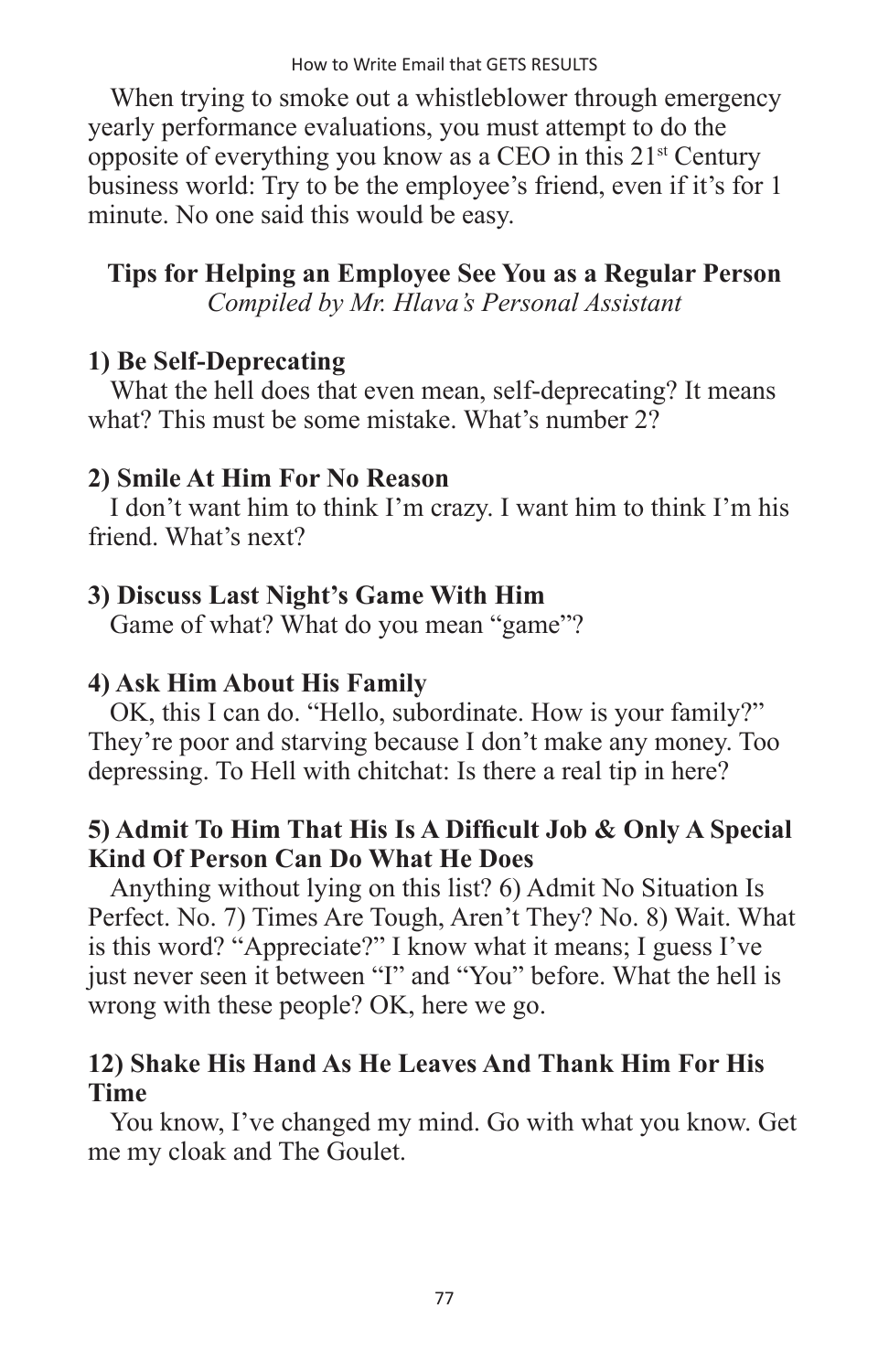When trying to smoke out a whistleblower through emergency yearly performance evaluations, you must attempt to do the opposite of everything you know as a CEO in this 21st Century business world: Try to be the employee's friend, even if it's for 1 minute. No one said this would be easy.

**Tips for Helping an Employee See You as a Regular Person**
*Compiled by Mr. Hlava's Personal Assistant*

**1) Be Self-Deprecating**
What the hell does that even mean, self-deprecating? It means what? This must be some mistake. What's number 2?

**2) Smile At Him For No Reason**
I don't want him to think I'm crazy. I want him to think I'm his friend. What's next?

**3) Discuss Last Night's Game With Him**
Game of what? What do you mean "game"?

**4) Ask Him About His Family**
OK, this I can do. "Hello, subordinate. How is your family?" They're poor and starving because I don't make any money. Too depressing. To Hell with chitchat: Is there a real tip in here?

**5) Admit To Him That His Is A Difficult Job & Only A Special Kind Of Person Can Do What He Does**
Anything without lying on this list? 6) Admit No Situation Is Perfect. No. 7) Times Are Tough, Aren't They? No. 8) Wait. What is this word? "Appreciate?" I know what it means; I guess I've just never seen it between "I" and "You" before. What the hell is wrong with these people? OK, here we go.

**12) Shake His Hand As He Leaves And Thank Him For His Time**
You know, I've changed my mind. Go with what you know. Get me my cloak and The Goulet.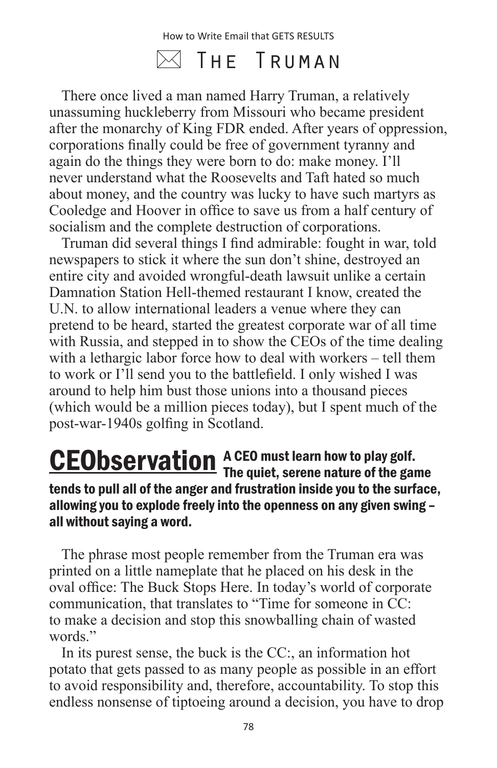# ✉ The Truman

There once lived a man named Harry Truman, a relatively unassuming huckleberry from Missouri who became president after the monarchy of King FDR ended. After years of oppression, corporations finally could be free of government tyranny and again do the things they were born to do: make money. I'll never understand what the Roosevelts and Taft hated so much about money, and the country was lucky to have such martyrs as Cooledge and Hoover in office to save us from a half century of socialism and the complete destruction of corporations.

Truman did several things I find admirable: fought in war, told newspapers to stick it where the sun don't shine, destroyed an entire city and avoided wrongful-death lawsuit unlike a certain Damnation Station Hell-themed restaurant I know, created the U.N. to allow international leaders a venue where they can pretend to be heard, started the greatest corporate war of all time with Russia, and stepped in to show the CEOs of the time dealing with a lethargic labor force how to deal with workers – tell them to work or I'll send you to the battlefield. I only wished I was around to help him bust those unions into a thousand pieces (which would be a million pieces today), but I spent much of the post-war-1940s golfing in Scotland.

**CEObservation** **A CEO must learn how to play golf. The quiet, serene nature of the game tends to pull all of the anger and frustration inside you to the surface, allowing you to explode freely into the openness on any given swing – all without saying a word.**

The phrase most people remember from the Truman era was printed on a little nameplate that he placed on his desk in the oval office: The Buck Stops Here. In today's world of corporate communication, that translates to "Time for someone in CC: to make a decision and stop this snowballing chain of wasted words."

In its purest sense, the buck is the CC:, an information hot potato that gets passed to as many people as possible in an effort to avoid responsibility and, therefore, accountability. To stop this endless nonsense of tiptoeing around a decision, you have to drop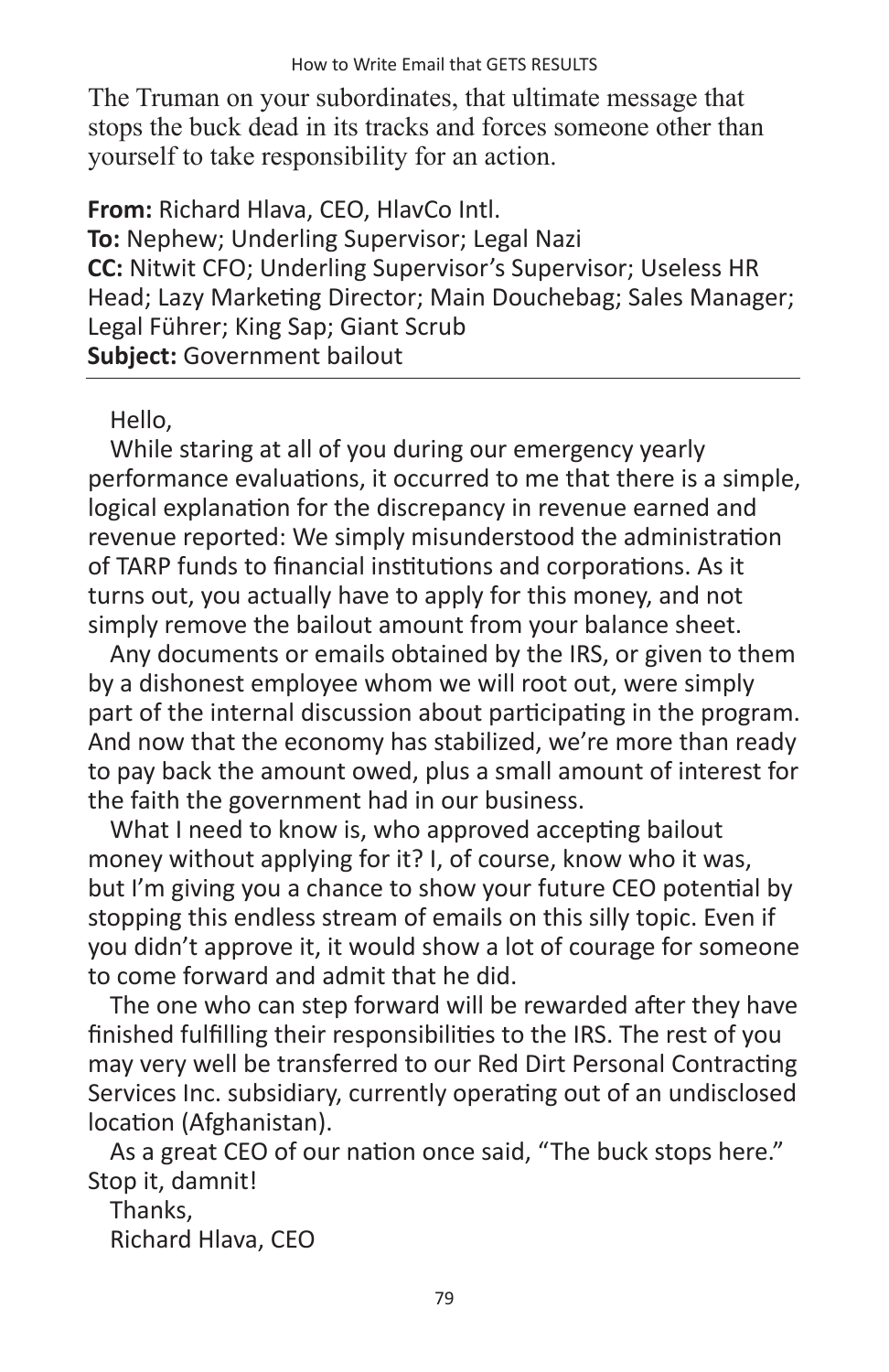The Truman on your subordinates, that ultimate message that stops the buck dead in its tracks and forces someone other than yourself to take responsibility for an action.

**From:** Richard Hlava, CEO, HlavCo Intl.
**To:** Nephew; Underling Supervisor; Legal Nazi
**CC:** Nitwit CFO; Underling Supervisor's Supervisor; Useless HR Head; Lazy Marketing Director; Main Douchebag; Sales Manager; Legal Führer; King Sap; Giant Scrub
**Subject:** Government bailout

---

Hello,

While staring at all of you during our emergency yearly performance evaluations, it occurred to me that there is a simple, logical explanation for the discrepancy in revenue earned and revenue reported: We simply misunderstood the administration of TARP funds to financial institutions and corporations. As it turns out, you actually have to apply for this money, and not simply remove the bailout amount from your balance sheet.

Any documents or emails obtained by the IRS, or given to them by a dishonest employee whom we will root out, were simply part of the internal discussion about participating in the program. And now that the economy has stabilized, we're more than ready to pay back the amount owed, plus a small amount of interest for the faith the government had in our business.

What I need to know is, who approved accepting bailout money without applying for it? I, of course, know who it was, but I'm giving you a chance to show your future CEO potential by stopping this endless stream of emails on this silly topic. Even if you didn't approve it, it would show a lot of courage for someone to come forward and admit that he did.

The one who can step forward will be rewarded after they have finished fulfilling their responsibilities to the IRS. The rest of you may very well be transferred to our Red Dirt Personal Contracting Services Inc. subsidiary, currently operating out of an undisclosed location (Afghanistan).

As a great CEO of our nation once said, "The buck stops here." Stop it, damnit!

Thanks,
Richard Hlava, CEO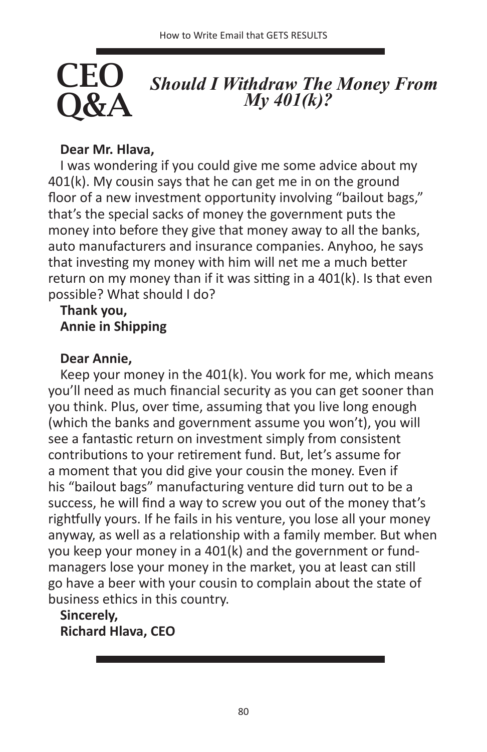# CEO Q&A

## *Should I Withdraw The Money From My 401(k)?*

**Dear Mr. Hlava,**

I was wondering if you could give me some advice about my 401(k). My cousin says that he can get me in on the ground floor of a new investment opportunity involving "bailout bags," that's the special sacks of money the government puts the money into before they give that money away to all the banks, auto manufacturers and insurance companies. Anyhoo, he says that investing my money with him will net me a much better return on my money than if it was sitting in a 401(k). Is that even possible? What should I do?

**Thank you,**
**Annie in Shipping**

**Dear Annie,**

Keep your money in the 401(k). You work for me, which means you'll need as much financial security as you can get sooner than you think. Plus, over time, assuming that you live long enough (which the banks and government assume you won't), you will see a fantastic return on investment simply from consistent contributions to your retirement fund. But, let's assume for a moment that you did give your cousin the money. Even if his "bailout bags" manufacturing venture did turn out to be a success, he will find a way to screw you out of the money that's rightfully yours. If he fails in his venture, you lose all your money anyway, as well as a relationship with a family member. But when you keep your money in a 401(k) and the government or fund-managers lose your money in the market, you at least can still go have a beer with your cousin to complain about the state of business ethics in this country.

**Sincerely,**
**Richard Hlava, CEO**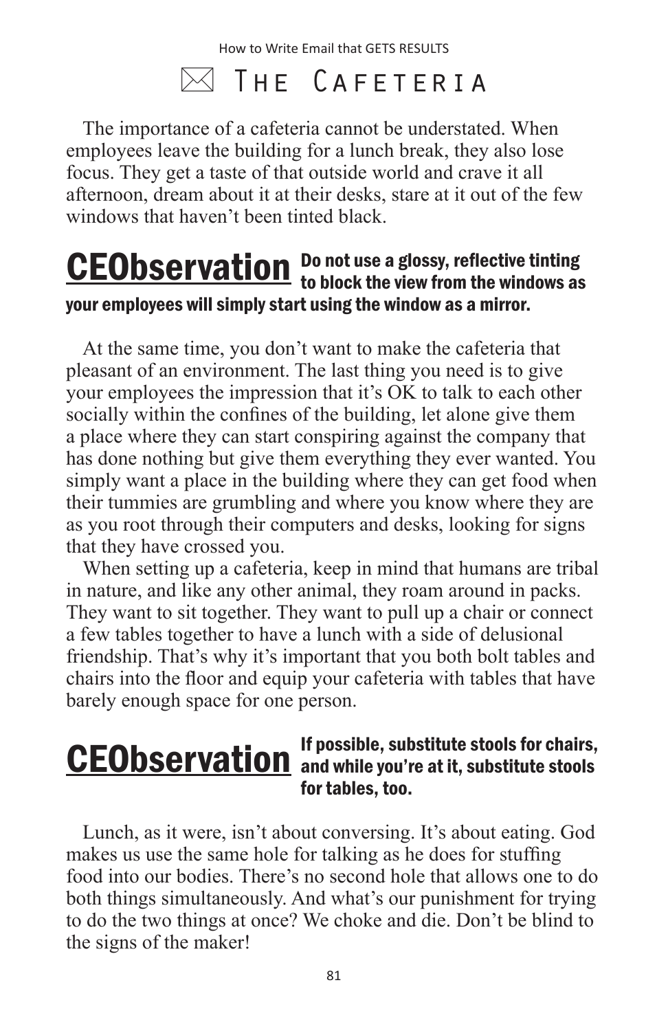## ✉ The Cafeteria

The importance of a cafeteria cannot be understated. When employees leave the building for a lunch break, they also lose focus. They get a taste of that outside world and crave it all afternoon, dream about it at their desks, stare at it out of the few windows that haven't been tinted black.

**CEObservation** **Do not use a glossy, reflective tinting to block the view from the windows as your employees will simply start using the window as a mirror.**

At the same time, you don't want to make the cafeteria that pleasant of an environment. The last thing you need is to give your employees the impression that it's OK to talk to each other socially within the confines of the building, let alone give them a place where they can start conspiring against the company that has done nothing but give them everything they ever wanted. You simply want a place in the building where they can get food when their tummies are grumbling and where you know where they are as you root through their computers and desks, looking for signs that they have crossed you.

When setting up a cafeteria, keep in mind that humans are tribal in nature, and like any other animal, they roam around in packs. They want to sit together. They want to pull up a chair or connect a few tables together to have a lunch with a side of delusional friendship. That's why it's important that you both bolt tables and chairs into the floor and equip your cafeteria with tables that have barely enough space for one person.

**CEObservation** **If possible, substitute stools for chairs, and while you're at it, substitute stools for tables, too.**

Lunch, as it were, isn't about conversing. It's about eating. God makes us use the same hole for talking as he does for stuffing food into our bodies. There's no second hole that allows one to do both things simultaneously. And what's our punishment for trying to do the two things at once? We choke and die. Don't be blind to the signs of the maker!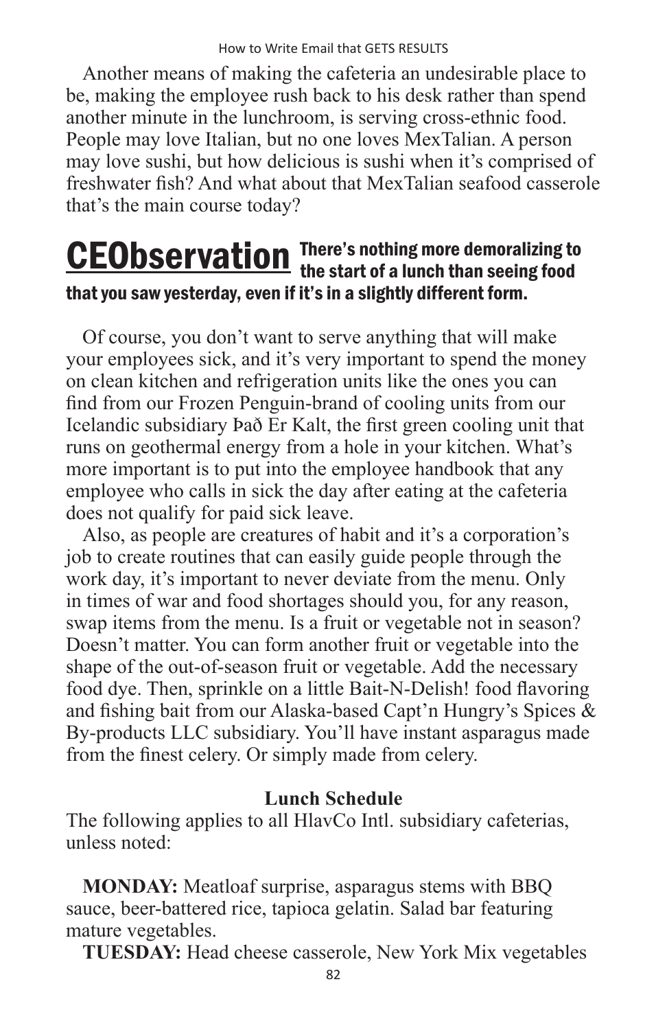Another means of making the cafeteria an undesirable place to be, making the employee rush back to his desk rather than spend another minute in the lunchroom, is serving cross-ethnic food. People may love Italian, but no one loves MexTalian. A person may love sushi, but how delicious is sushi when it's comprised of freshwater fish? And what about that MexTalian seafood casserole that's the main course today?

**CEObservation** **There's nothing more demoralizing to the start of a lunch than seeing food that you saw yesterday, even if it's in a slightly different form.**

Of course, you don't want to serve anything that will make your employees sick, and it's very important to spend the money on clean kitchen and refrigeration units like the ones you can find from our Frozen Penguin-brand of cooling units from our Icelandic subsidiary Það Er Kalt, the first green cooling unit that runs on geothermal energy from a hole in your kitchen. What's more important is to put into the employee handbook that any employee who calls in sick the day after eating at the cafeteria does not qualify for paid sick leave.

Also, as people are creatures of habit and it's a corporation's job to create routines that can easily guide people through the work day, it's important to never deviate from the menu. Only in times of war and food shortages should you, for any reason, swap items from the menu. Is a fruit or vegetable not in season? Doesn't matter. You can form another fruit or vegetable into the shape of the out-of-season fruit or vegetable. Add the necessary food dye. Then, sprinkle on a little Bait-N-Delish! food flavoring and fishing bait from our Alaska-based Capt'n Hungry's Spices & By-products LLC subsidiary. You'll have instant asparagus made from the finest celery. Or simply made from celery.

**Lunch Schedule**

The following applies to all HlavCo Intl. subsidiary cafeterias, unless noted:

**MONDAY:** Meatloaf surprise, asparagus stems with BBQ sauce, beer-battered rice, tapioca gelatin. Salad bar featuring mature vegetables.

**TUESDAY:** Head cheese casserole, New York Mix vegetables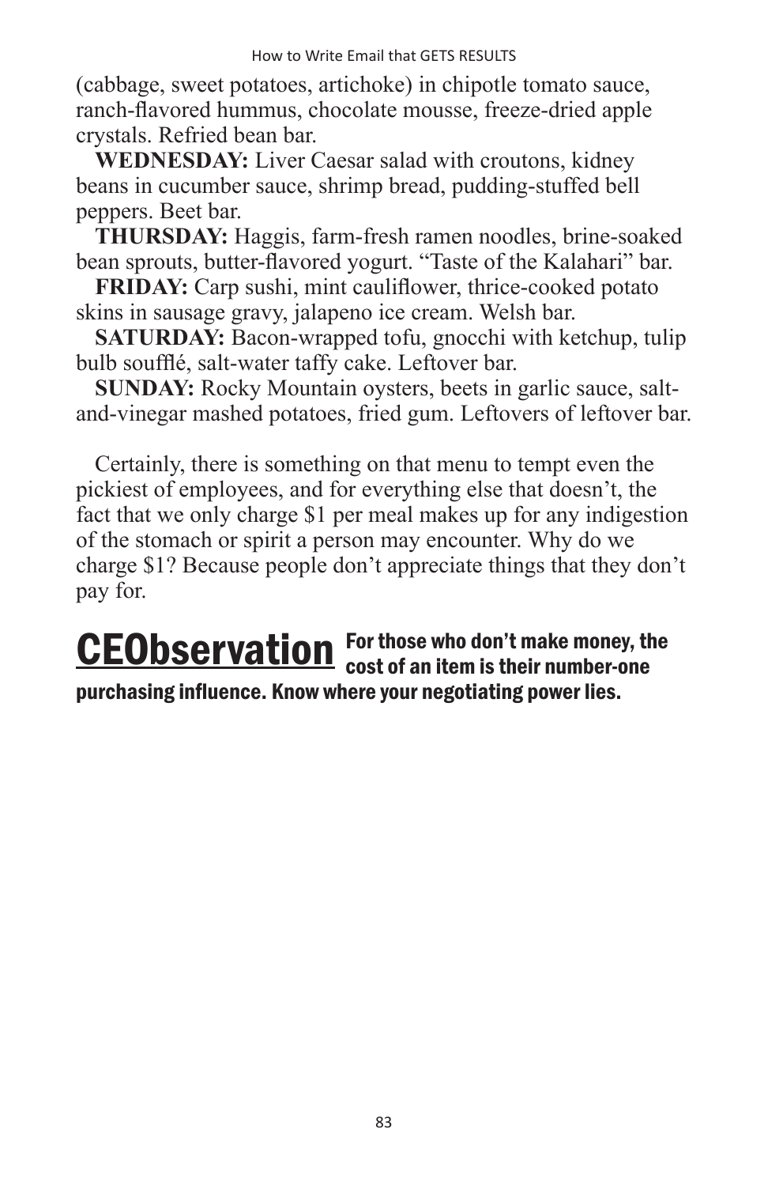(cabbage, sweet potatoes, artichoke) in chipotle tomato sauce, ranch-flavored hummus, chocolate mousse, freeze-dried apple crystals. Refried bean bar.

**WEDNESDAY:** Liver Caesar salad with croutons, kidney beans in cucumber sauce, shrimp bread, pudding-stuffed bell peppers. Beet bar.

**THURSDAY:** Haggis, farm-fresh ramen noodles, brine-soaked bean sprouts, butter-flavored yogurt. "Taste of the Kalahari" bar.

**FRIDAY:** Carp sushi, mint cauliflower, thrice-cooked potato skins in sausage gravy, jalapeno ice cream. Welsh bar.

**SATURDAY:** Bacon-wrapped tofu, gnocchi with ketchup, tulip bulb soufflé, salt-water taffy cake. Leftover bar.

**SUNDAY:** Rocky Mountain oysters, beets in garlic sauce, salt-and-vinegar mashed potatoes, fried gum. Leftovers of leftover bar.

Certainly, there is something on that menu to tempt even the pickiest of employees, and for everything else that doesn't, the fact that we only charge $1 per meal makes up for any indigestion of the stomach or spirit a person may encounter. Why do we charge $1? Because people don't appreciate things that they don't pay for.

**CEObservation** **For those who don't make money, the cost of an item is their number-one purchasing influence. Know where your negotiating power lies.**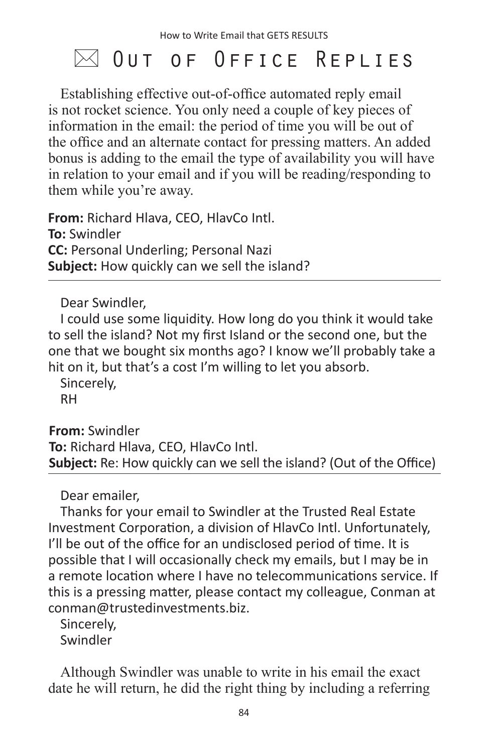# ✉ Out of Office Replies

Establishing effective out-of-office automated reply email is not rocket science. You only need a couple of key pieces of information in the email: the period of time you will be out of the office and an alternate contact for pressing matters. An added bonus is adding to the email the type of availability you will have in relation to your email and if you will be reading/responding to them while you're away.

**From:** Richard Hlava, CEO, HlavCo Intl.
**To:** Swindler
**CC:** Personal Underling; Personal Nazi
**Subject:** How quickly can we sell the island?

---

Dear Swindler,

I could use some liquidity. How long do you think it would take to sell the island? Not my first Island or the second one, but the one that we bought six months ago? I know we'll probably take a hit on it, but that's a cost I'm willing to let you absorb.

Sincerely,

RH

**From:** Swindler
**To:** Richard Hlava, CEO, HlavCo Intl.
**Subject:** Re: How quickly can we sell the island? (Out of the Office)

---

Dear emailer,

Thanks for your email to Swindler at the Trusted Real Estate Investment Corporation, a division of HlavCo Intl. Unfortunately, I'll be out of the office for an undisclosed period of time. It is possible that I will occasionally check my emails, but I may be in a remote location where I have no telecommunications service. If this is a pressing matter, please contact my colleague, Conman at conman@trustedinvestments.biz.

Sincerely,

Swindler

Although Swindler was unable to write in his email the exact date he will return, he did the right thing by including a referring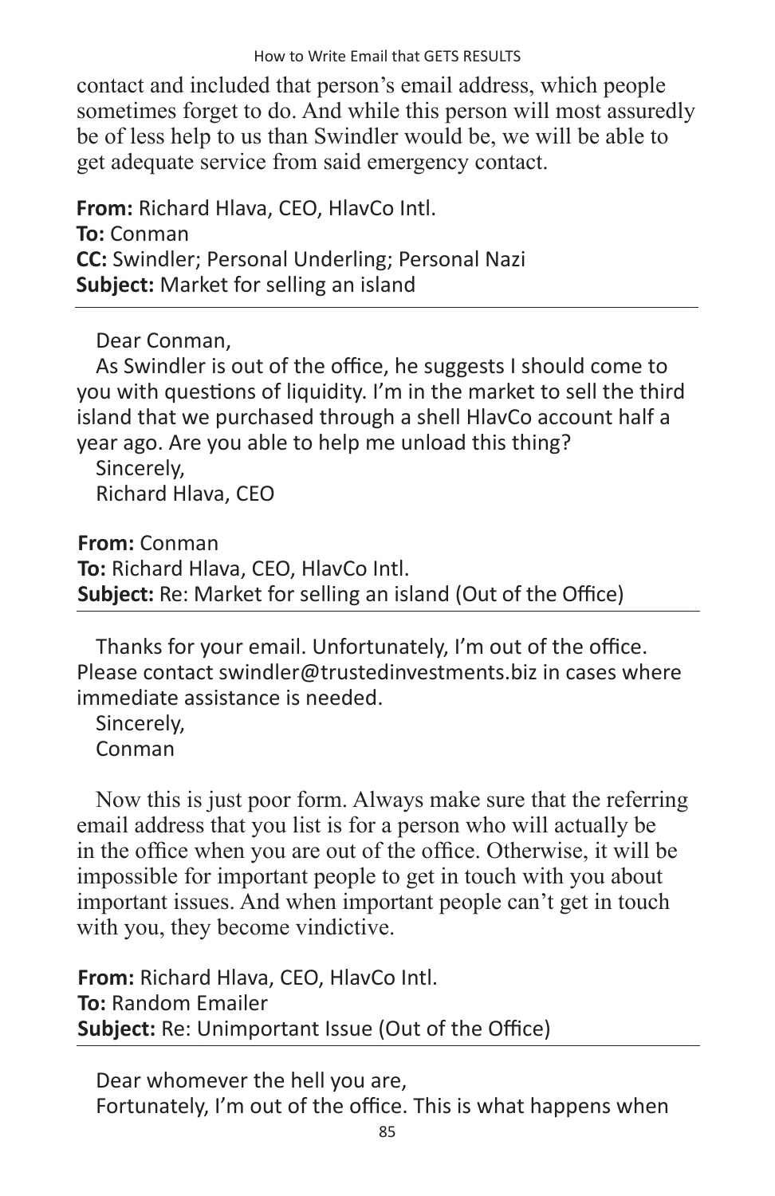contact and included that person's email address, which people sometimes forget to do. And while this person will most assuredly be of less help to us than Swindler would be, we will be able to get adequate service from said emergency contact.

**From:** Richard Hlava, CEO, HlavCo Intl.
**To:** Conman
**CC:** Swindler; Personal Underling; Personal Nazi
**Subject:** Market for selling an island

---

Dear Conman,

As Swindler is out of the office, he suggests I should come to you with questions of liquidity. I'm in the market to sell the third island that we purchased through a shell HlavCo account half a year ago. Are you able to help me unload this thing?

Sincerely,
Richard Hlava, CEO

**From:** Conman
**To:** Richard Hlava, CEO, HlavCo Intl.
**Subject:** Re: Market for selling an island (Out of the Office)

---

Thanks for your email. Unfortunately, I'm out of the office. Please contact swindler@trustedinvestments.biz in cases where immediate assistance is needed.

Sincerely,
Conman

Now this is just poor form. Always make sure that the referring email address that you list is for a person who will actually be in the office when you are out of the office. Otherwise, it will be impossible for important people to get in touch with you about important issues. And when important people can't get in touch with you, they become vindictive.

**From:** Richard Hlava, CEO, HlavCo Intl.
**To:** Random Emailer
**Subject:** Re: Unimportant Issue (Out of the Office)

---

Dear whomever the hell you are,

Fortunately, I'm out of the office. This is what happens when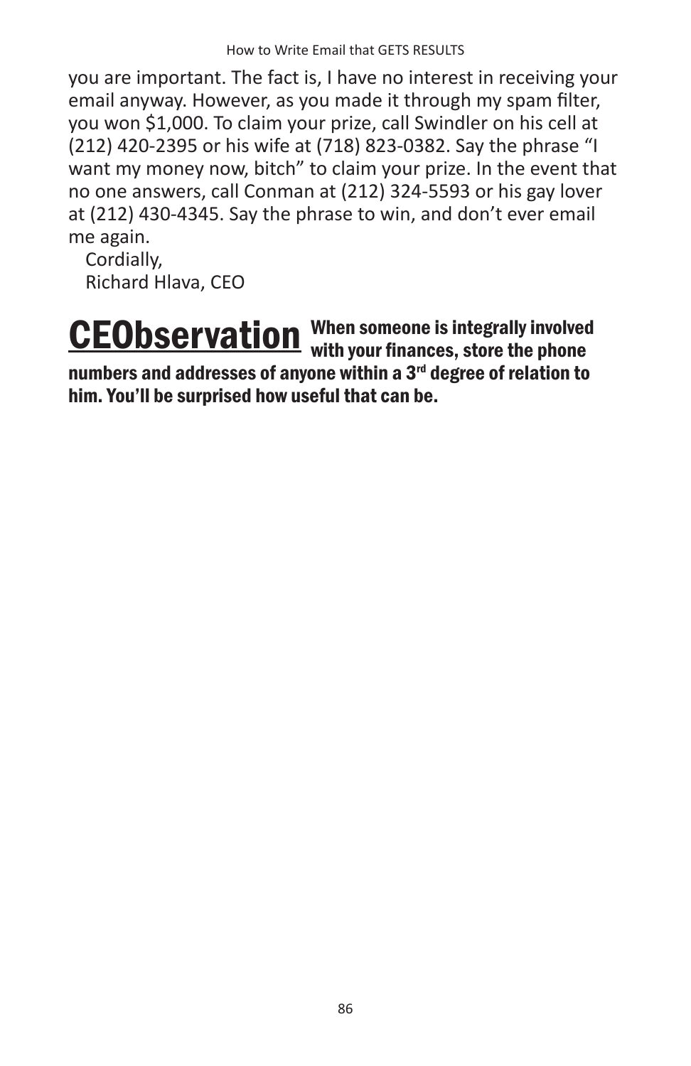you are important. The fact is, I have no interest in receiving your email anyway. However, as you made it through my spam filter, you won $1,000. To claim your prize, call Swindler on his cell at (212) 420-2395 or his wife at (718) 823-0382. Say the phrase "I want my money now, bitch" to claim your prize. In the event that no one answers, call Conman at (212) 324-5593 or his gay lover at (212) 430-4345. Say the phrase to win, and don't ever email me again.

Cordially,
Richard Hlava, CEO

**CEObservation** **When someone is integrally involved with your finances, store the phone numbers and addresses of anyone within a 3rd degree of relation to him. You'll be surprised how useful that can be.**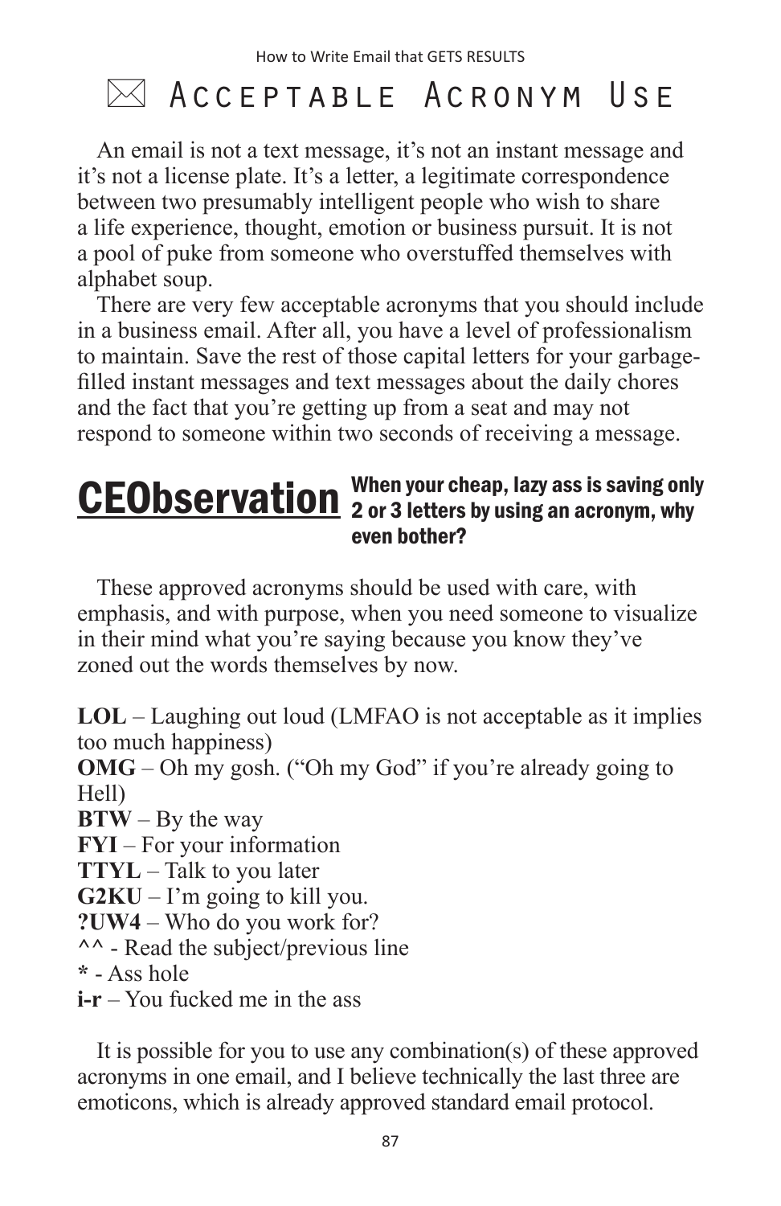# ✉ Acceptable Acronym Use

An email is not a text message, it's not an instant message and it's not a license plate. It's a letter, a legitimate correspondence between two presumably intelligent people who wish to share a life experience, thought, emotion or business pursuit. It is not a pool of puke from someone who overstuffed themselves with alphabet soup.

There are very few acceptable acronyms that you should include in a business email. After all, you have a level of professionalism to maintain. Save the rest of those capital letters for your garbage-filled instant messages and text messages about the daily chores and the fact that you're getting up from a seat and may not respond to someone within two seconds of receiving a message.

**CEObservation** **When your cheap, lazy ass is saving only 2 or 3 letters by using an acronym, why even bother?**

These approved acronyms should be used with care, with emphasis, and with purpose, when you need someone to visualize in their mind what you're saying because you know they've zoned out the words themselves by now.

**LOL** – Laughing out loud (LMFAO is not acceptable as it implies too much happiness)  
**OMG** – Oh my gosh. ("Oh my God" if you're already going to Hell)  
**BTW** – By the way  
**FYI** – For your information  
**TTYL** – Talk to you later  
**G2KU** – I'm going to kill you.  
**?UW4** – Who do you work for?  
**^^** - Read the subject/previous line  
**\*** - Ass hole  
**i-r** – You fucked me in the ass

It is possible for you to use any combination(s) of these approved acronyms in one email, and I believe technically the last three are emoticons, which is already approved standard email protocol.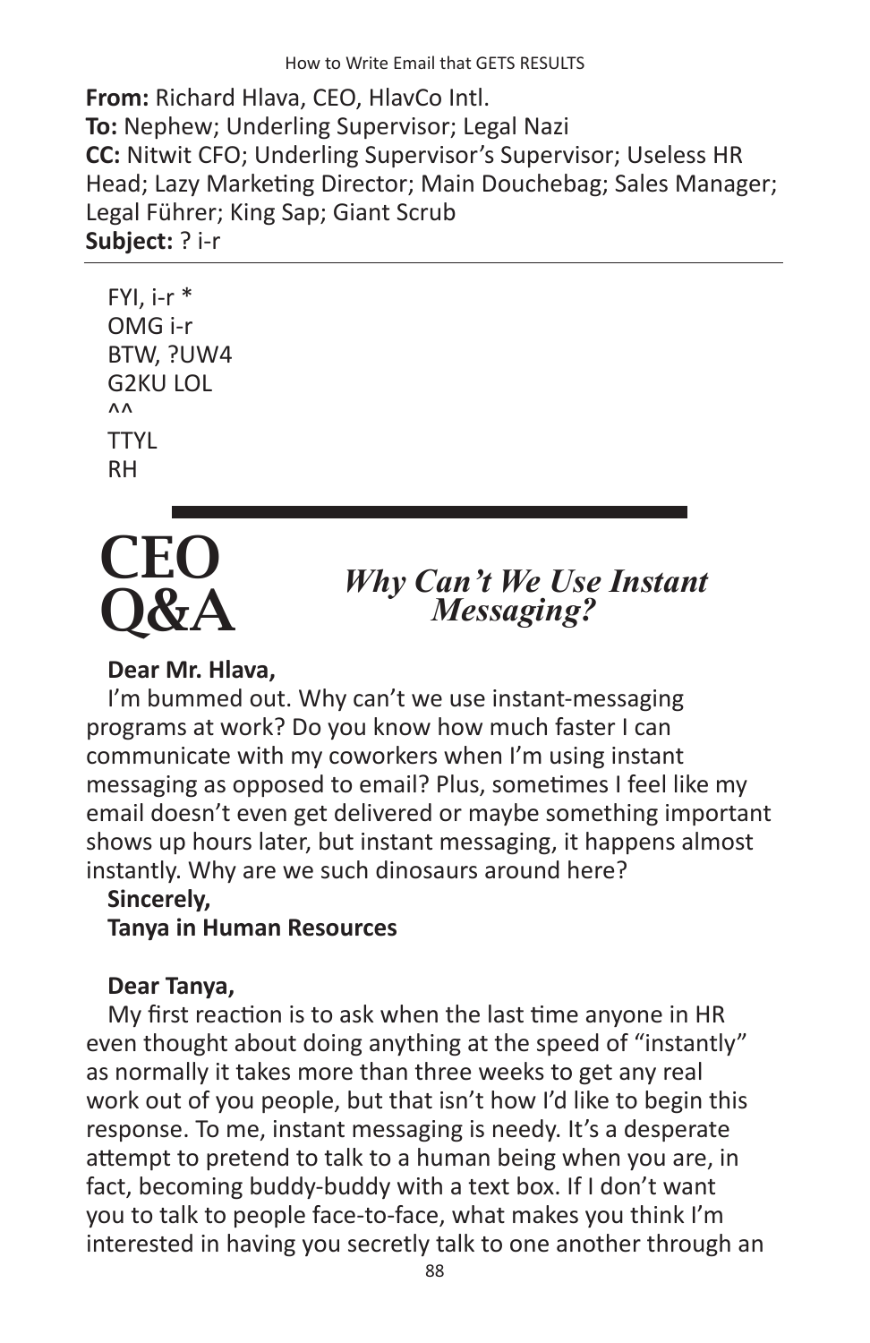**From:** Richard Hlava, CEO, HlavCo Intl.
**To:** Nephew; Underling Supervisor; Legal Nazi
**CC:** Nitwit CFO; Underling Supervisor's Supervisor; Useless HR Head; Lazy Marketing Director; Main Douchebag; Sales Manager; Legal Führer; King Sap; Giant Scrub
**Subject:** ? i-r

FYI, i-r *
OMG i-r
BTW, ?UW4
G2KU LOL
^^
TTYL
RH

---

## CEO Q&A

### *Why Can't We Use Instant Messaging?*

**Dear Mr. Hlava,**

I'm bummed out. Why can't we use instant-messaging programs at work? Do you know how much faster I can communicate with my coworkers when I'm using instant messaging as opposed to email? Plus, sometimes I feel like my email doesn't even get delivered or maybe something important shows up hours later, but instant messaging, it happens almost instantly. Why are we such dinosaurs around here?

**Sincerely,**
**Tanya in Human Resources**

**Dear Tanya,**

My first reaction is to ask when the last time anyone in HR even thought about doing anything at the speed of "instantly" as normally it takes more than three weeks to get any real work out of you people, but that isn't how I'd like to begin this response. To me, instant messaging is needy. It's a desperate attempt to pretend to talk to a human being when you are, in fact, becoming buddy-buddy with a text box. If I don't want you to talk to people face-to-face, what makes you think I'm interested in having you secretly talk to one another through an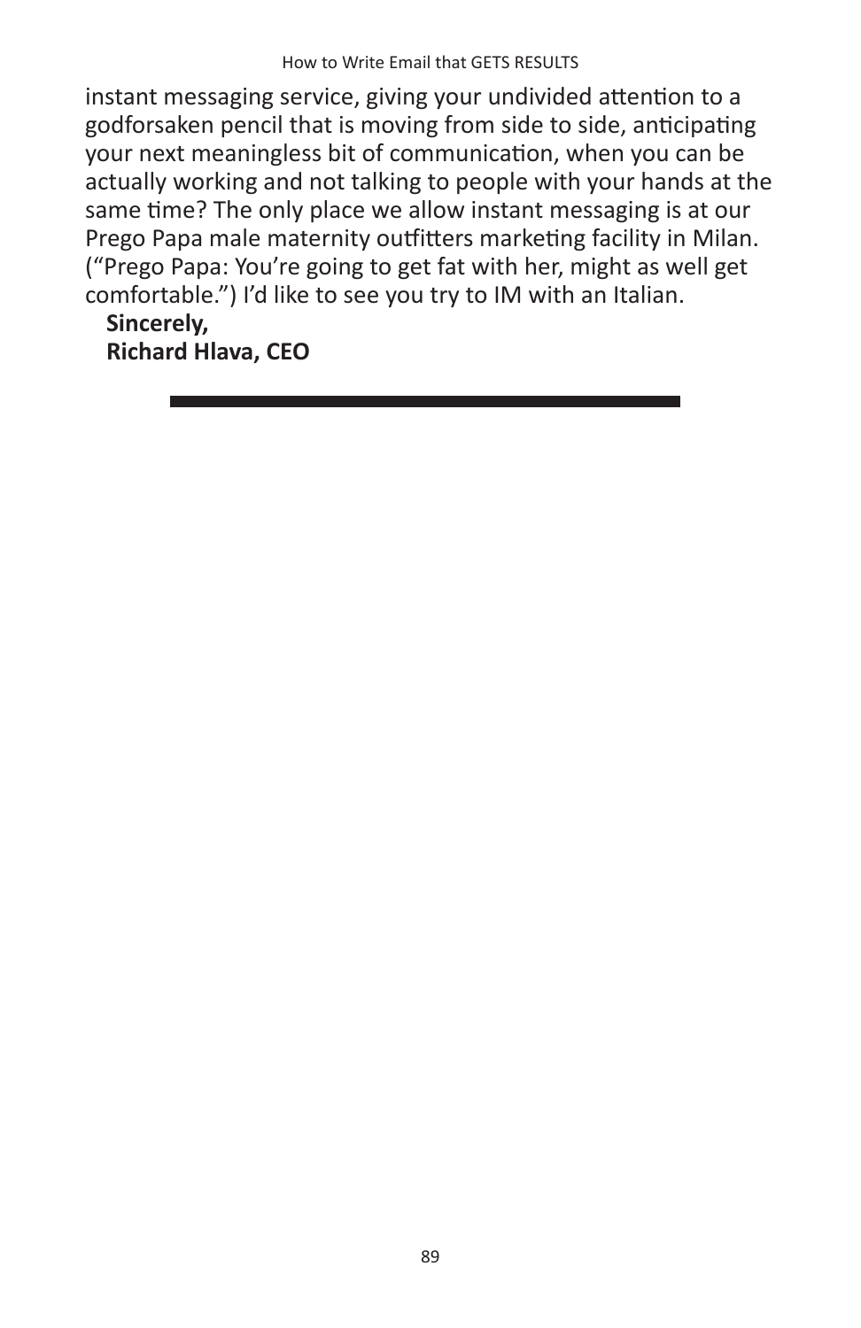instant messaging service, giving your undivided attention to a godforsaken pencil that is moving from side to side, anticipating your next meaningless bit of communication, when you can be actually working and not talking to people with your hands at the same time? The only place we allow instant messaging is at our Prego Papa male maternity outfitters marketing facility in Milan. ("Prego Papa: You're going to get fat with her, might as well get comfortable.") I'd like to see you try to IM with an Italian.

**Sincerely,**
**Richard Hlava, CEO**

---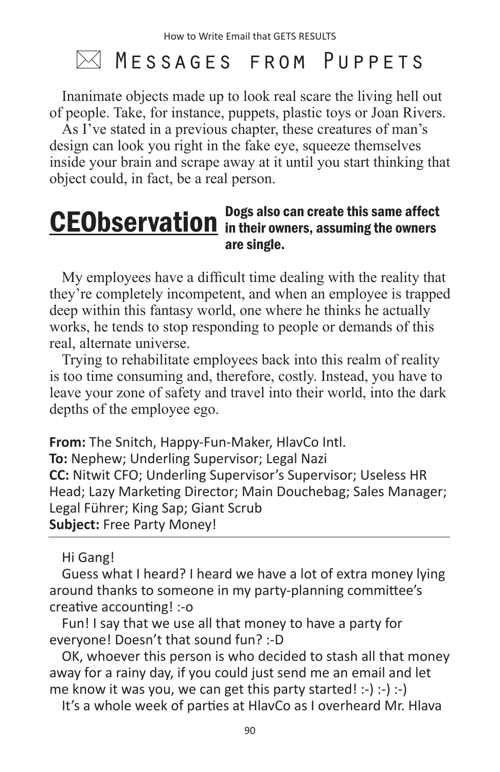## ✉ Messages from Puppets

Inanimate objects made up to look real scare the living hell out of people. Take, for instance, puppets, plastic toys or Joan Rivers.

As I've stated in a previous chapter, these creatures of man's design can look you right in the fake eye, squeeze themselves inside your brain and scrape away at it until you start thinking that object could, in fact, be a real person.

**CEObservation** **Dogs also can create this same affect in their owners, assuming the owners are single.**

My employees have a difficult time dealing with the reality that they're completely incompetent, and when an employee is trapped deep within this fantasy world, one where he thinks he actually works, he tends to stop responding to people or demands of this real, alternate universe.

Trying to rehabilitate employees back into this realm of reality is too time consuming and, therefore, costly. Instead, you have to leave your zone of safety and travel into their world, into the dark depths of the employee ego.

**From:** The Snitch, Happy-Fun-Maker, HlavCo Intl.
**To:** Nephew; Underling Supervisor; Legal Nazi
**CC:** Nitwit CFO; Underling Supervisor's Supervisor; Useless HR Head; Lazy Marketing Director; Main Douchebag; Sales Manager; Legal Führer; King Sap; Giant Scrub
**Subject:** Free Party Money!

---

Hi Gang!

Guess what I heard? I heard we have a lot of extra money lying around thanks to someone in my party-planning committee's creative accounting! :-o

Fun! I say that we use all that money to have a party for everyone! Doesn't that sound fun? :-D

OK, whoever this person is who decided to stash all that money away for a rainy day, if you could just send me an email and let me know it was you, we can get this party started! :-) :-) :-)

It's a whole week of parties at HlavCo as I overheard Mr. Hlava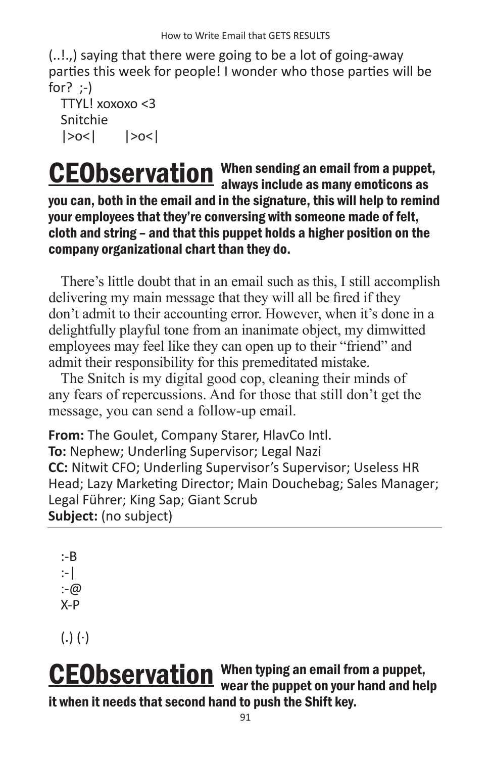(..!.,) saying that there were going to be a lot of going-away parties this week for people! I wonder who those parties will be for?  ;-)

TTYL! xoxoxo <3
Snitchie
|>o<|     |>o<|

**CEObservation** **When sending an email from a puppet, always include as many emoticons as you can, both in the email and in the signature, this will help to remind your employees that they're conversing with someone made of felt, cloth and string – and that this puppet holds a higher position on the company organizational chart than they do.**

There's little doubt that in an email such as this, I still accomplish delivering my main message that they will all be fired if they don't admit to their accounting error. However, when it's done in a delightfully playful tone from an inanimate object, my dimwitted employees may feel like they can open up to their "friend" and admit their responsibility for this premeditated mistake.

The Snitch is my digital good cop, cleaning their minds of any fears of repercussions. And for those that still don't get the message, you can send a follow-up email.

**From:** The Goulet, Company Starer, HlavCo Intl.
**To:** Nephew; Underling Supervisor; Legal Nazi
**CC:** Nitwit CFO; Underling Supervisor's Supervisor; Useless HR Head; Lazy Marketing Director; Main Douchebag; Sales Manager; Legal Führer; King Sap; Giant Scrub
**Subject:** (no subject)

---

:-B
:-|
:-@
X-P

(.) (·)

**CEObservation** **When typing an email from a puppet, wear the puppet on your hand and help it when it needs that second hand to push the Shift key.**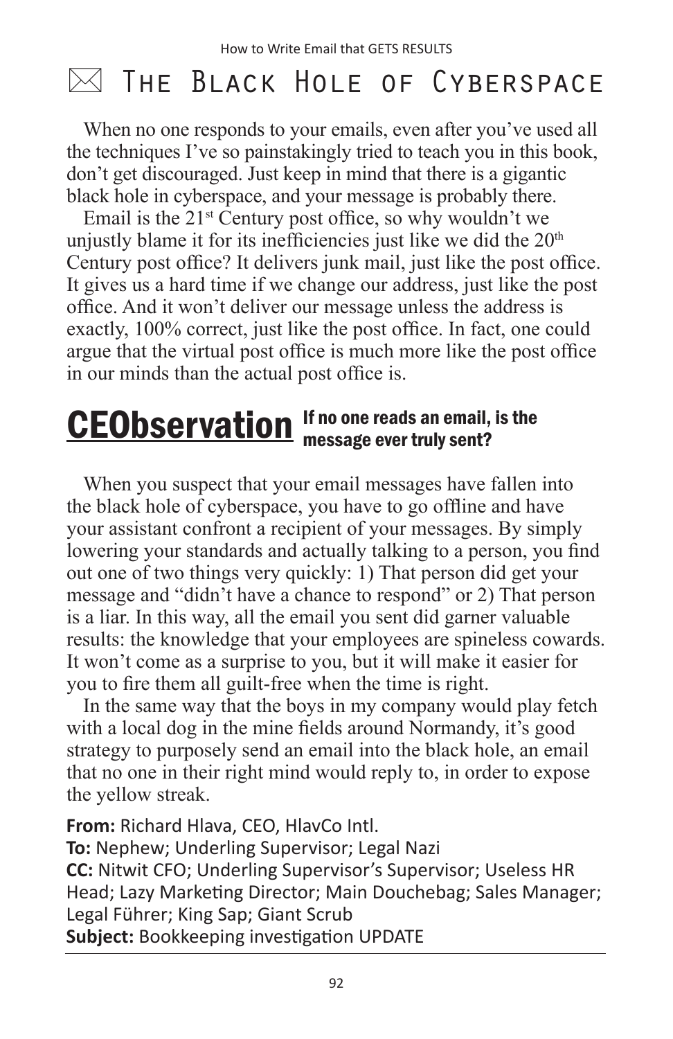# ✉ The Black Hole of Cyberspace

When no one responds to your emails, even after you've used all the techniques I've so painstakingly tried to teach you in this book, don't get discouraged. Just keep in mind that there is a gigantic black hole in cyberspace, and your message is probably there.

Email is the 21st Century post office, so why wouldn't we unjustly blame it for its inefficiencies just like we did the 20th Century post office? It delivers junk mail, just like the post office. It gives us a hard time if we change our address, just like the post office. And it won't deliver our message unless the address is exactly, 100% correct, just like the post office. In fact, one could argue that the virtual post office is much more like the post office in our minds than the actual post office is.

## CEObservation **If no one reads an email, is the message ever truly sent?**

When you suspect that your email messages have fallen into the black hole of cyberspace, you have to go offline and have your assistant confront a recipient of your messages. By simply lowering your standards and actually talking to a person, you find out one of two things very quickly: 1) That person did get your message and "didn't have a chance to respond" or 2) That person is a liar. In this way, all the email you sent did garner valuable results: the knowledge that your employees are spineless cowards. It won't come as a surprise to you, but it will make it easier for you to fire them all guilt-free when the time is right.

In the same way that the boys in my company would play fetch with a local dog in the mine fields around Normandy, it's good strategy to purposely send an email into the black hole, an email that no one in their right mind would reply to, in order to expose the yellow streak.

**From:** Richard Hlava, CEO, HlavCo Intl.
**To:** Nephew; Underling Supervisor; Legal Nazi
**CC:** Nitwit CFO; Underling Supervisor's Supervisor; Useless HR Head; Lazy Marketing Director; Main Douchebag; Sales Manager; Legal Führer; King Sap; Giant Scrub
**Subject:** Bookkeeping investigation UPDATE

---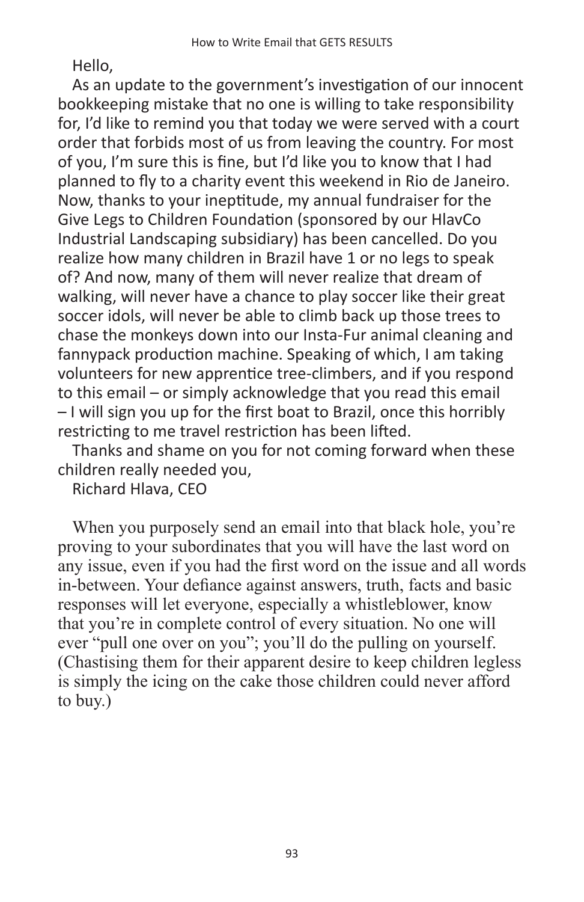Hello,

As an update to the government's investigation of our innocent bookkeeping mistake that no one is willing to take responsibility for, I'd like to remind you that today we were served with a court order that forbids most of us from leaving the country. For most of you, I'm sure this is fine, but I'd like you to know that I had planned to fly to a charity event this weekend in Rio de Janeiro. Now, thanks to your ineptitude, my annual fundraiser for the Give Legs to Children Foundation (sponsored by our HlavCo Industrial Landscaping subsidiary) has been cancelled. Do you realize how many children in Brazil have 1 or no legs to speak of? And now, many of them will never realize that dream of walking, will never have a chance to play soccer like their great soccer idols, will never be able to climb back up those trees to chase the monkeys down into our Insta-Fur animal cleaning and fannypack production machine. Speaking of which, I am taking volunteers for new apprentice tree-climbers, and if you respond to this email – or simply acknowledge that you read this email – I will sign you up for the first boat to Brazil, once this horribly restricting to me travel restriction has been lifted.

Thanks and shame on you for not coming forward when these children really needed you,

Richard Hlava, CEO

When you purposely send an email into that black hole, you're proving to your subordinates that you will have the last word on any issue, even if you had the first word on the issue and all words in-between. Your defiance against answers, truth, facts and basic responses will let everyone, especially a whistleblower, know that you're in complete control of every situation. No one will ever "pull one over on you"; you'll do the pulling on yourself. (Chastising them for their apparent desire to keep children legless is simply the icing on the cake those children could never afford to buy.)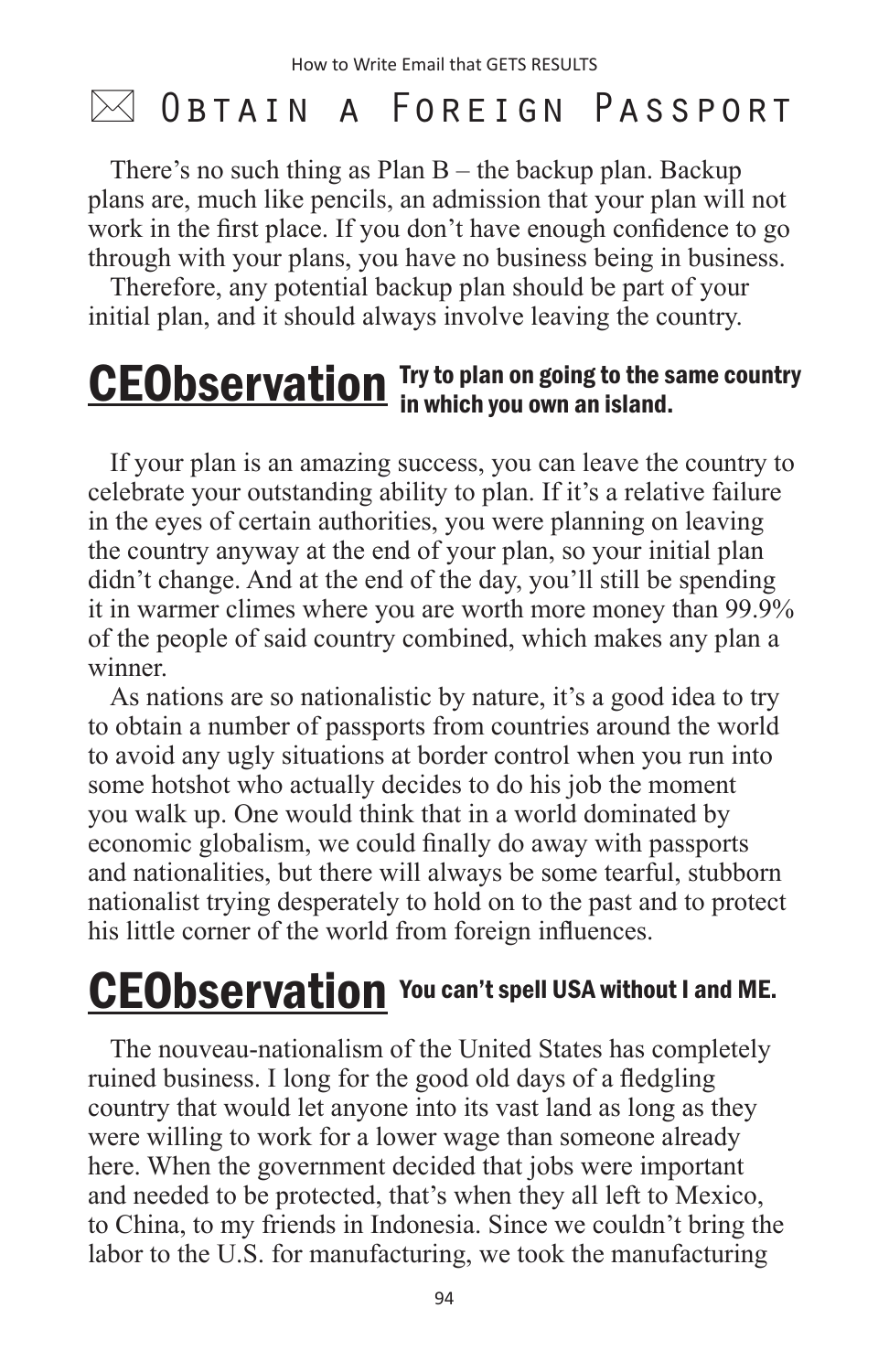# ✉ Obtain a Foreign Passport

There's no such thing as Plan B – the backup plan. Backup plans are, much like pencils, an admission that your plan will not work in the first place. If you don't have enough confidence to go through with your plans, you have no business being in business.

Therefore, any potential backup plan should be part of your initial plan, and it should always involve leaving the country.

**CEObservation** **Try to plan on going to the same country in which you own an island.**

If your plan is an amazing success, you can leave the country to celebrate your outstanding ability to plan. If it's a relative failure in the eyes of certain authorities, you were planning on leaving the country anyway at the end of your plan, so your initial plan didn't change. And at the end of the day, you'll still be spending it in warmer climes where you are worth more money than 99.9% of the people of said country combined, which makes any plan a winner.

As nations are so nationalistic by nature, it's a good idea to try to obtain a number of passports from countries around the world to avoid any ugly situations at border control when you run into some hotshot who actually decides to do his job the moment you walk up. One would think that in a world dominated by economic globalism, we could finally do away with passports and nationalities, but there will always be some tearful, stubborn nationalist trying desperately to hold on to the past and to protect his little corner of the world from foreign influences.

**CEObservation** **You can't spell USA without I and ME.**

The nouveau-nationalism of the United States has completely ruined business. I long for the good old days of a fledgling country that would let anyone into its vast land as long as they were willing to work for a lower wage than someone already here. When the government decided that jobs were important and needed to be protected, that's when they all left to Mexico, to China, to my friends in Indonesia. Since we couldn't bring the labor to the U.S. for manufacturing, we took the manufacturing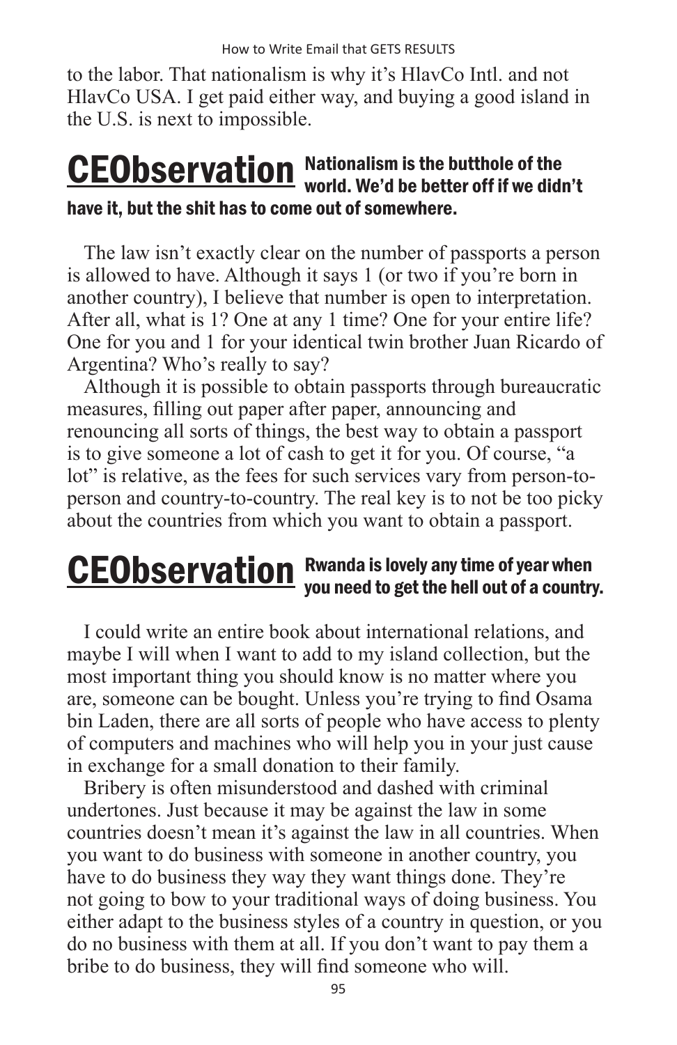to the labor. That nationalism is why it's HlavCo Intl. and not HlavCo USA. I get paid either way, and buying a good island in the U.S. is next to impossible.

**CEObservation** **Nationalism is the butthole of the world. We'd be better off if we didn't have it, but the shit has to come out of somewhere.**

The law isn't exactly clear on the number of passports a person is allowed to have. Although it says 1 (or two if you're born in another country), I believe that number is open to interpretation. After all, what is 1? One at any 1 time? One for your entire life? One for you and 1 for your identical twin brother Juan Ricardo of Argentina? Who's really to say?

Although it is possible to obtain passports through bureaucratic measures, filling out paper after paper, announcing and renouncing all sorts of things, the best way to obtain a passport is to give someone a lot of cash to get it for you. Of course, "a lot" is relative, as the fees for such services vary from person-to-person and country-to-country. The real key is to not be too picky about the countries from which you want to obtain a passport.

**CEObservation** **Rwanda is lovely any time of year when you need to get the hell out of a country.**

I could write an entire book about international relations, and maybe I will when I want to add to my island collection, but the most important thing you should know is no matter where you are, someone can be bought. Unless you're trying to find Osama bin Laden, there are all sorts of people who have access to plenty of computers and machines who will help you in your just cause in exchange for a small donation to their family.

Bribery is often misunderstood and dashed with criminal undertones. Just because it may be against the law in some countries doesn't mean it's against the law in all countries. When you want to do business with someone in another country, you have to do business they way they want things done. They're not going to bow to your traditional ways of doing business. You either adapt to the business styles of a country in question, or you do no business with them at all. If you don't want to pay them a bribe to do business, they will find someone who will.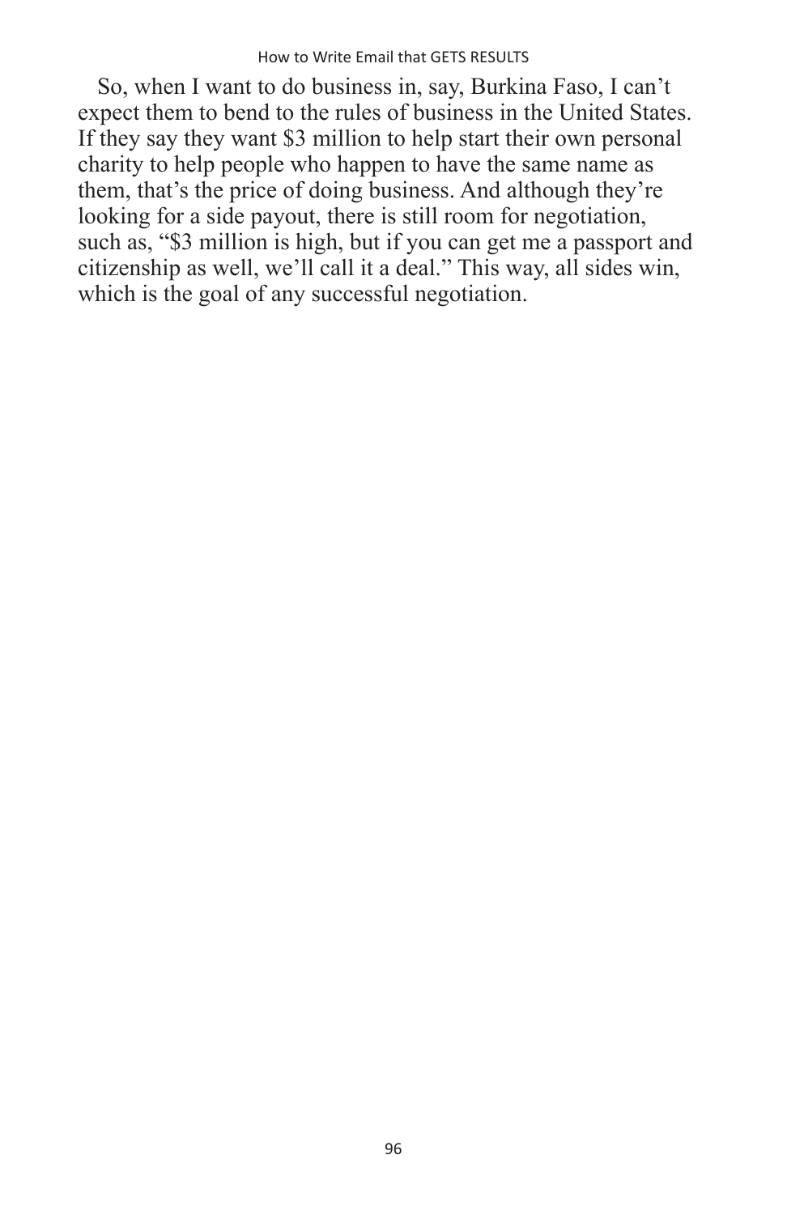So, when I want to do business in, say, Burkina Faso, I can't expect them to bend to the rules of business in the United States. If they say they want $3 million to help start their own personal charity to help people who happen to have the same name as them, that's the price of doing business. And although they're looking for a side payout, there is still room for negotiation, such as, "$3 million is high, but if you can get me a passport and citizenship as well, we'll call it a deal." This way, all sides win, which is the goal of any successful negotiation.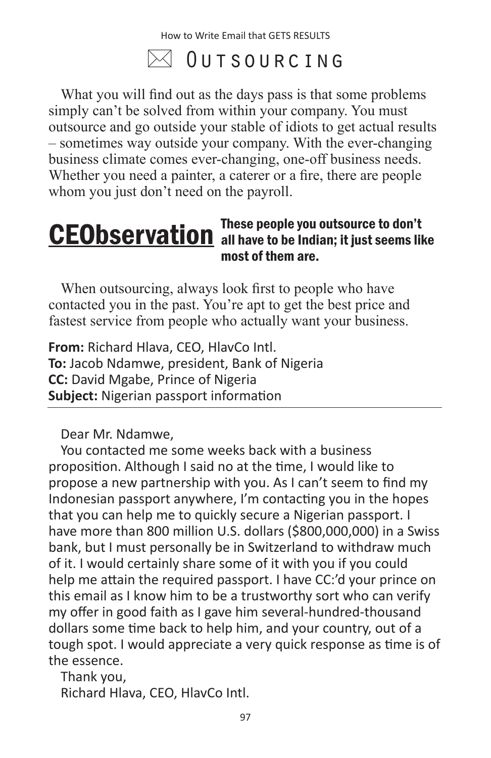# ✉ Outsourcing

What you will find out as the days pass is that some problems simply can't be solved from within your company. You must outsource and go outside your stable of idiots to get actual results – sometimes way outside your company. With the ever-changing business climate comes ever-changing, one-off business needs. Whether you need a painter, a caterer or a fire, there are people whom you just don't need on the payroll.

**CEObservation** **These people you outsource to don't all have to be Indian; it just seems like most of them are.**

When outsourcing, always look first to people who have contacted you in the past. You're apt to get the best price and fastest service from people who actually want your business.

**From:** Richard Hlava, CEO, HlavCo Intl.
**To:** Jacob Ndamwe, president, Bank of Nigeria
**CC:** David Mgabe, Prince of Nigeria
**Subject:** Nigerian passport information

---

Dear Mr. Ndamwe,

You contacted me some weeks back with a business proposition. Although I said no at the time, I would like to propose a new partnership with you. As I can't seem to find my Indonesian passport anywhere, I'm contacting you in the hopes that you can help me to quickly secure a Nigerian passport. I have more than 800 million U.S. dollars ($800,000,000) in a Swiss bank, but I must personally be in Switzerland to withdraw much of it. I would certainly share some of it with you if you could help me attain the required passport. I have CC:'d your prince on this email as I know him to be a trustworthy sort who can verify my offer in good faith as I gave him several-hundred-thousand dollars some time back to help him, and your country, out of a tough spot. I would appreciate a very quick response as time is of the essence.

Thank you,

Richard Hlava, CEO, HlavCo Intl.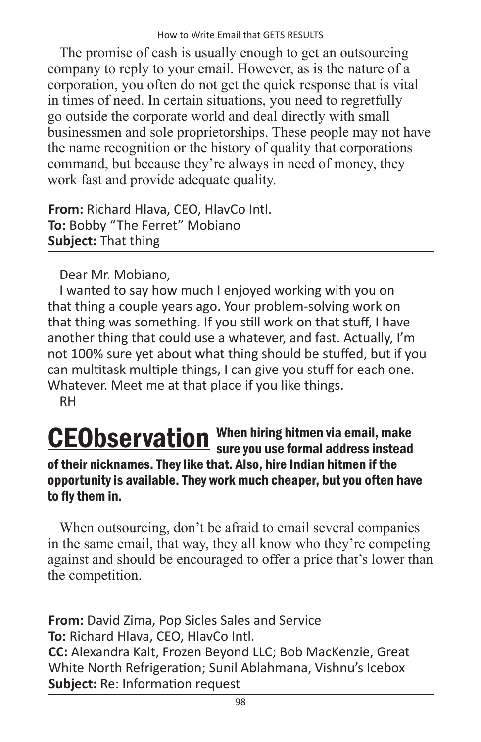The promise of cash is usually enough to get an outsourcing company to reply to your email. However, as is the nature of a corporation, you often do not get the quick response that is vital in times of need. In certain situations, you need to regretfully go outside the corporate world and deal directly with small businessmen and sole proprietorships. These people may not have the name recognition or the history of quality that corporations command, but because they're always in need of money, they work fast and provide adequate quality.

**From:** Richard Hlava, CEO, HlavCo Intl.
**To:** Bobby "The Ferret" Mobiano
**Subject:** That thing

---

Dear Mr. Mobiano,

I wanted to say how much I enjoyed working with you on that thing a couple years ago. Your problem-solving work on that thing was something. If you still work on that stuff, I have another thing that could use a whatever, and fast. Actually, I'm not 100% sure yet about what thing should be stuffed, but if you can multitask multiple things, I can give you stuff for each one. Whatever. Meet me at that place if you like things.

RH

**CEObservation** **When hiring hitmen via email, make sure you use formal address instead of their nicknames. They like that. Also, hire Indian hitmen if the opportunity is available. They work much cheaper, but you often have to fly them in.**

When outsourcing, don't be afraid to email several companies in the same email, that way, they all know who they're competing against and should be encouraged to offer a price that's lower than the competition.

**From:** David Zima, Pop Sicles Sales and Service
**To:** Richard Hlava, CEO, HlavCo Intl.
**CC:** Alexandra Kalt, Frozen Beyond LLC; Bob MacKenzie, Great White North Refrigeration; Sunil Ablahmana, Vishnu's Icebox
**Subject:** Re: Information request

---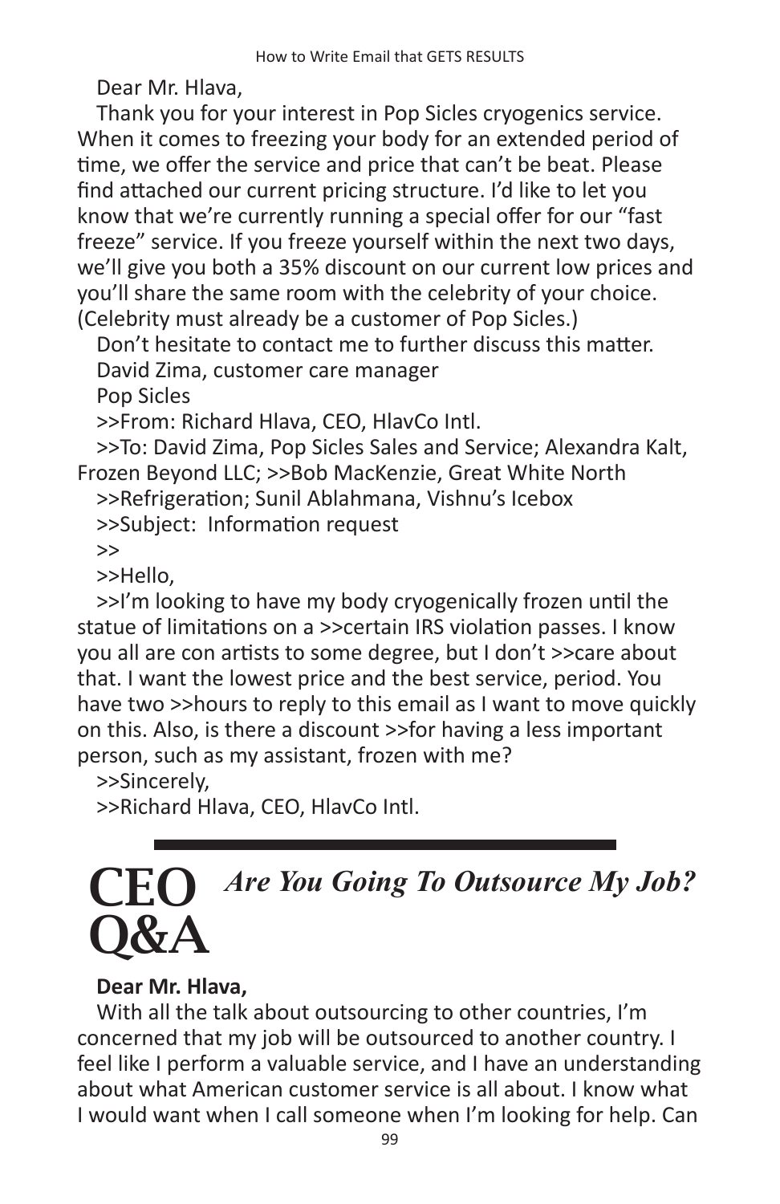Dear Mr. Hlava,

Thank you for your interest in Pop Sicles cryogenics service. When it comes to freezing your body for an extended period of time, we offer the service and price that can't be beat. Please find attached our current pricing structure. I'd like to let you know that we're currently running a special offer for our "fast freeze" service. If you freeze yourself within the next two days, we'll give you both a 35% discount on our current low prices and you'll share the same room with the celebrity of your choice. (Celebrity must already be a customer of Pop Sicles.)

Don't hesitate to contact me to further discuss this matter.

David Zima, customer care manager

Pop Sicles

>>From: Richard Hlava, CEO, HlavCo Intl.

>>To: David Zima, Pop Sicles Sales and Service; Alexandra Kalt, Frozen Beyond LLC; >>Bob MacKenzie, Great White North

>>Refrigeration; Sunil Ablahmana, Vishnu's Icebox

>>Subject: Information request

>>

>>Hello,

>>I'm looking to have my body cryogenically frozen until the statue of limitations on a >>certain IRS violation passes. I know you all are con artists to some degree, but I don't >>care about that. I want the lowest price and the best service, period. You have two >>hours to reply to this email as I want to move quickly on this. Also, is there a discount >>for having a less important person, such as my assistant, frozen with me?

>>Sincerely,

>>Richard Hlava, CEO, HlavCo Intl.

---

## CEO Q&A — *Are You Going To Outsource My Job?*

**Dear Mr. Hlava,**

With all the talk about outsourcing to other countries, I'm concerned that my job will be outsourced to another country. I feel like I perform a valuable service, and I have an understanding about what American customer service is all about. I know what I would want when I call someone when I'm looking for help. Can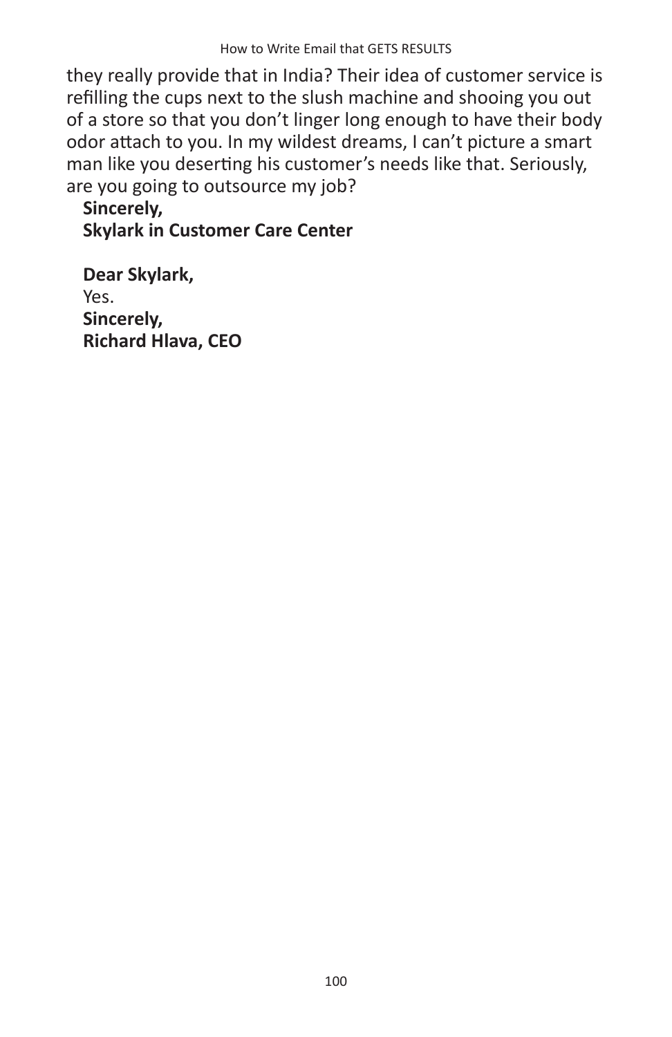they really provide that in India? Their idea of customer service is refilling the cups next to the slush machine and shooing you out of a store so that you don't linger long enough to have their body odor attach to you. In my wildest dreams, I can't picture a smart man like you deserting his customer's needs like that. Seriously, are you going to outsource my job?

**Sincerely,**
**Skylark in Customer Care Center**

**Dear Skylark,**
Yes.
**Sincerely,**
**Richard Hlava, CEO**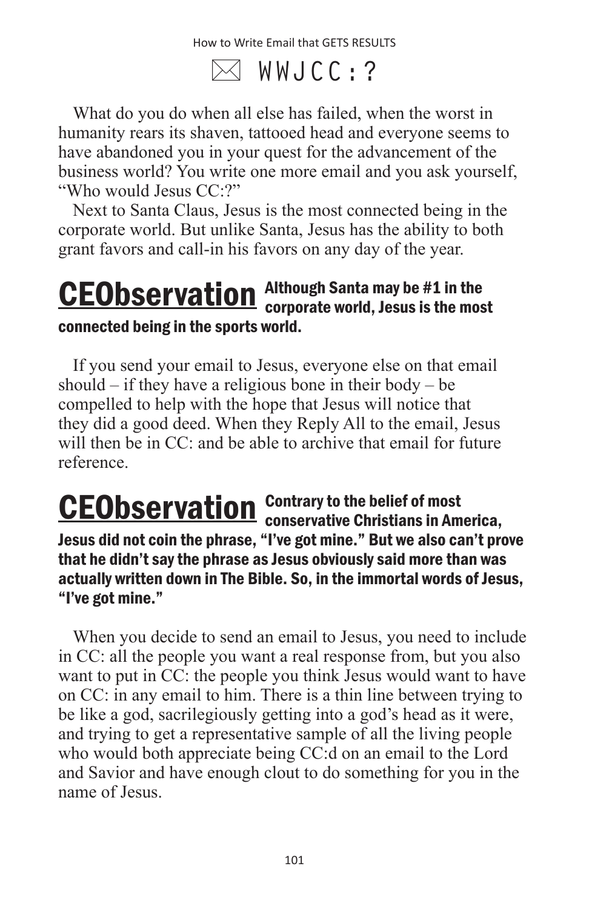## ✉ WWJCC:?

What do you do when all else has failed, when the worst in humanity rears its shaven, tattooed head and everyone seems to have abandoned you in your quest for the advancement of the business world? You write one more email and you ask yourself, "Who would Jesus CC:?"

Next to Santa Claus, Jesus is the most connected being in the corporate world. But unlike Santa, Jesus has the ability to both grant favors and call-in his favors on any day of the year.

**CEObservation** **Although Santa may be #1 in the corporate world, Jesus is the most connected being in the sports world.**

If you send your email to Jesus, everyone else on that email should – if they have a religious bone in their body – be compelled to help with the hope that Jesus will notice that they did a good deed. When they Reply All to the email, Jesus will then be in CC: and be able to archive that email for future reference.

**CEObservation** **Contrary to the belief of most conservative Christians in America, Jesus did not coin the phrase, "I've got mine." But we also can't prove that he didn't say the phrase as Jesus obviously said more than was actually written down in The Bible. So, in the immortal words of Jesus, "I've got mine."**

When you decide to send an email to Jesus, you need to include in CC: all the people you want a real response from, but you also want to put in CC: the people you think Jesus would want to have on CC: in any email to him. There is a thin line between trying to be like a god, sacrilegiously getting into a god's head as it were, and trying to get a representative sample of all the living people who would both appreciate being CC:d on an email to the Lord and Savior and have enough clout to do something for you in the name of Jesus.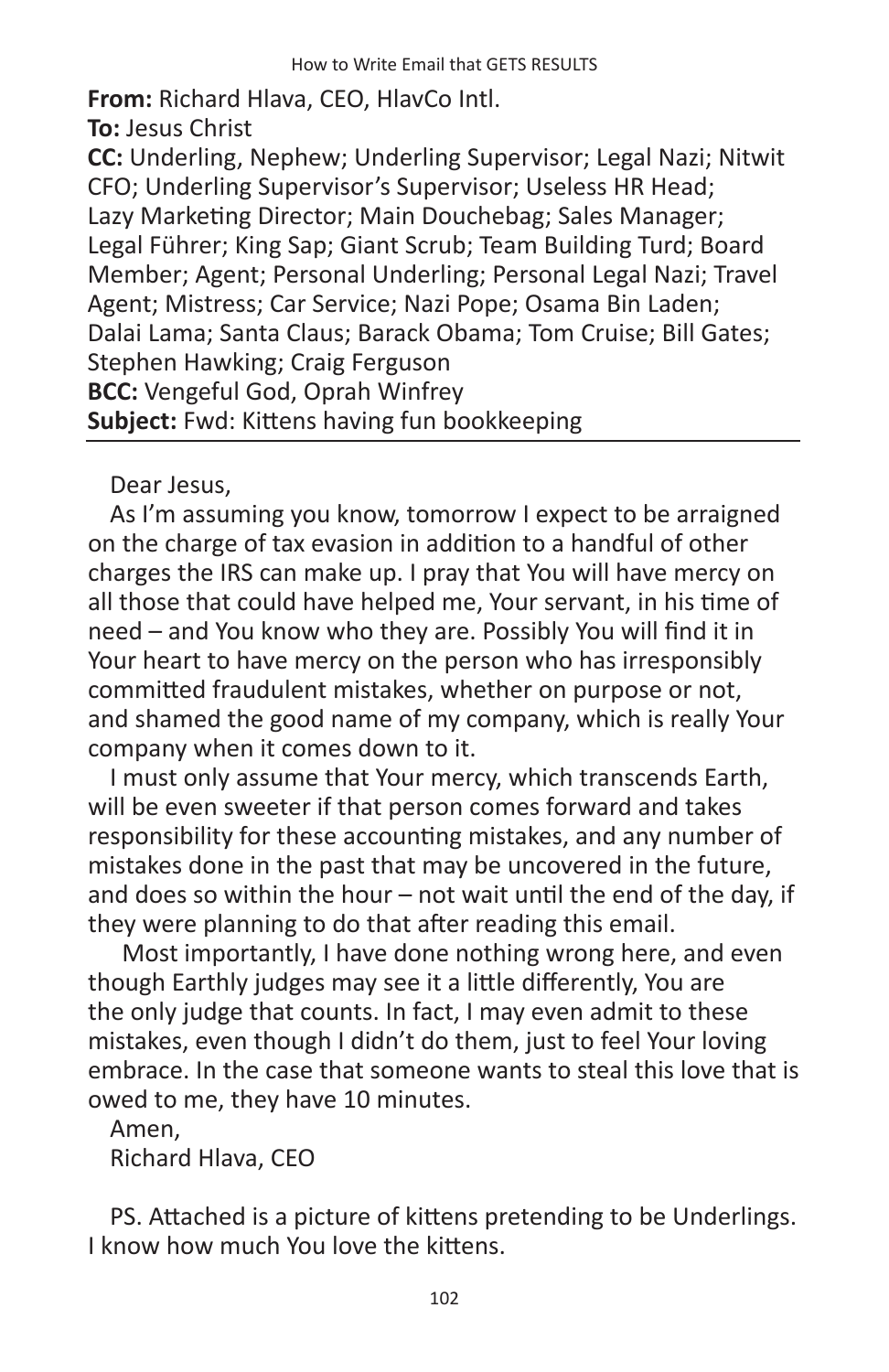**From:** Richard Hlava, CEO, HlavCo Intl.
**To:** Jesus Christ
**CC:** Underling, Nephew; Underling Supervisor; Legal Nazi; Nitwit CFO; Underling Supervisor's Supervisor; Useless HR Head; Lazy Marketing Director; Main Douchebag; Sales Manager; Legal Führer; King Sap; Giant Scrub; Team Building Turd; Board Member; Agent; Personal Underling; Personal Legal Nazi; Travel Agent; Mistress; Car Service; Nazi Pope; Osama Bin Laden; Dalai Lama; Santa Claus; Barack Obama; Tom Cruise; Bill Gates; Stephen Hawking; Craig Ferguson
**BCC:** Vengeful God, Oprah Winfrey
**Subject:** Fwd: Kittens having fun bookkeeping

---

Dear Jesus,

As I'm assuming you know, tomorrow I expect to be arraigned on the charge of tax evasion in addition to a handful of other charges the IRS can make up. I pray that You will have mercy on all those that could have helped me, Your servant, in his time of need – and You know who they are. Possibly You will find it in Your heart to have mercy on the person who has irresponsibly committed fraudulent mistakes, whether on purpose or not, and shamed the good name of my company, which is really Your company when it comes down to it.

I must only assume that Your mercy, which transcends Earth, will be even sweeter if that person comes forward and takes responsibility for these accounting mistakes, and any number of mistakes done in the past that may be uncovered in the future, and does so within the hour – not wait until the end of the day, if they were planning to do that after reading this email.

Most importantly, I have done nothing wrong here, and even though Earthly judges may see it a little differently, You are the only judge that counts. In fact, I may even admit to these mistakes, even though I didn't do them, just to feel Your loving embrace. In the case that someone wants to steal this love that is owed to me, they have 10 minutes.

Amen,
Richard Hlava, CEO

PS. Attached is a picture of kittens pretending to be Underlings. I know how much You love the kittens.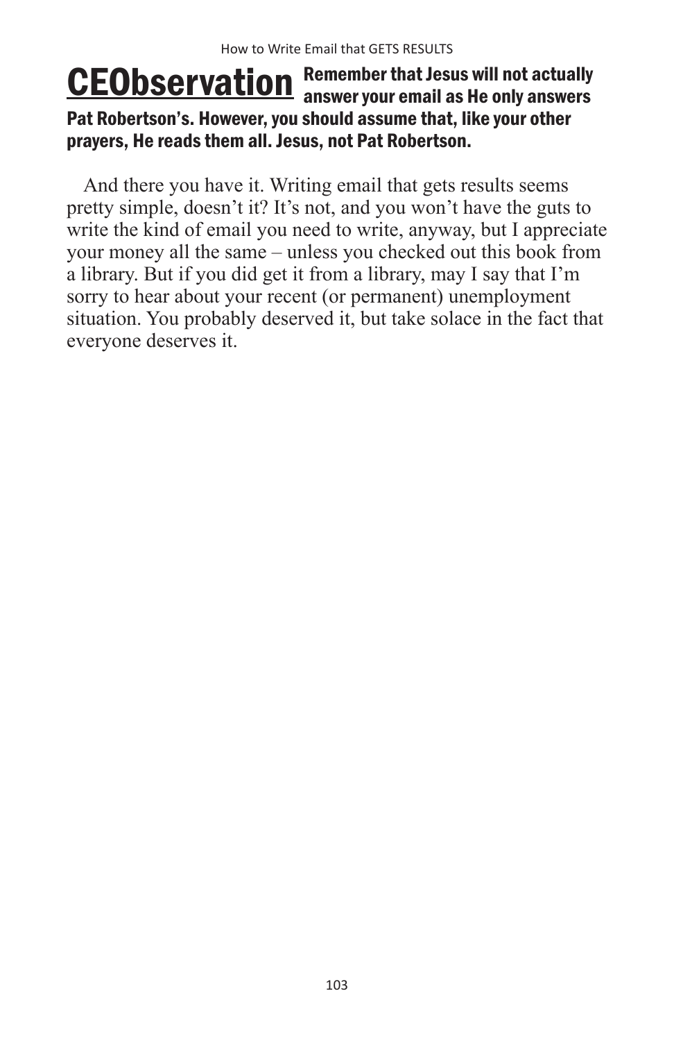**CEObservation** **Remember that Jesus will not actually answer your email as He only answers Pat Robertson's. However, you should assume that, like your other prayers, He reads them all. Jesus, not Pat Robertson.**

And there you have it. Writing email that gets results seems pretty simple, doesn't it? It's not, and you won't have the guts to write the kind of email you need to write, anyway, but I appreciate your money all the same – unless you checked out this book from a library. But if you did get it from a library, may I say that I'm sorry to hear about your recent (or permanent) unemployment situation. You probably deserved it, but take solace in the fact that everyone deserves it.